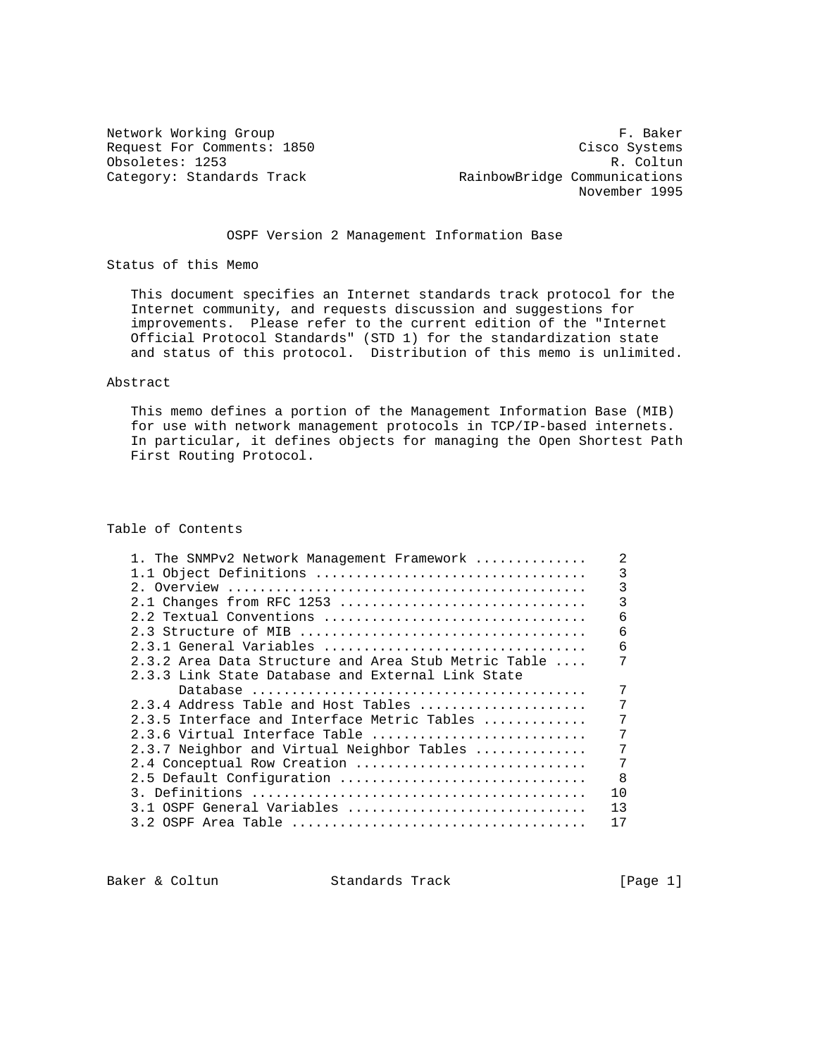Network Working Group F. Baker
Request For Comments: 1850 Cisco Systems
Obsoletes: 1253 R. Coltun
Category: Standards Track RainbowBridge Communications
November 1995

# OSPF Version 2 Management Information Base

## Status of this Memo

This document specifies an Internet standards track protocol for the Internet community, and requests discussion and suggestions for improvements. Please refer to the current edition of the "Internet Official Protocol Standards" (STD 1) for the standardization state and status of this protocol. Distribution of this memo is unlimited.

## Abstract

This memo defines a portion of the Management Information Base (MIB) for use with network management protocols in TCP/IP-based internets. In particular, it defines objects for managing the Open Shortest Path First Routing Protocol.

## Table of Contents

```
1. The SNMPv2 Network Management Framework .............    2
1.1 Object Definitions .................................    3
2. Overview ............................................    3
2.1 Changes from RFC 1253 ..............................    3
2.2 Textual Conventions ................................    6
2.3 Structure of MIB ...................................    6
2.3.1 General Variables ................................    6
2.3.2 Area Data Structure and Area Stub Metric Table ....   7
2.3.3 Link State Database and External Link State
      Database .........................................    7
2.3.4 Address Table and Host Tables ....................    7
2.3.5 Interface and Interface Metric Tables ............    7
2.3.6 Virtual Interface Table ..........................    7
2.3.7 Neighbor and Virtual Neighbor Tables .............    7
2.4 Conceptual Row Creation ............................    7
2.5 Default Configuration ..............................    8
3. Definitions .........................................   10
3.1 OSPF General Variables .............................   13
3.2 OSPF Area Table ....................................   17
```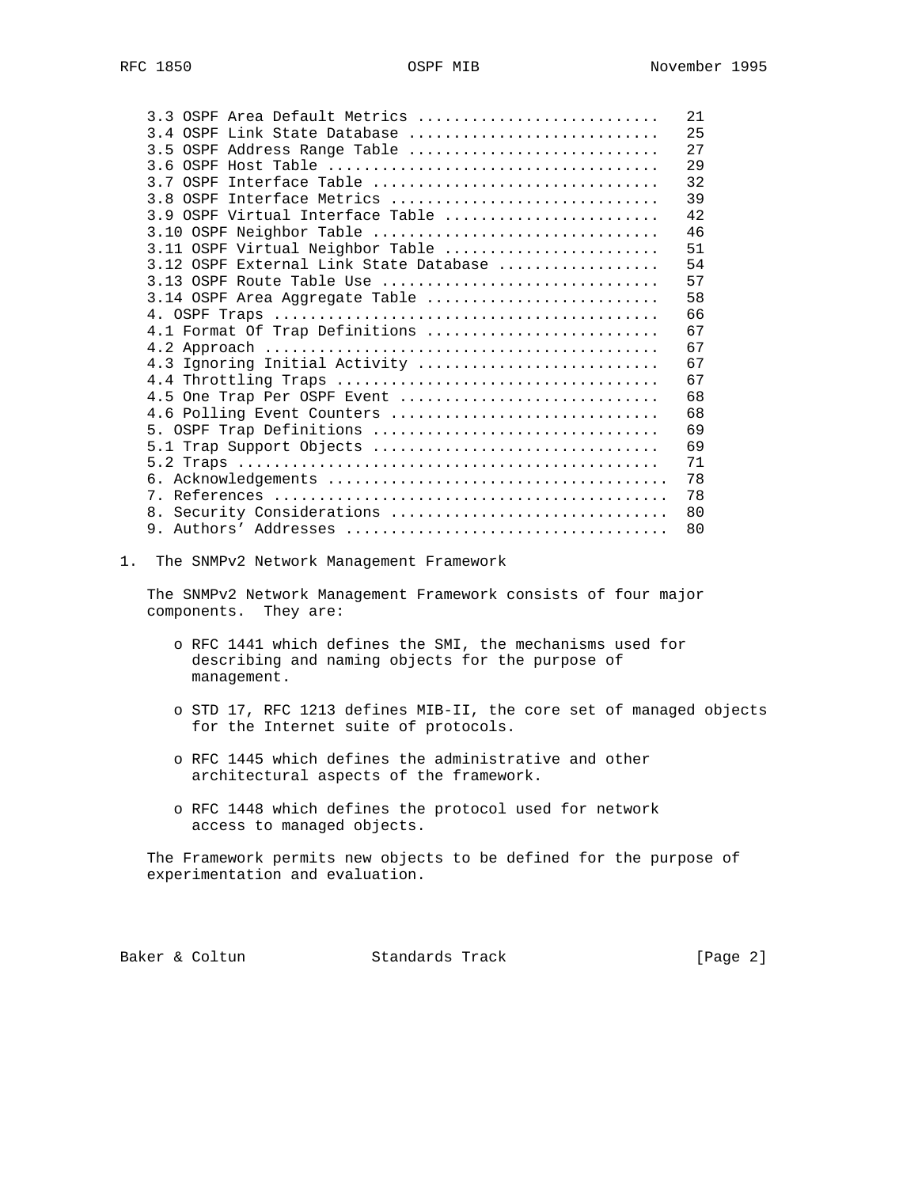3.3 OSPF Area Default Metrics .......................... 21
3.4 OSPF Link State Database ........................... 25
3.5 OSPF Address Range Table ........................... 27
3.6 OSPF Host Table .................................... 29
3.7 OSPF Interface Table ............................... 32
3.8 OSPF Interface Metrics ............................. 39
3.9 OSPF Virtual Interface Table ....................... 42
3.10 OSPF Neighbor Table ............................... 46
3.11 OSPF Virtual Neighbor Table ....................... 51
3.12 OSPF External Link State Database ................. 54
3.13 OSPF Route Table Use .............................. 57
3.14 OSPF Area Aggregate Table ......................... 58
4. OSPF Traps .......................................... 66
4.1 Format Of Trap Definitions ......................... 67
4.2 Approach ........................................... 67
4.3 Ignoring Initial Activity .......................... 67
4.4 Throttling Traps ................................... 67
4.5 One Trap Per OSPF Event ............................ 68
4.6 Polling Event Counters ............................. 68
5. OSPF Trap Definitions ............................... 69
5.1 Trap Support Objects ............................... 69
5.2 Traps .............................................. 71
6. Acknowledgements .................................... 78
7. References .......................................... 78
8. Security Considerations ............................. 80
9. Authors' Addresses .................................. 80

# 1. The SNMPv2 Network Management Framework

The SNMPv2 Network Management Framework consists of four major components. They are:

- RFC 1441 which defines the SMI, the mechanisms used for describing and naming objects for the purpose of management.

- STD 17, RFC 1213 defines MIB-II, the core set of managed objects for the Internet suite of protocols.

- RFC 1445 which defines the administrative and other architectural aspects of the framework.

- RFC 1448 which defines the protocol used for network access to managed objects.

The Framework permits new objects to be defined for the purpose of experimentation and evaluation.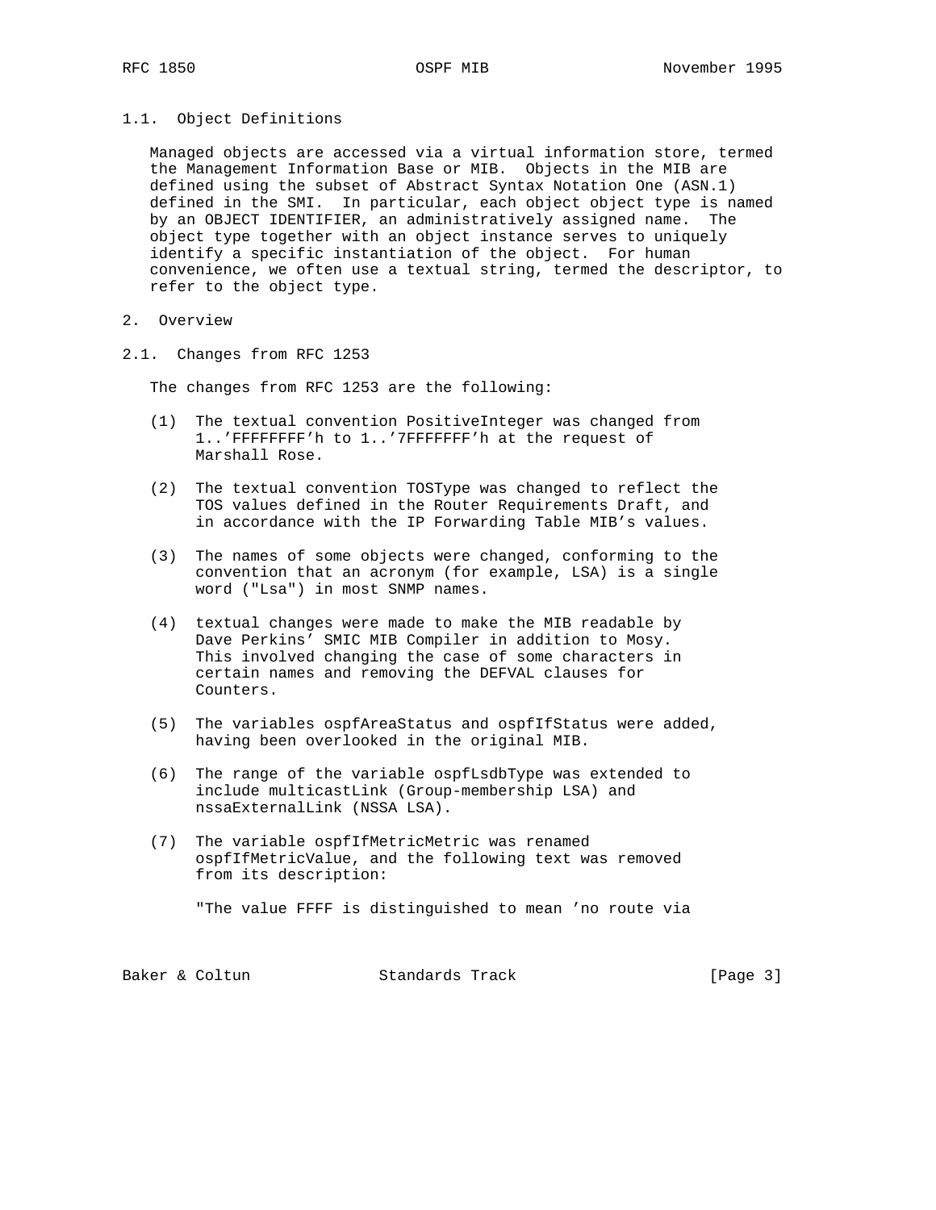### 1.1. Object Definitions

Managed objects are accessed via a virtual information store, termed the Management Information Base or MIB. Objects in the MIB are defined using the subset of Abstract Syntax Notation One (ASN.1) defined in the SMI. In particular, each object object type is named by an OBJECT IDENTIFIER, an administratively assigned name. The object type together with an object instance serves to uniquely identify a specific instantiation of the object. For human convenience, we often use a textual string, termed the descriptor, to refer to the object type.

## 2. Overview

### 2.1. Changes from RFC 1253

The changes from RFC 1253 are the following:

(1) The textual convention PositiveInteger was changed from 1..'FFFFFFFF'h to 1..'7FFFFFFF'h at the request of Marshall Rose.

(2) The textual convention TOSType was changed to reflect the TOS values defined in the Router Requirements Draft, and in accordance with the IP Forwarding Table MIB's values.

(3) The names of some objects were changed, conforming to the convention that an acronym (for example, LSA) is a single word ("Lsa") in most SNMP names.

(4) textual changes were made to make the MIB readable by Dave Perkins' SMIC MIB Compiler in addition to Mosy. This involved changing the case of some characters in certain names and removing the DEFVAL clauses for Counters.

(5) The variables ospfAreaStatus and ospfIfStatus were added, having been overlooked in the original MIB.

(6) The range of the variable ospfLsdbType was extended to include multicastLink (Group-membership LSA) and nssaExternalLink (NSSA LSA).

(7) The variable ospfIfMetricMetric was renamed ospfIfMetricValue, and the following text was removed from its description:

"The value FFFF is distinguished to mean 'no route via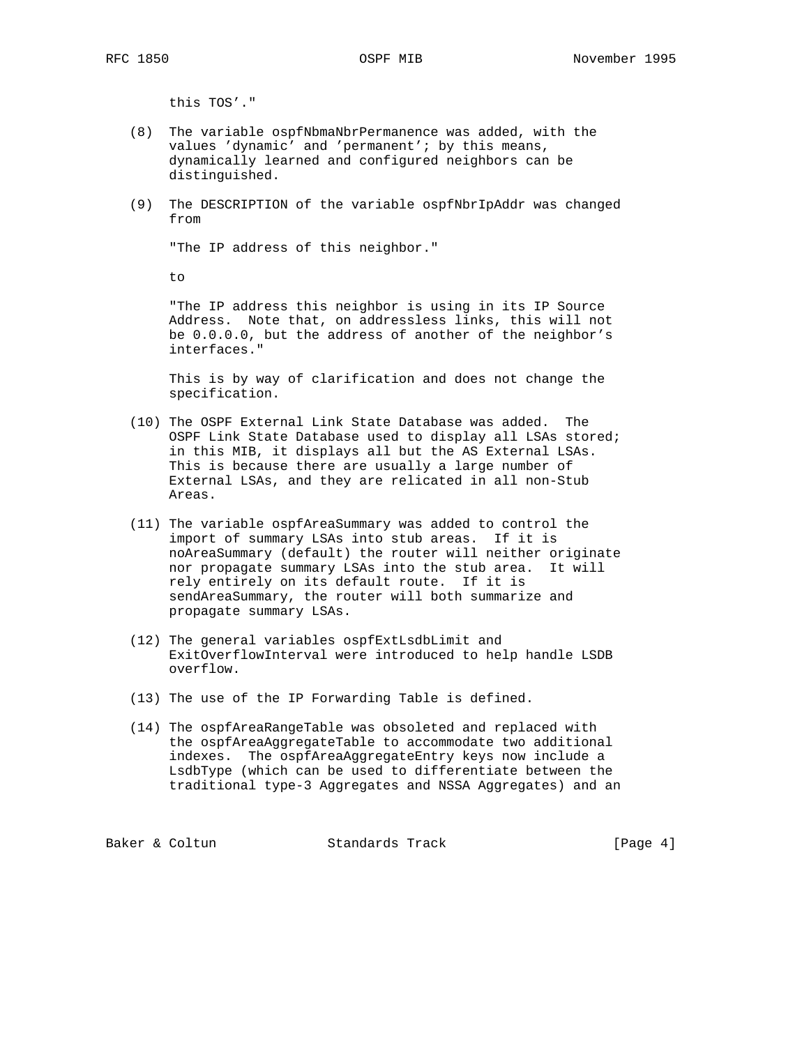this TOS'."

(8) The variable ospfNbmaNbrPermanence was added, with the values 'dynamic' and 'permanent'; by this means, dynamically learned and configured neighbors can be distinguished.

(9) The DESCRIPTION of the variable ospfNbrIpAddr was changed from

"The IP address of this neighbor."

to

"The IP address this neighbor is using in its IP Source Address. Note that, on addressless links, this will not be 0.0.0.0, but the address of another of the neighbor's interfaces."

This is by way of clarification and does not change the specification.

(10) The OSPF External Link State Database was added. The OSPF Link State Database used to display all LSAs stored; in this MIB, it displays all but the AS External LSAs. This is because there are usually a large number of External LSAs, and they are relicated in all non-Stub Areas.

(11) The variable ospfAreaSummary was added to control the import of summary LSAs into stub areas. If it is noAreaSummary (default) the router will neither originate nor propagate summary LSAs into the stub area. It will rely entirely on its default route. If it is sendAreaSummary, the router will both summarize and propagate summary LSAs.

(12) The general variables ospfExtLsdbLimit and ExitOverflowInterval were introduced to help handle LSDB overflow.

(13) The use of the IP Forwarding Table is defined.

(14) The ospfAreaRangeTable was obsoleted and replaced with the ospfAreaAggregateTable to accommodate two additional indexes. The ospfAreaAggregateEntry keys now include a LsdbType (which can be used to differentiate between the traditional type-3 Aggregates and NSSA Aggregates) and an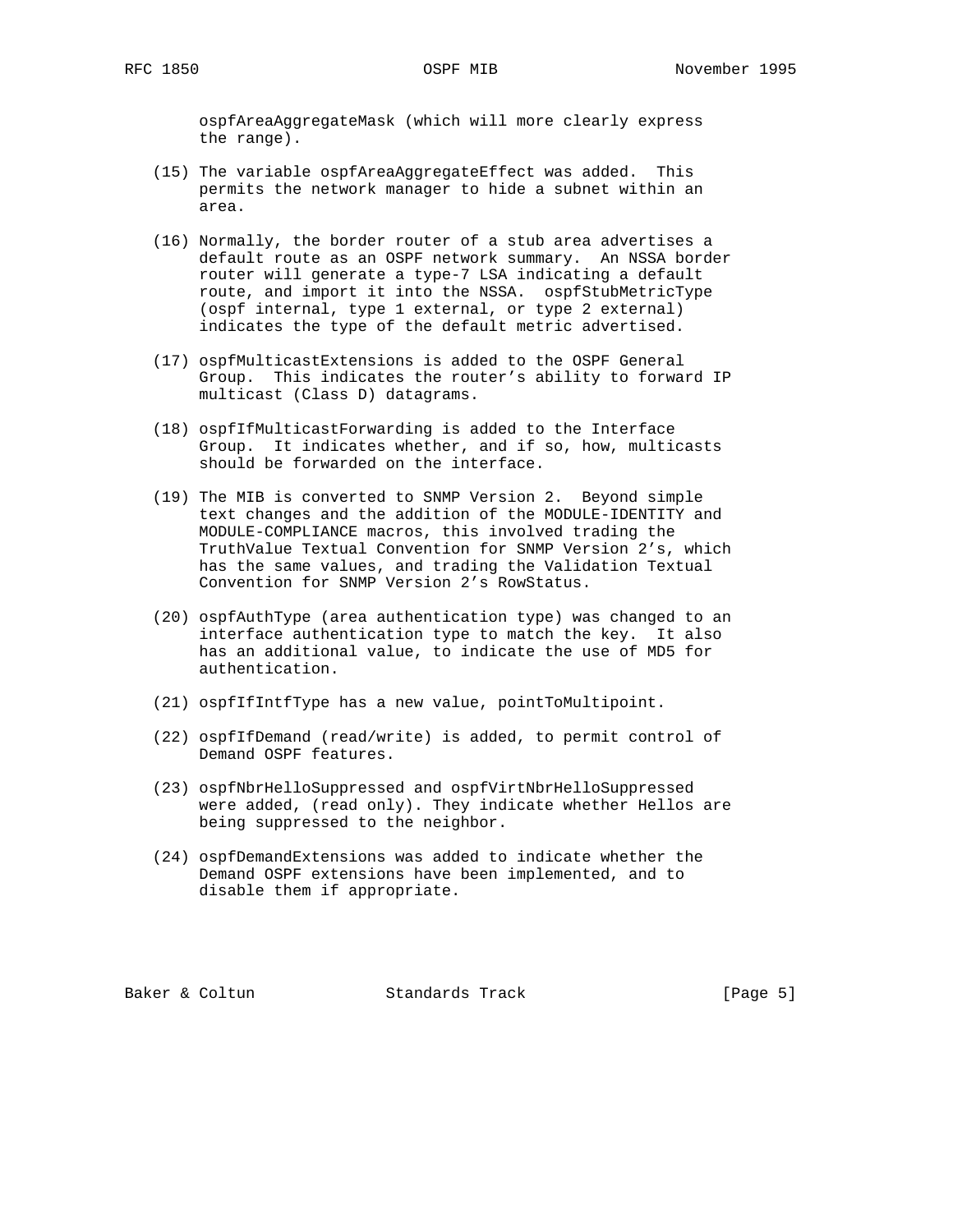ospfAreaAggregateMask (which will more clearly express the range).

(15) The variable ospfAreaAggregateEffect was added. This permits the network manager to hide a subnet within an area.

(16) Normally, the border router of a stub area advertises a default route as an OSPF network summary. An NSSA border router will generate a type-7 LSA indicating a default route, and import it into the NSSA. ospfStubMetricType (ospf internal, type 1 external, or type 2 external) indicates the type of the default metric advertised.

(17) ospfMulticastExtensions is added to the OSPF General Group. This indicates the router's ability to forward IP multicast (Class D) datagrams.

(18) ospfIfMulticastForwarding is added to the Interface Group. It indicates whether, and if so, how, multicasts should be forwarded on the interface.

(19) The MIB is converted to SNMP Version 2. Beyond simple text changes and the addition of the MODULE-IDENTITY and MODULE-COMPLIANCE macros, this involved trading the TruthValue Textual Convention for SNMP Version 2's, which has the same values, and trading the Validation Textual Convention for SNMP Version 2's RowStatus.

(20) ospfAuthType (area authentication type) was changed to an interface authentication type to match the key. It also has an additional value, to indicate the use of MD5 for authentication.

(21) ospfIfIntfType has a new value, pointToMultipoint.

(22) ospfIfDemand (read/write) is added, to permit control of Demand OSPF features.

(23) ospfNbrHelloSuppressed and ospfVirtNbrHelloSuppressed were added, (read only). They indicate whether Hellos are being suppressed to the neighbor.

(24) ospfDemandExtensions was added to indicate whether the Demand OSPF extensions have been implemented, and to disable them if appropriate.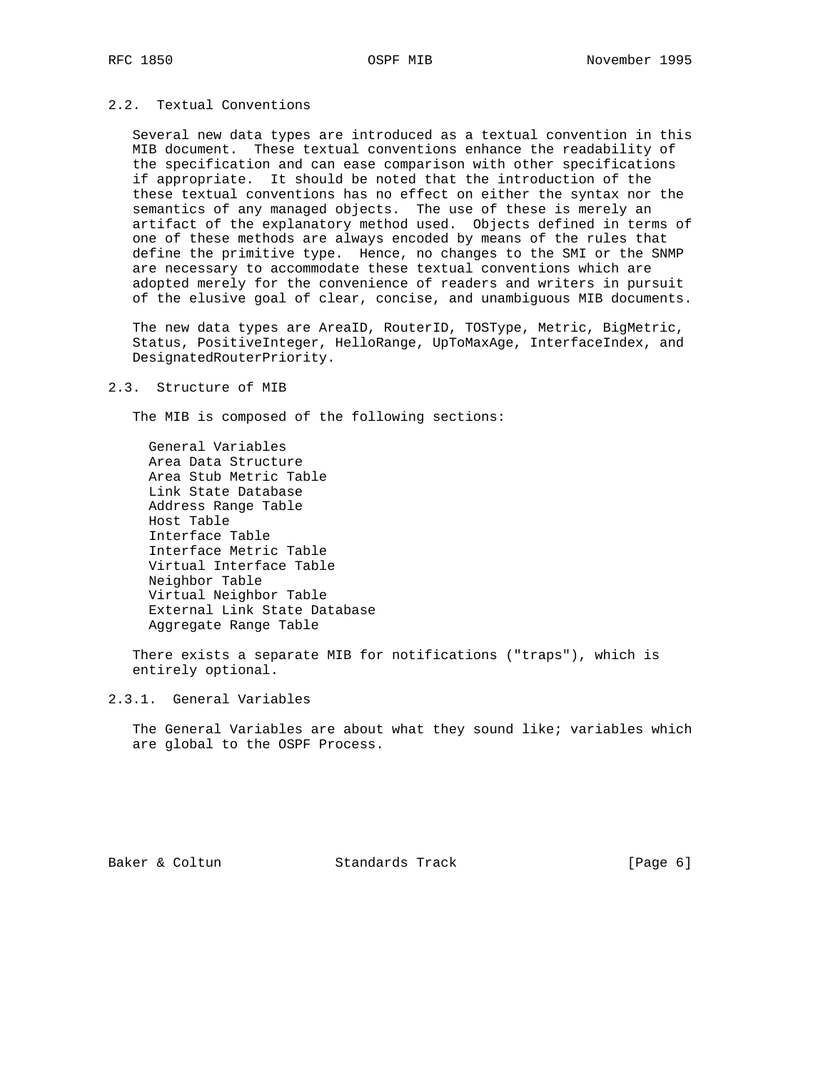## 2.2. Textual Conventions

Several new data types are introduced as a textual convention in this MIB document. These textual conventions enhance the readability of the specification and can ease comparison with other specifications if appropriate. It should be noted that the introduction of the these textual conventions has no effect on either the syntax nor the semantics of any managed objects. The use of these is merely an artifact of the explanatory method used. Objects defined in terms of one of these methods are always encoded by means of the rules that define the primitive type. Hence, no changes to the SMI or the SNMP are necessary to accommodate these textual conventions which are adopted merely for the convenience of readers and writers in pursuit of the elusive goal of clear, concise, and unambiguous MIB documents.

The new data types are AreaID, RouterID, TOSType, Metric, BigMetric, Status, PositiveInteger, HelloRange, UpToMaxAge, InterfaceIndex, and DesignatedRouterPriority.

## 2.3. Structure of MIB

The MIB is composed of the following sections:

- General Variables
- Area Data Structure
- Area Stub Metric Table
- Link State Database
- Address Range Table
- Host Table
- Interface Table
- Interface Metric Table
- Virtual Interface Table
- Neighbor Table
- Virtual Neighbor Table
- External Link State Database
- Aggregate Range Table

There exists a separate MIB for notifications ("traps"), which is entirely optional.

### 2.3.1. General Variables

The General Variables are about what they sound like; variables which are global to the OSPF Process.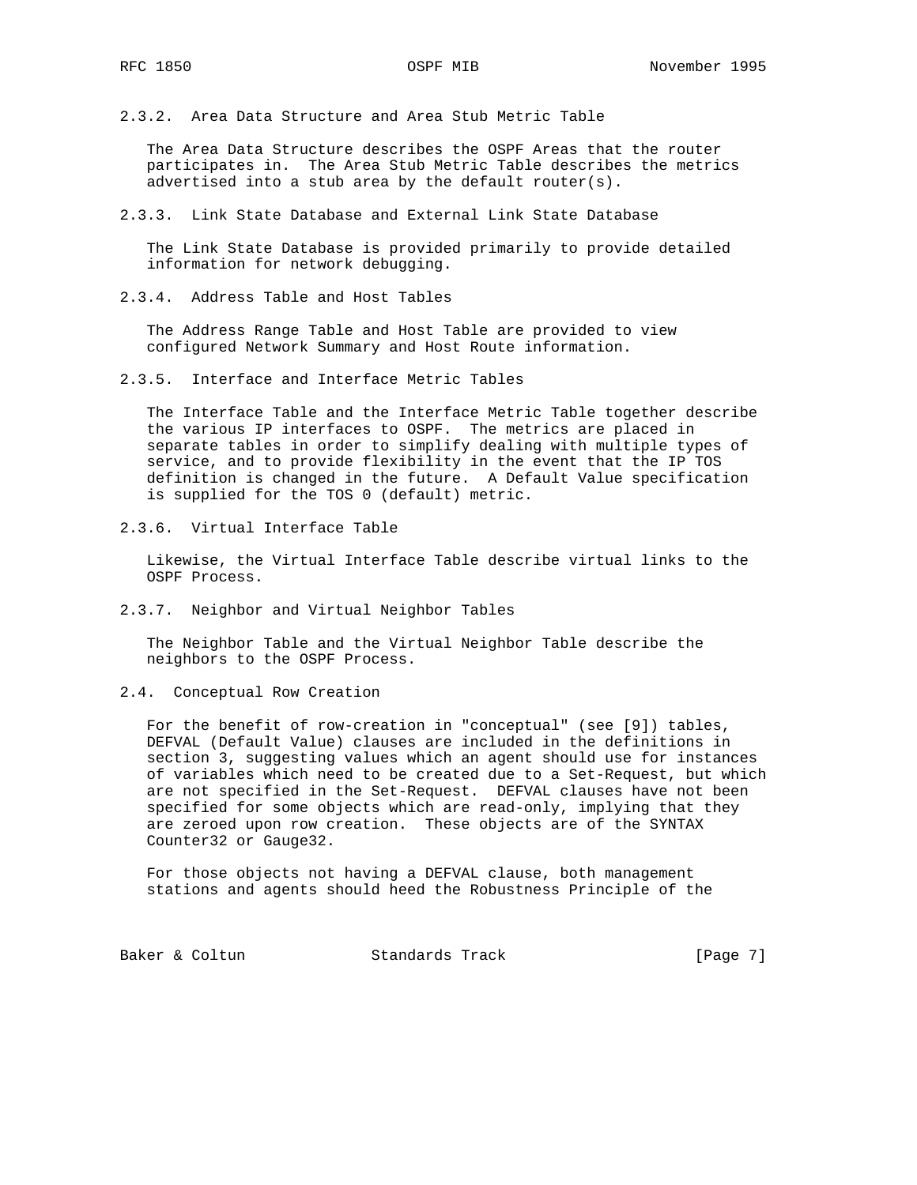### 2.3.2. Area Data Structure and Area Stub Metric Table

The Area Data Structure describes the OSPF Areas that the router participates in. The Area Stub Metric Table describes the metrics advertised into a stub area by the default router(s).

### 2.3.3. Link State Database and External Link State Database

The Link State Database is provided primarily to provide detailed information for network debugging.

### 2.3.4. Address Table and Host Tables

The Address Range Table and Host Table are provided to view configured Network Summary and Host Route information.

### 2.3.5. Interface and Interface Metric Tables

The Interface Table and the Interface Metric Table together describe the various IP interfaces to OSPF. The metrics are placed in separate tables in order to simplify dealing with multiple types of service, and to provide flexibility in the event that the IP TOS definition is changed in the future. A Default Value specification is supplied for the TOS 0 (default) metric.

### 2.3.6. Virtual Interface Table

Likewise, the Virtual Interface Table describe virtual links to the OSPF Process.

### 2.3.7. Neighbor and Virtual Neighbor Tables

The Neighbor Table and the Virtual Neighbor Table describe the neighbors to the OSPF Process.

## 2.4. Conceptual Row Creation

For the benefit of row-creation in "conceptual" (see [9]) tables, DEFVAL (Default Value) clauses are included in the definitions in section 3, suggesting values which an agent should use for instances of variables which need to be created due to a Set-Request, but which are not specified in the Set-Request. DEFVAL clauses have not been specified for some objects which are read-only, implying that they are zeroed upon row creation. These objects are of the SYNTAX Counter32 or Gauge32.

For those objects not having a DEFVAL clause, both management stations and agents should heed the Robustness Principle of the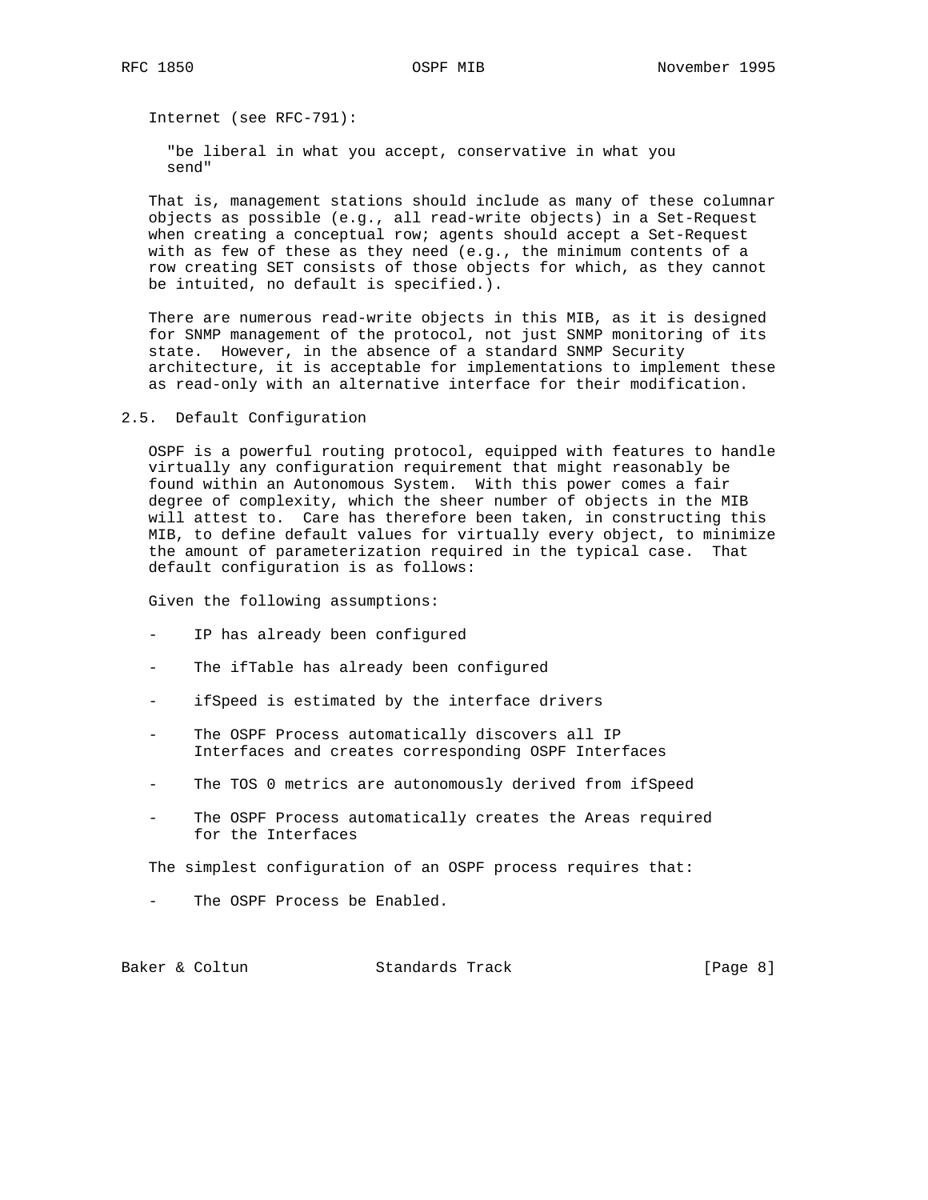Internet (see RFC-791):

> "be liberal in what you accept, conservative in what you send"

That is, management stations should include as many of these columnar objects as possible (e.g., all read-write objects) in a Set-Request when creating a conceptual row; agents should accept a Set-Request with as few of these as they need (e.g., the minimum contents of a row creating SET consists of those objects for which, as they cannot be intuited, no default is specified.).

There are numerous read-write objects in this MIB, as it is designed for SNMP management of the protocol, not just SNMP monitoring of its state. However, in the absence of a standard SNMP Security architecture, it is acceptable for implementations to implement these as read-only with an alternative interface for their modification.

## 2.5. Default Configuration

OSPF is a powerful routing protocol, equipped with features to handle virtually any configuration requirement that might reasonably be found within an Autonomous System. With this power comes a fair degree of complexity, which the sheer number of objects in the MIB will attest to. Care has therefore been taken, in constructing this MIB, to define default values for virtually every object, to minimize the amount of parameterization required in the typical case. That default configuration is as follows:

Given the following assumptions:

- IP has already been configured
- The ifTable has already been configured
- ifSpeed is estimated by the interface drivers
- The OSPF Process automatically discovers all IP Interfaces and creates corresponding OSPF Interfaces
- The TOS 0 metrics are autonomously derived from ifSpeed
- The OSPF Process automatically creates the Areas required for the Interfaces

The simplest configuration of an OSPF process requires that:

- The OSPF Process be Enabled.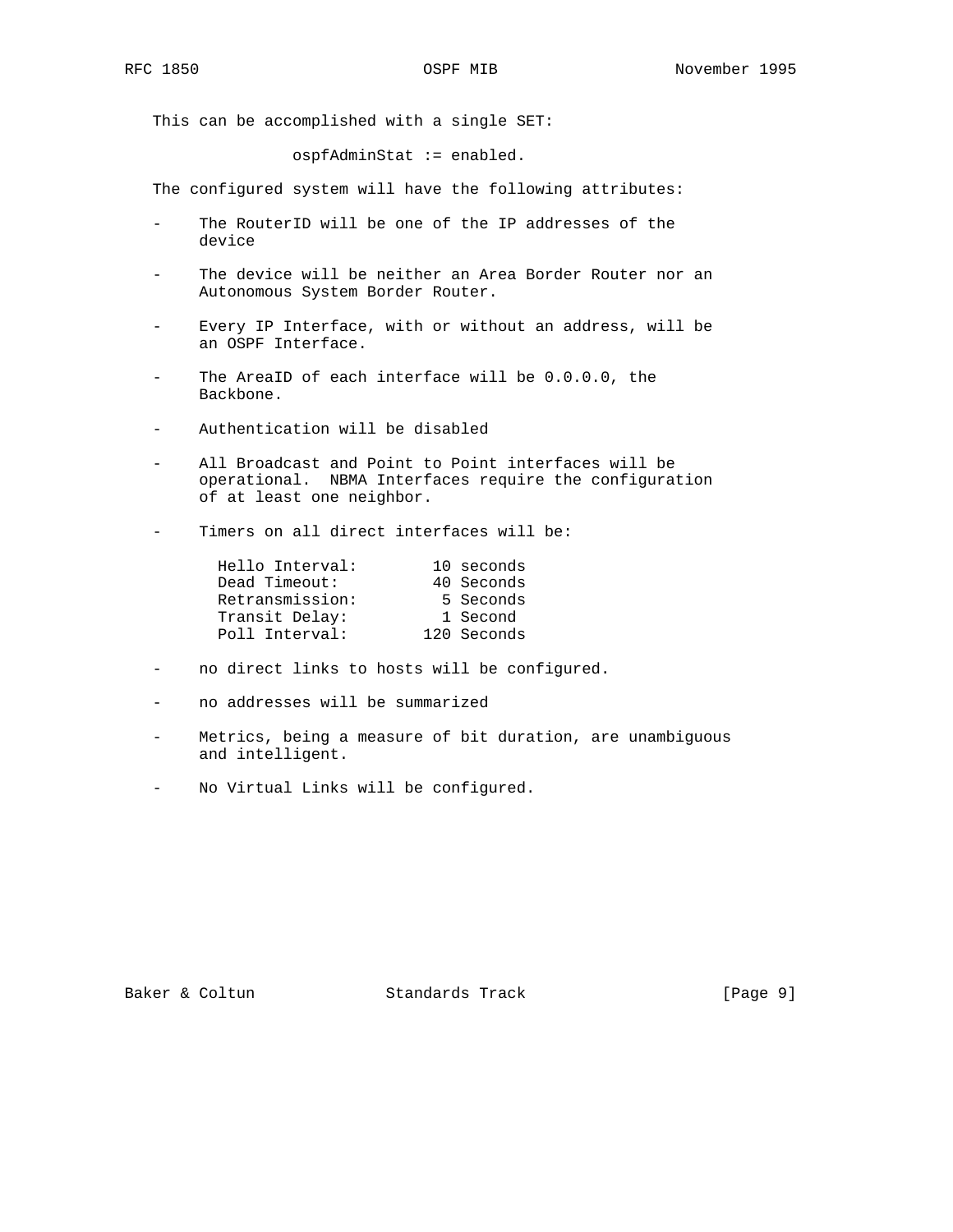This can be accomplished with a single SET:

```
ospfAdminStat := enabled.
```

The configured system will have the following attributes:

- The RouterID will be one of the IP addresses of the device
- The device will be neither an Area Border Router nor an Autonomous System Border Router.
- Every IP Interface, with or without an address, will be an OSPF Interface.
- The AreaID of each interface will be 0.0.0.0, the Backbone.
- Authentication will be disabled
- All Broadcast and Point to Point interfaces will be operational. NBMA Interfaces require the configuration of at least one neighbor.
- Timers on all direct interfaces will be:

```
Hello Interval:        10 seconds
Dead Timeout:          40 Seconds
Retransmission:         5 Seconds
Transit Delay:          1 Second
Poll Interval:        120 Seconds
```

- no direct links to hosts will be configured.
- no addresses will be summarized
- Metrics, being a measure of bit duration, are unambiguous and intelligent.
- No Virtual Links will be configured.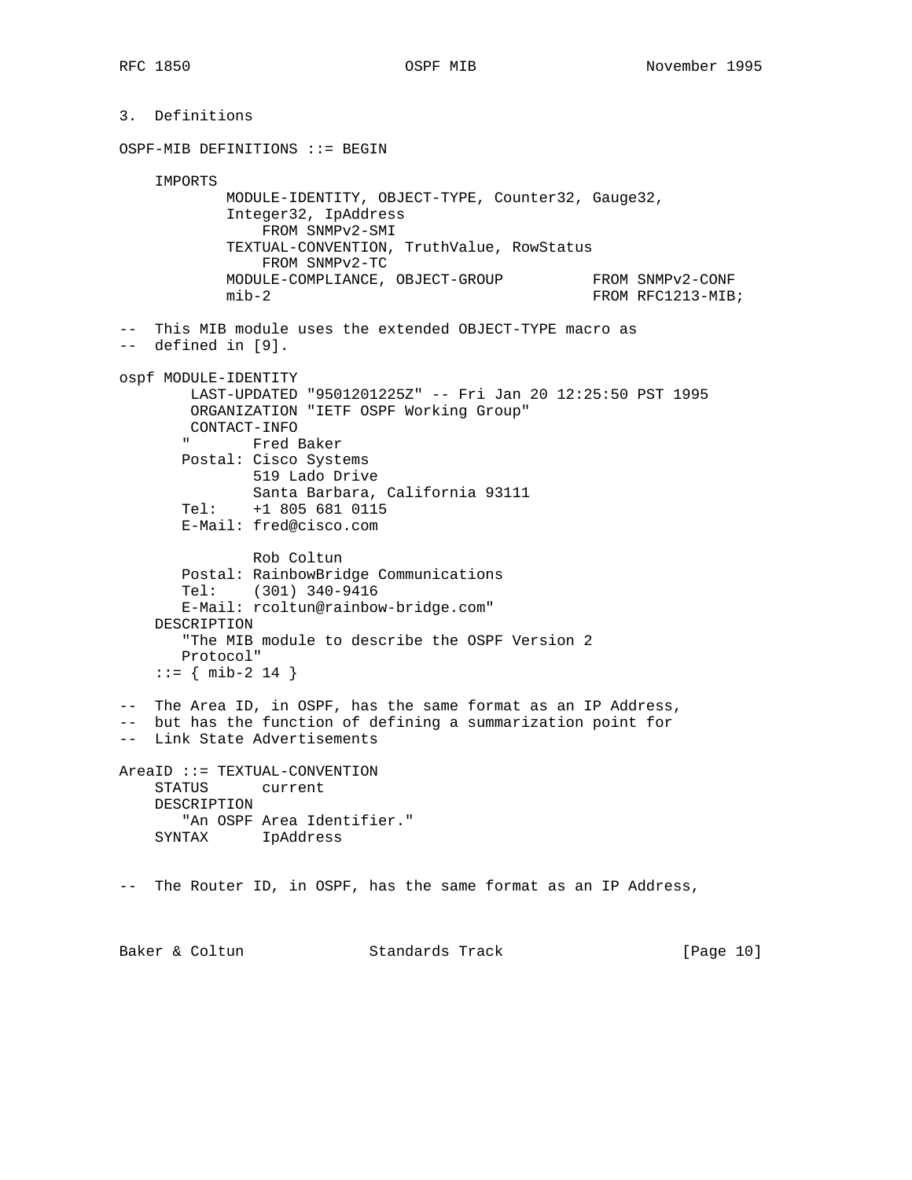## 3. Definitions

```
OSPF-MIB DEFINITIONS ::= BEGIN

    IMPORTS
            MODULE-IDENTITY, OBJECT-TYPE, Counter32, Gauge32,
            Integer32, IpAddress
                FROM SNMPv2-SMI
            TEXTUAL-CONVENTION, TruthValue, RowStatus
                FROM SNMPv2-TC
            MODULE-COMPLIANCE, OBJECT-GROUP          FROM SNMPv2-CONF
            mib-2                                    FROM RFC1213-MIB;

--  This MIB module uses the extended OBJECT-TYPE macro as
--  defined in [9].

ospf MODULE-IDENTITY
        LAST-UPDATED "9501201225Z" -- Fri Jan 20 12:25:50 PST 1995
        ORGANIZATION "IETF OSPF Working Group"
        CONTACT-INFO
       "       Fred Baker
       Postal: Cisco Systems
               519 Lado Drive
               Santa Barbara, California 93111
       Tel:    +1 805 681 0115
       E-Mail: fred@cisco.com

               Rob Coltun
       Postal: RainbowBridge Communications
       Tel:    (301) 340-9416
       E-Mail: rcoltun@rainbow-bridge.com"
    DESCRIPTION
       "The MIB module to describe the OSPF Version 2
       Protocol"
    ::= { mib-2 14 }

--  The Area ID, in OSPF, has the same format as an IP Address,
--  but has the function of defining a summarization point for
--  Link State Advertisements

AreaID ::= TEXTUAL-CONVENTION
    STATUS      current
    DESCRIPTION
       "An OSPF Area Identifier."
    SYNTAX      IpAddress


--  The Router ID, in OSPF, has the same format as an IP Address,
```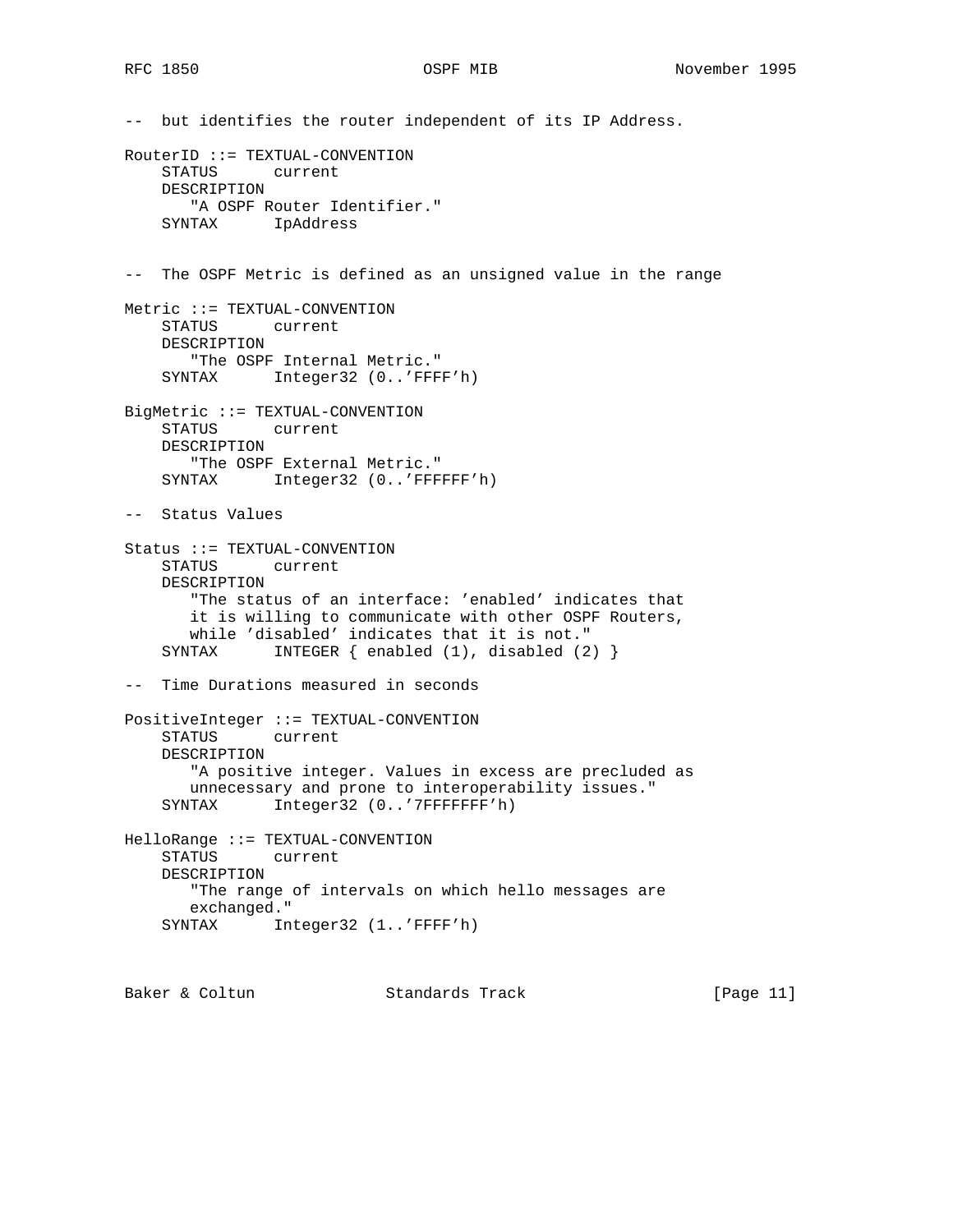```
--  but identifies the router independent of its IP Address.

RouterID ::= TEXTUAL-CONVENTION
    STATUS      current
    DESCRIPTION
       "A OSPF Router Identifier."
    SYNTAX      IpAddress


--  The OSPF Metric is defined as an unsigned value in the range

Metric ::= TEXTUAL-CONVENTION
    STATUS      current
    DESCRIPTION
       "The OSPF Internal Metric."
    SYNTAX      Integer32 (0..'FFFF'h)

BigMetric ::= TEXTUAL-CONVENTION
    STATUS      current
    DESCRIPTION
       "The OSPF External Metric."
    SYNTAX      Integer32 (0..'FFFFFF'h)

--  Status Values

Status ::= TEXTUAL-CONVENTION
    STATUS      current
    DESCRIPTION
       "The status of an interface: 'enabled' indicates that
       it is willing to communicate with other OSPF Routers,
       while 'disabled' indicates that it is not."
    SYNTAX      INTEGER { enabled (1), disabled (2) }

--  Time Durations measured in seconds

PositiveInteger ::= TEXTUAL-CONVENTION
    STATUS      current
    DESCRIPTION
       "A positive integer. Values in excess are precluded as
       unnecessary and prone to interoperability issues."
    SYNTAX      Integer32 (0..'7FFFFFFF'h)

HelloRange ::= TEXTUAL-CONVENTION
    STATUS      current
    DESCRIPTION
       "The range of intervals on which hello messages are
       exchanged."
    SYNTAX      Integer32 (1..'FFFF'h)
```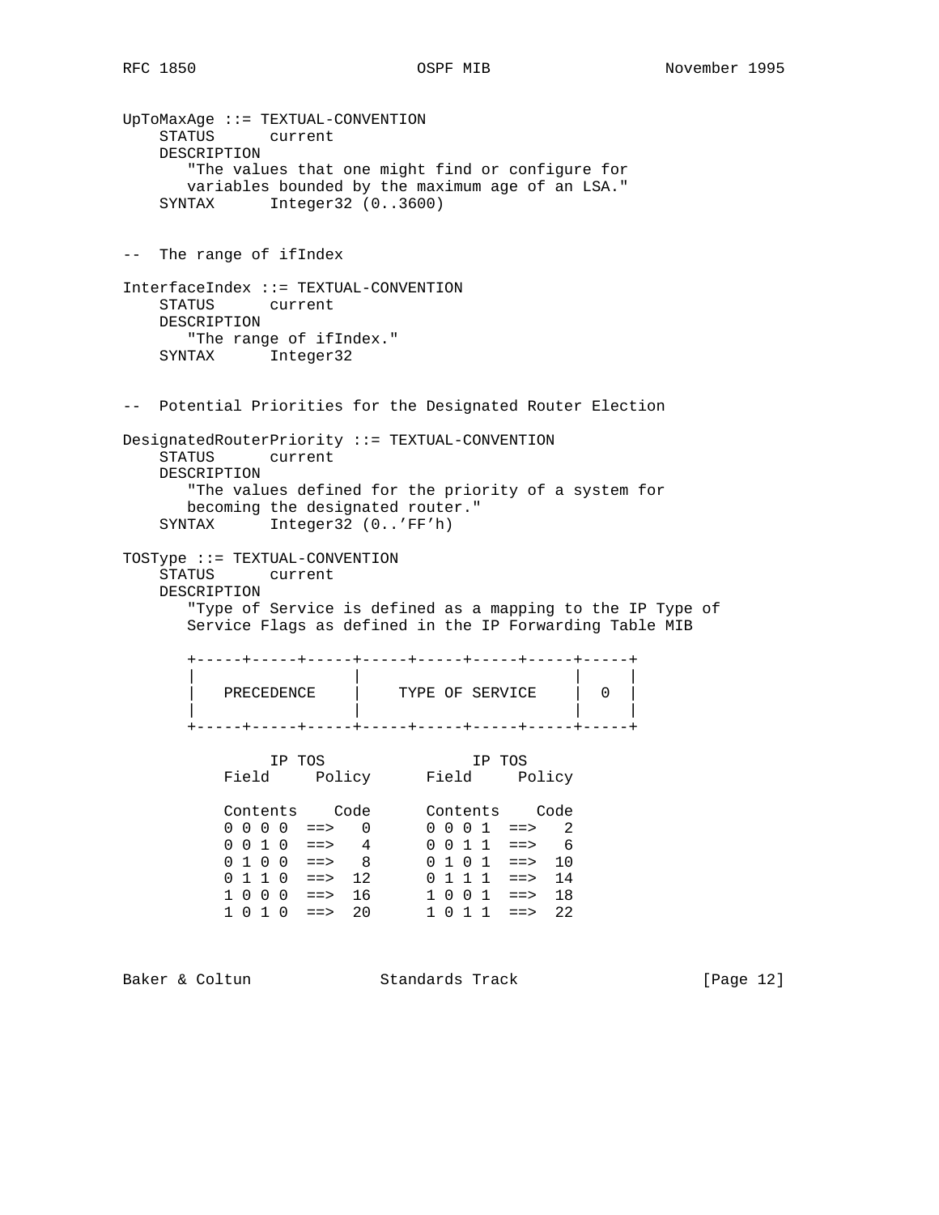```
UpToMaxAge ::= TEXTUAL-CONVENTION
    STATUS      current
    DESCRIPTION
       "The values that one might find or configure for
       variables bounded by the maximum age of an LSA."
    SYNTAX      Integer32 (0..3600)


--  The range of ifIndex

InterfaceIndex ::= TEXTUAL-CONVENTION
    STATUS      current
    DESCRIPTION
       "The range of ifIndex."
    SYNTAX      Integer32


--  Potential Priorities for the Designated Router Election

DesignatedRouterPriority ::= TEXTUAL-CONVENTION
    STATUS      current
    DESCRIPTION
       "The values defined for the priority of a system for
       becoming the designated router."
    SYNTAX      Integer32 (0..'FF'h)

TOSType ::= TEXTUAL-CONVENTION
    STATUS      current
    DESCRIPTION
       "Type of Service is defined as a mapping to the IP Type of
       Service Flags as defined in the IP Forwarding Table MIB

       +-----+-----+-----+-----+-----+-----+-----+-----+
       |                 |                       |     |
       |   PRECEDENCE    |    TYPE OF SERVICE    |  0  |
       |                 |                       |     |
       +-----+-----+-----+-----+-----+-----+-----+-----+

             IP TOS                IP TOS
          Field     Policy      Field     Policy

          Contents    Code      Contents    Code
          0 0 0 0  ==>   0      0 0 0 1  ==>   2
          0 0 1 0  ==>   4      0 0 1 1  ==>   6
          0 1 0 0  ==>   8      0 1 0 1  ==>  10
          0 1 1 0  ==>  12      0 1 1 1  ==>  14
          1 0 0 0  ==>  16      1 0 0 1  ==>  18
          1 0 1 0  ==>  20      1 0 1 1  ==>  22
```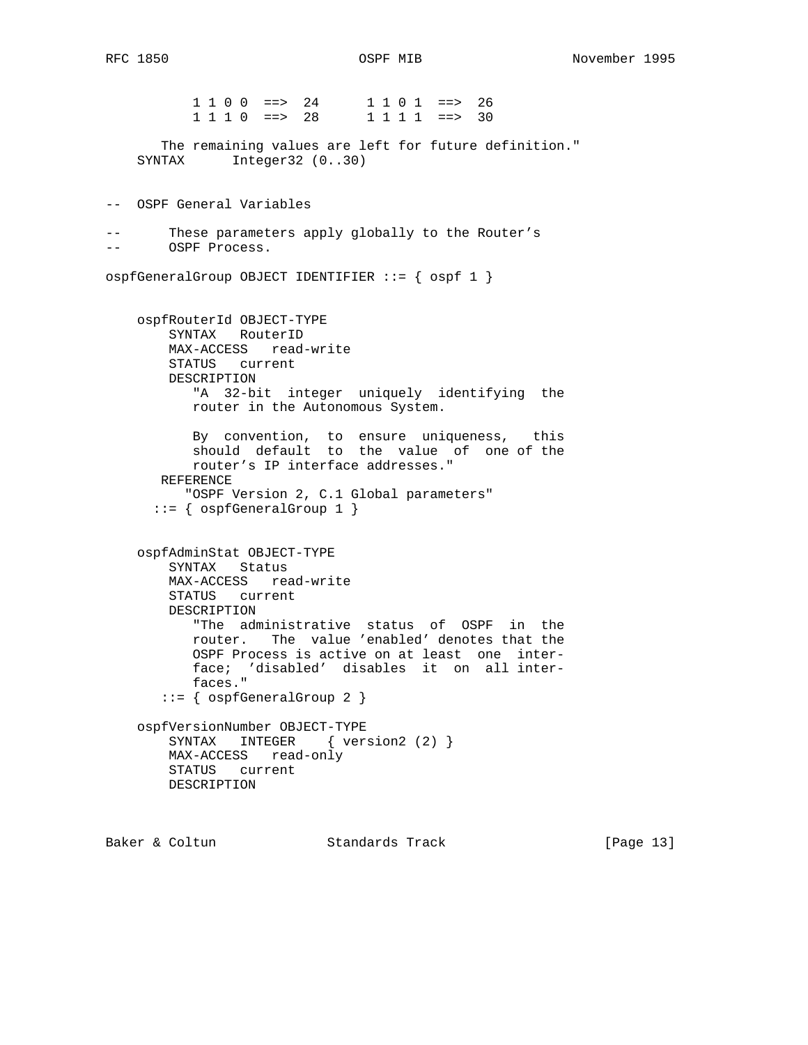```
           1 1 0 0  ==>  24      1 1 0 1  ==>  26
           1 1 1 0  ==>  28      1 1 1 1  ==>  30

       The remaining values are left for future definition."
    SYNTAX      Integer32 (0..30)


--  OSPF General Variables

--      These parameters apply globally to the Router's
--      OSPF Process.

ospfGeneralGroup OBJECT IDENTIFIER ::= { ospf 1 }


    ospfRouterId OBJECT-TYPE
        SYNTAX   RouterID
        MAX-ACCESS   read-write
        STATUS   current
        DESCRIPTION
           "A  32-bit  integer  uniquely  identifying  the
           router in the Autonomous System.

           By  convention,  to  ensure  uniqueness,   this
           should  default  to  the  value  of  one of the
           router's IP interface addresses."
       REFERENCE
          "OSPF Version 2, C.1 Global parameters"
      ::= { ospfGeneralGroup 1 }


    ospfAdminStat OBJECT-TYPE
        SYNTAX   Status
        MAX-ACCESS   read-write
        STATUS   current
        DESCRIPTION
           "The  administrative  status  of  OSPF  in  the
           router.   The  value 'enabled' denotes that the
           OSPF Process is active on at least  one  inter-
           face;  'disabled'  disables  it  on  all inter-
           faces."
       ::= { ospfGeneralGroup 2 }

    ospfVersionNumber OBJECT-TYPE
        SYNTAX   INTEGER    { version2 (2) }
        MAX-ACCESS   read-only
        STATUS   current
        DESCRIPTION
```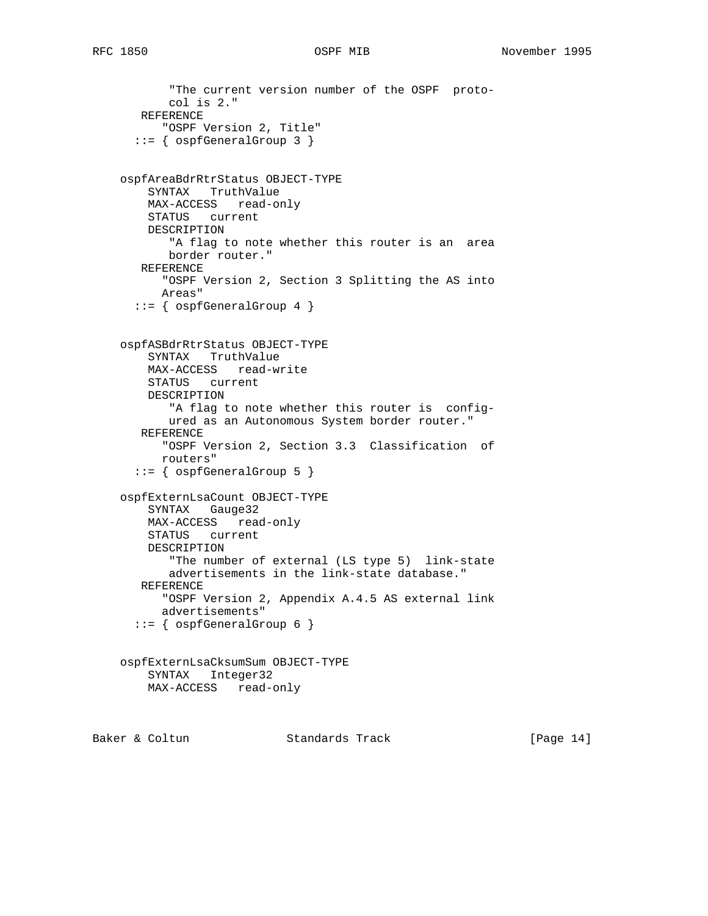```
           "The current version number of the OSPF  proto-
           col is 2."
       REFERENCE
          "OSPF Version 2, Title"
      ::= { ospfGeneralGroup 3 }


    ospfAreaBdrRtrStatus OBJECT-TYPE
        SYNTAX   TruthValue
        MAX-ACCESS   read-only
        STATUS   current
        DESCRIPTION
           "A flag to note whether this router is an  area
           border router."
       REFERENCE
          "OSPF Version 2, Section 3 Splitting the AS into
          Areas"
      ::= { ospfGeneralGroup 4 }


    ospfASBdrRtrStatus OBJECT-TYPE
        SYNTAX   TruthValue
        MAX-ACCESS   read-write
        STATUS   current
        DESCRIPTION
           "A flag to note whether this router is  config-
           ured as an Autonomous System border router."
       REFERENCE
          "OSPF Version 2, Section 3.3  Classification  of
          routers"
      ::= { ospfGeneralGroup 5 }

    ospfExternLsaCount OBJECT-TYPE
        SYNTAX   Gauge32
        MAX-ACCESS   read-only
        STATUS   current
        DESCRIPTION
           "The number of external (LS type 5)  link-state
           advertisements in the link-state database."
       REFERENCE
          "OSPF Version 2, Appendix A.4.5 AS external link
          advertisements"
      ::= { ospfGeneralGroup 6 }


    ospfExternLsaCksumSum OBJECT-TYPE
        SYNTAX   Integer32
        MAX-ACCESS   read-only
```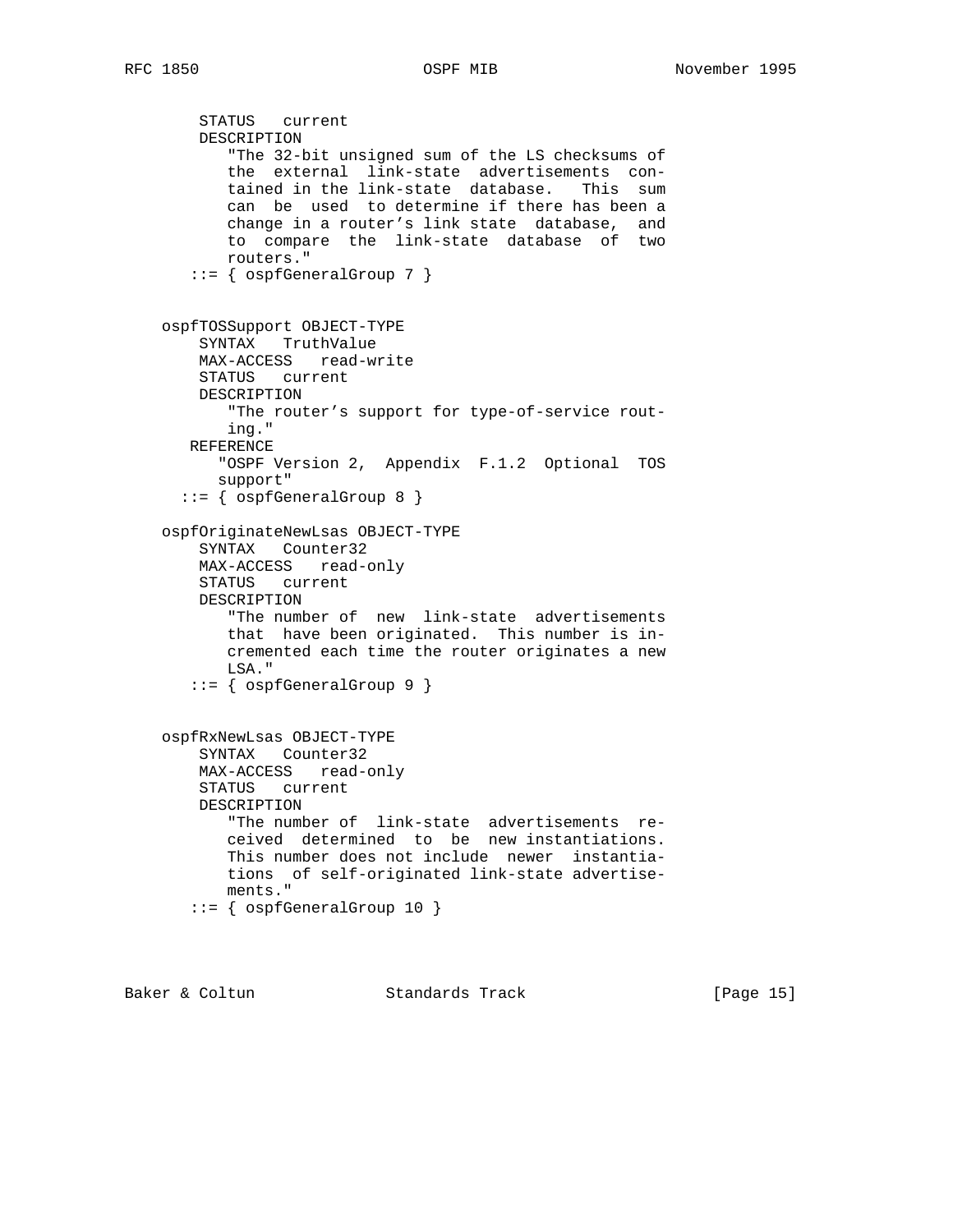```
        STATUS   current
        DESCRIPTION
           "The 32-bit unsigned sum of the LS checksums of
           the  external  link-state  advertisements  con-
           tained in the link-state  database.   This  sum
           can  be  used  to determine if there has been a
           change in a router's link state  database,  and
           to  compare  the  link-state  database  of  two
           routers."
       ::= { ospfGeneralGroup 7 }


   ospfTOSSupport OBJECT-TYPE
        SYNTAX   TruthValue
        MAX-ACCESS   read-write
        STATUS   current
        DESCRIPTION
           "The router's support for type-of-service rout-
           ing."
       REFERENCE
          "OSPF Version 2,  Appendix  F.1.2  Optional  TOS
          support"
      ::= { ospfGeneralGroup 8 }

   ospfOriginateNewLsas OBJECT-TYPE
        SYNTAX   Counter32
        MAX-ACCESS   read-only
        STATUS   current
        DESCRIPTION
           "The number of  new  link-state  advertisements
           that  have been originated.  This number is in-
           cremented each time the router originates a new
           LSA."
       ::= { ospfGeneralGroup 9 }


   ospfRxNewLsas OBJECT-TYPE
        SYNTAX   Counter32
        MAX-ACCESS   read-only
        STATUS   current
        DESCRIPTION
           "The number of  link-state  advertisements  re-
           ceived  determined  to  be  new instantiations.
           This number does not include  newer  instantia-
           tions  of self-originated link-state advertise-
           ments."
       ::= { ospfGeneralGroup 10 }
```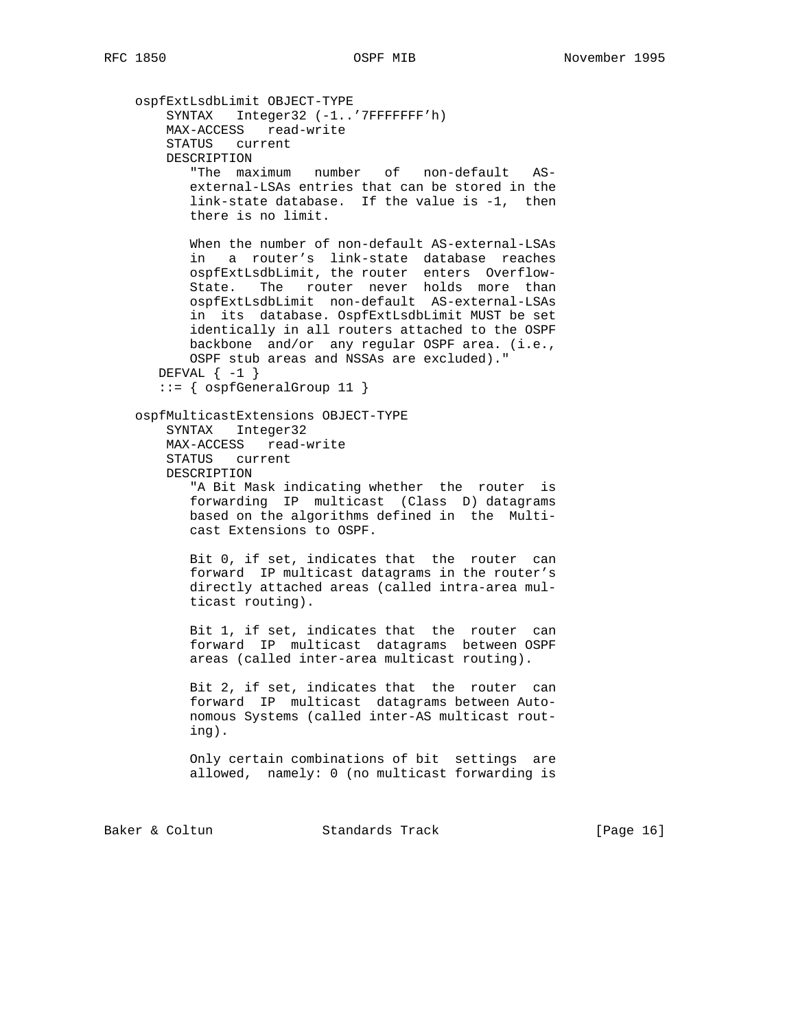```
   ospfExtLsdbLimit OBJECT-TYPE
       SYNTAX   Integer32 (-1..'7FFFFFFF'h)
       MAX-ACCESS   read-write
       STATUS   current
       DESCRIPTION
          "The  maximum   number   of   non-default   AS-
          external-LSAs entries that can be stored in the
          link-state database.  If the value is -1,  then
          there is no limit.

          When the number of non-default AS-external-LSAs
          in   a  router's  link-state  database  reaches
          ospfExtLsdbLimit, the router  enters  Overflow-
          State.   The   router  never  holds  more  than
          ospfExtLsdbLimit  non-default  AS-external-LSAs
          in  its  database. OspfExtLsdbLimit MUST be set
          identically in all routers attached to the OSPF
          backbone  and/or  any regular OSPF area. (i.e.,
          OSPF stub areas and NSSAs are excluded)."
      DEFVAL { -1 }
      ::= { ospfGeneralGroup 11 }

   ospfMulticastExtensions OBJECT-TYPE
       SYNTAX   Integer32
       MAX-ACCESS   read-write
       STATUS   current
       DESCRIPTION
          "A Bit Mask indicating whether  the  router  is
          forwarding  IP  multicast  (Class  D) datagrams
          based on the algorithms defined in  the  Multi-
          cast Extensions to OSPF.

          Bit 0, if set, indicates that  the  router  can
          forward  IP multicast datagrams in the router's
          directly attached areas (called intra-area mul-
          ticast routing).

          Bit 1, if set, indicates that  the  router  can
          forward  IP  multicast  datagrams  between OSPF
          areas (called inter-area multicast routing).

          Bit 2, if set, indicates that  the  router  can
          forward  IP  multicast  datagrams between Auto-
          nomous Systems (called inter-AS multicast rout-
          ing).

          Only certain combinations of bit  settings  are
          allowed,  namely: 0 (no multicast forwarding is
```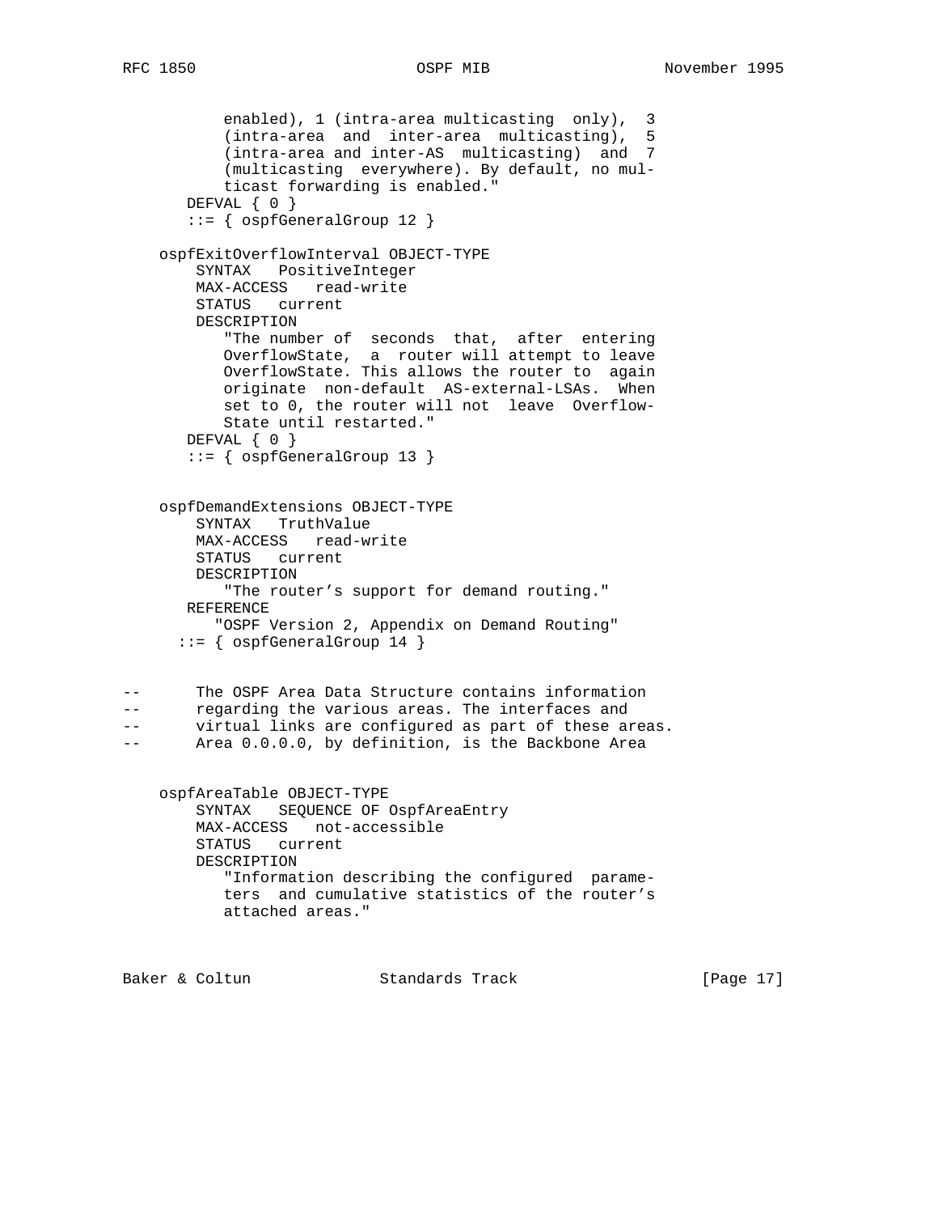```
           enabled), 1 (intra-area multicasting  only),  3
           (intra-area  and  inter-area  multicasting),  5
           (intra-area and inter-AS  multicasting)  and  7
           (multicasting  everywhere). By default, no mul-
           ticast forwarding is enabled."
       DEFVAL { 0 }
       ::= { ospfGeneralGroup 12 }

    ospfExitOverflowInterval OBJECT-TYPE
        SYNTAX   PositiveInteger
        MAX-ACCESS   read-write
        STATUS   current
        DESCRIPTION
           "The number of  seconds  that,  after  entering
           OverflowState,  a  router will attempt to leave
           OverflowState. This allows the router to  again
           originate  non-default  AS-external-LSAs.  When
           set to 0, the router will not  leave  Overflow-
           State until restarted."
       DEFVAL { 0 }
       ::= { ospfGeneralGroup 13 }


    ospfDemandExtensions OBJECT-TYPE
        SYNTAX   TruthValue
        MAX-ACCESS   read-write
        STATUS   current
        DESCRIPTION
           "The router's support for demand routing."
       REFERENCE
          "OSPF Version 2, Appendix on Demand Routing"
      ::= { ospfGeneralGroup 14 }


--      The OSPF Area Data Structure contains information
--      regarding the various areas. The interfaces and
--      virtual links are configured as part of these areas.
--      Area 0.0.0.0, by definition, is the Backbone Area


    ospfAreaTable OBJECT-TYPE
        SYNTAX   SEQUENCE OF OspfAreaEntry
        MAX-ACCESS   not-accessible
        STATUS   current
        DESCRIPTION
           "Information describing the configured  parame-
           ters  and cumulative statistics of the router's
           attached areas."
```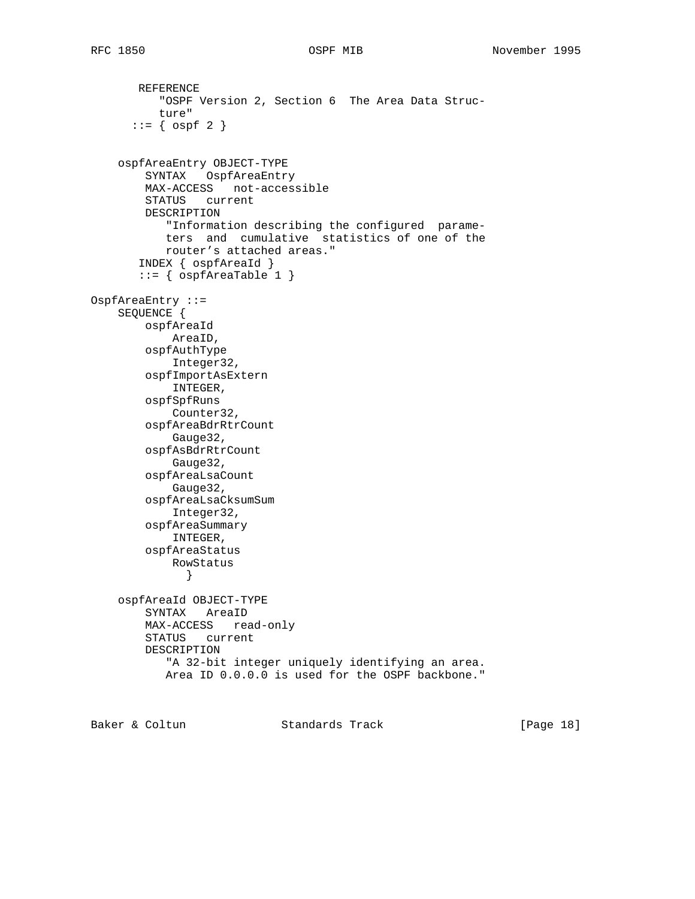```
       REFERENCE
          "OSPF Version 2, Section 6  The Area Data Struc-
          ture"
      ::= { ospf 2 }


    ospfAreaEntry OBJECT-TYPE
        SYNTAX   OspfAreaEntry
        MAX-ACCESS   not-accessible
        STATUS   current
        DESCRIPTION
           "Information describing the configured  parame-
           ters  and  cumulative  statistics of one of the
           router's attached areas."
       INDEX { ospfAreaId }
       ::= { ospfAreaTable 1 }

OspfAreaEntry ::=
    SEQUENCE {
        ospfAreaId
            AreaID,
        ospfAuthType
            Integer32,
        ospfImportAsExtern
            INTEGER,
        ospfSpfRuns
            Counter32,
        ospfAreaBdrRtrCount
            Gauge32,
        ospfAsBdrRtrCount
            Gauge32,
        ospfAreaLsaCount
            Gauge32,
        ospfAreaLsaCksumSum
            Integer32,
        ospfAreaSummary
            INTEGER,
        ospfAreaStatus
            RowStatus
              }

    ospfAreaId OBJECT-TYPE
        SYNTAX   AreaID
        MAX-ACCESS   read-only
        STATUS   current
        DESCRIPTION
           "A 32-bit integer uniquely identifying an area.
           Area ID 0.0.0.0 is used for the OSPF backbone."
```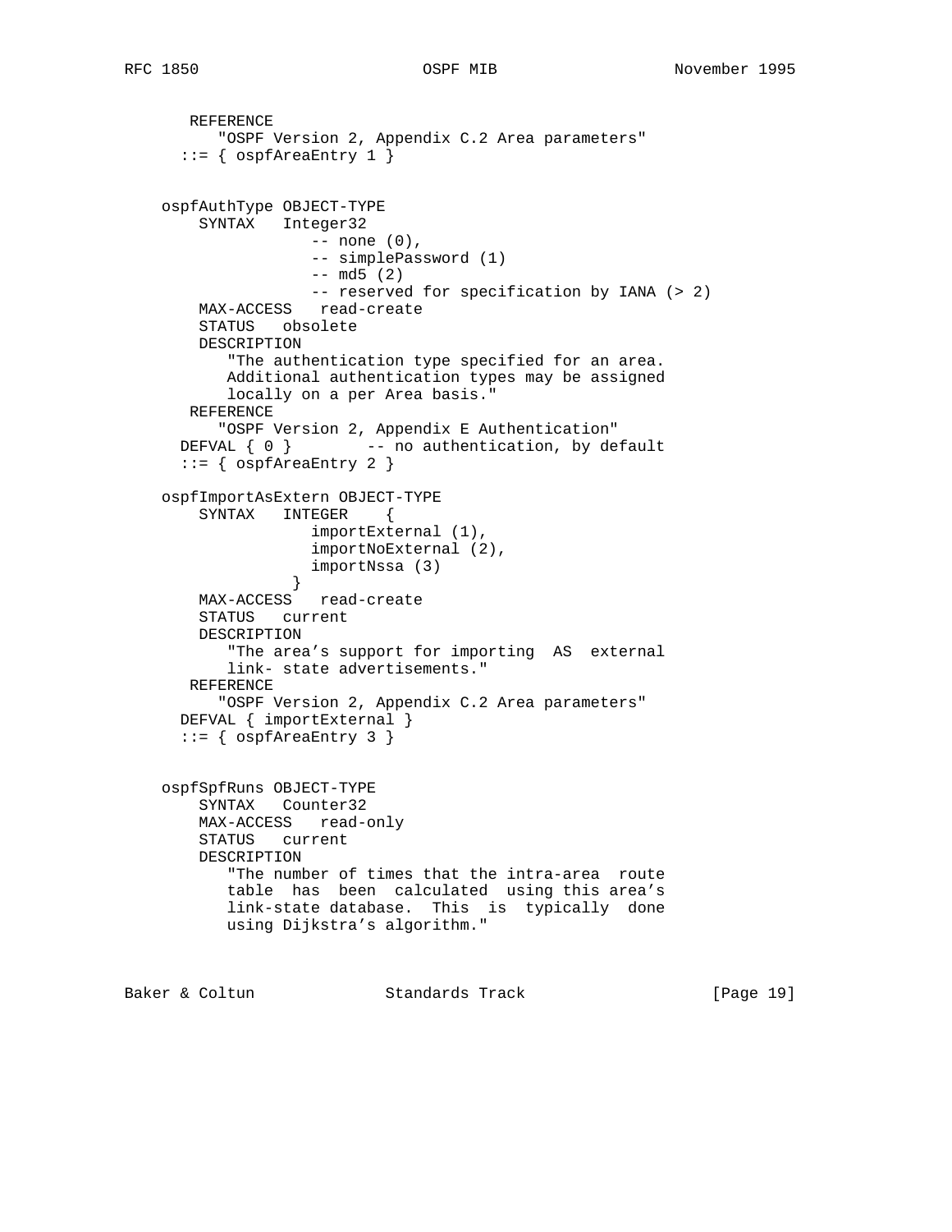```
       REFERENCE
          "OSPF Version 2, Appendix C.2 Area parameters"
      ::= { ospfAreaEntry 1 }


    ospfAuthType OBJECT-TYPE
        SYNTAX   Integer32
                    -- none (0),
                    -- simplePassword (1)
                    -- md5 (2)
                    -- reserved for specification by IANA (> 2)
        MAX-ACCESS   read-create
        STATUS   obsolete
        DESCRIPTION
           "The authentication type specified for an area.
           Additional authentication types may be assigned
           locally on a per Area basis."
       REFERENCE
          "OSPF Version 2, Appendix E Authentication"
      DEFVAL { 0 }        -- no authentication, by default
      ::= { ospfAreaEntry 2 }

    ospfImportAsExtern OBJECT-TYPE
        SYNTAX   INTEGER    {
                    importExternal (1),
                    importNoExternal (2),
                    importNssa (3)
                  }
        MAX-ACCESS   read-create
        STATUS   current
        DESCRIPTION
           "The area's support for importing  AS  external
           link- state advertisements."
       REFERENCE
          "OSPF Version 2, Appendix C.2 Area parameters"
      DEFVAL { importExternal }
      ::= { ospfAreaEntry 3 }


    ospfSpfRuns OBJECT-TYPE
        SYNTAX   Counter32
        MAX-ACCESS   read-only
        STATUS   current
        DESCRIPTION
           "The number of times that the intra-area  route
           table  has  been  calculated  using this area's
           link-state database.  This  is  typically  done
           using Dijkstra's algorithm."
```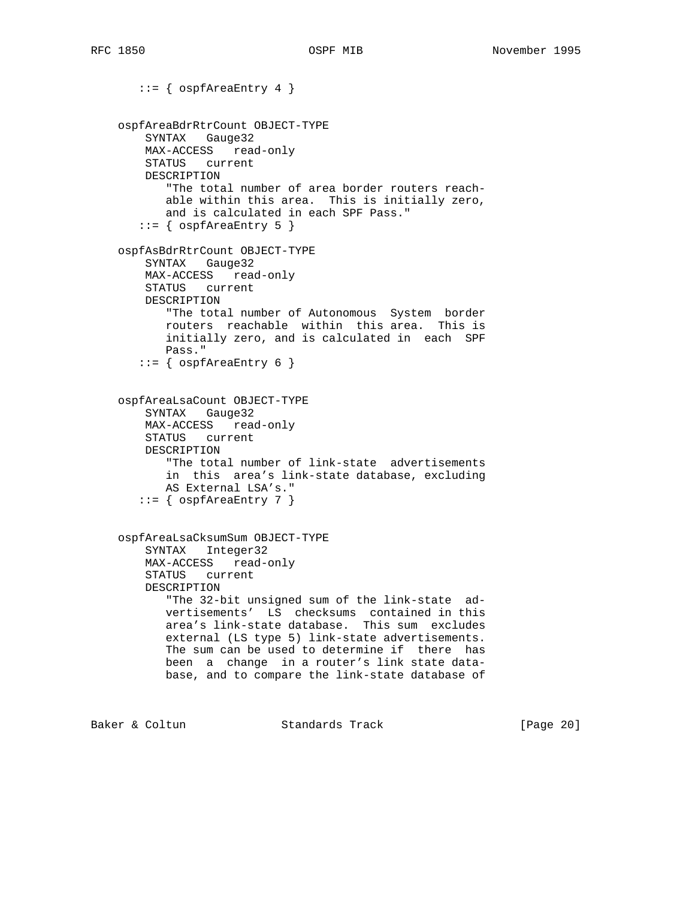```
       ::= { ospfAreaEntry 4 }


    ospfAreaBdrRtrCount OBJECT-TYPE
        SYNTAX   Gauge32
        MAX-ACCESS   read-only
        STATUS   current
        DESCRIPTION
           "The total number of area border routers reach-
           able within this area.  This is initially zero,
           and is calculated in each SPF Pass."
       ::= { ospfAreaEntry 5 }

    ospfAsBdrRtrCount OBJECT-TYPE
        SYNTAX   Gauge32
        MAX-ACCESS   read-only
        STATUS   current
        DESCRIPTION
           "The total number of Autonomous  System  border
           routers  reachable  within  this area.  This is
           initially zero, and is calculated in  each  SPF
           Pass."
       ::= { ospfAreaEntry 6 }


    ospfAreaLsaCount OBJECT-TYPE
        SYNTAX   Gauge32
        MAX-ACCESS   read-only
        STATUS   current
        DESCRIPTION
           "The total number of link-state  advertisements
           in  this  area's link-state database, excluding
           AS External LSA's."
       ::= { ospfAreaEntry 7 }


    ospfAreaLsaCksumSum OBJECT-TYPE
        SYNTAX   Integer32
        MAX-ACCESS   read-only
        STATUS   current
        DESCRIPTION
           "The 32-bit unsigned sum of the link-state  ad-
           vertisements'  LS  checksums  contained in this
           area's link-state database.  This sum  excludes
           external (LS type 5) link-state advertisements.
           The sum can be used to determine if  there  has
           been  a  change  in a router's link state data-
           base, and to compare the link-state database of
```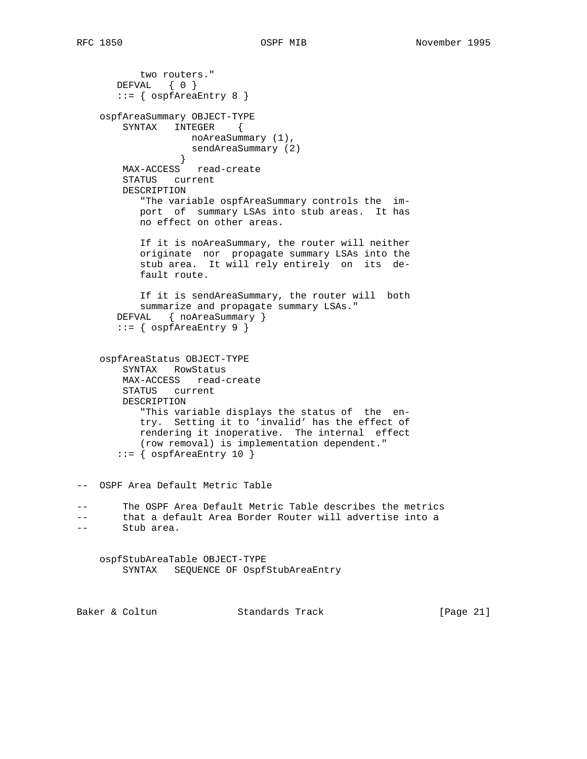```
           two routers."
       DEFVAL   { 0 }
       ::= { ospfAreaEntry 8 }

    ospfAreaSummary OBJECT-TYPE
        SYNTAX   INTEGER    {
                    noAreaSummary (1),
                    sendAreaSummary (2)
                 }
        MAX-ACCESS   read-create
        STATUS   current
        DESCRIPTION
           "The variable ospfAreaSummary controls the  im-
           port  of  summary LSAs into stub areas.  It has
           no effect on other areas.

           If it is noAreaSummary, the router will neither
           originate  nor  propagate summary LSAs into the
           stub area.  It will rely entirely  on  its  de-
           fault route.

           If it is sendAreaSummary, the router will  both
           summarize and propagate summary LSAs."
       DEFVAL   { noAreaSummary }
       ::= { ospfAreaEntry 9 }


    ospfAreaStatus OBJECT-TYPE
        SYNTAX   RowStatus
        MAX-ACCESS   read-create
        STATUS   current
        DESCRIPTION
           "This variable displays the status of  the  en-
           try.  Setting it to 'invalid' has the effect of
           rendering it inoperative.  The internal  effect
           (row removal) is implementation dependent."
       ::= { ospfAreaEntry 10 }


--  OSPF Area Default Metric Table

--      The OSPF Area Default Metric Table describes the metrics
--      that a default Area Border Router will advertise into a
--      Stub area.

    ospfStubAreaTable OBJECT-TYPE
        SYNTAX   SEQUENCE OF OspfStubAreaEntry
```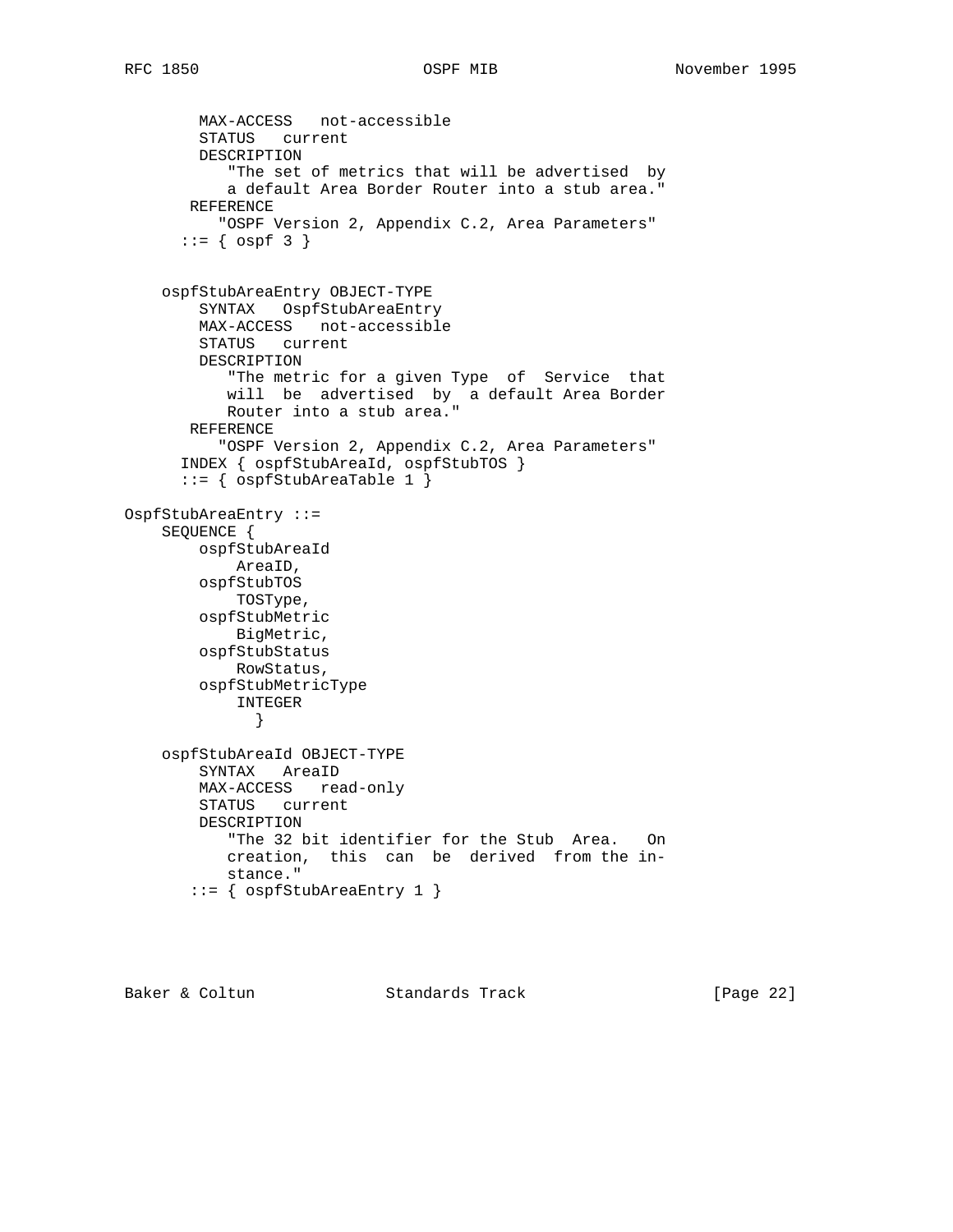```
        MAX-ACCESS   not-accessible
        STATUS   current
        DESCRIPTION
           "The set of metrics that will be advertised  by
           a default Area Border Router into a stub area."
       REFERENCE
          "OSPF Version 2, Appendix C.2, Area Parameters"
      ::= { ospf 3 }


    ospfStubAreaEntry OBJECT-TYPE
        SYNTAX   OspfStubAreaEntry
        MAX-ACCESS   not-accessible
        STATUS   current
        DESCRIPTION
           "The metric for a given Type  of  Service  that
           will  be  advertised  by  a default Area Border
           Router into a stub area."
       REFERENCE
          "OSPF Version 2, Appendix C.2, Area Parameters"
      INDEX { ospfStubAreaId, ospfStubTOS }
      ::= { ospfStubAreaTable 1 }

OspfStubAreaEntry ::=
    SEQUENCE {
        ospfStubAreaId
            AreaID,
        ospfStubTOS
            TOSType,
        ospfStubMetric
            BigMetric,
        ospfStubStatus
            RowStatus,
        ospfStubMetricType
            INTEGER
              }

    ospfStubAreaId OBJECT-TYPE
        SYNTAX   AreaID
        MAX-ACCESS   read-only
        STATUS   current
        DESCRIPTION
           "The 32 bit identifier for the Stub  Area.   On
           creation,  this  can  be  derived  from the in-
           stance."
       ::= { ospfStubAreaEntry 1 }
```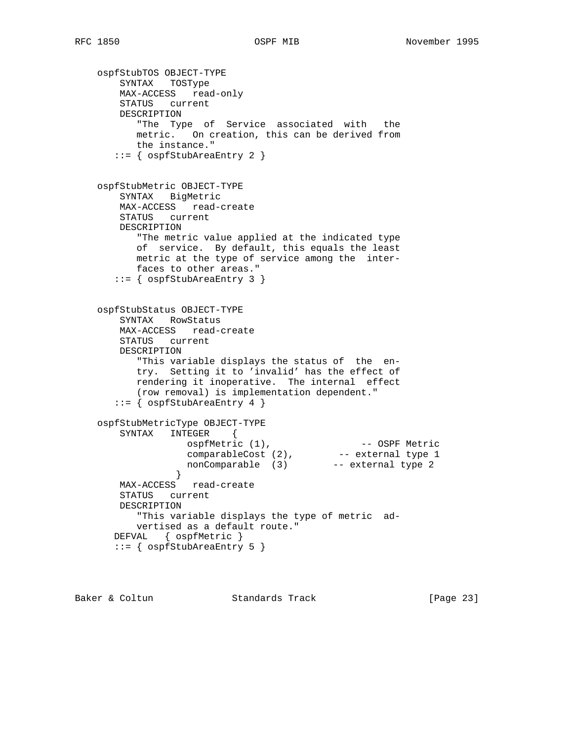```
    ospfStubTOS OBJECT-TYPE
        SYNTAX   TOSType
        MAX-ACCESS   read-only
        STATUS   current
        DESCRIPTION
           "The  Type  of  Service  associated  with   the
           metric.   On creation, this can be derived from
           the instance."
       ::= { ospfStubAreaEntry 2 }


    ospfStubMetric OBJECT-TYPE
        SYNTAX   BigMetric
        MAX-ACCESS   read-create
        STATUS   current
        DESCRIPTION
           "The metric value applied at the indicated type
           of  service.  By default, this equals the least
           metric at the type of service among the  inter-
           faces to other areas."
       ::= { ospfStubAreaEntry 3 }


    ospfStubStatus OBJECT-TYPE
        SYNTAX   RowStatus
        MAX-ACCESS   read-create
        STATUS   current
        DESCRIPTION
           "This variable displays the status of  the  en-
           try.  Setting it to 'invalid' has the effect of
           rendering it inoperative.  The internal  effect
           (row removal) is implementation dependent."
       ::= { ospfStubAreaEntry 4 }

    ospfStubMetricType OBJECT-TYPE
        SYNTAX   INTEGER    {
                    ospfMetric (1),                -- OSPF Metric
                    comparableCost (2),        -- external type 1
                    nonComparable  (3)        -- external type 2
                 }
        MAX-ACCESS   read-create
        STATUS   current
        DESCRIPTION
           "This variable displays the type of metric  ad-
           vertised as a default route."
       DEFVAL   { ospfMetric }
       ::= { ospfStubAreaEntry 5 }
```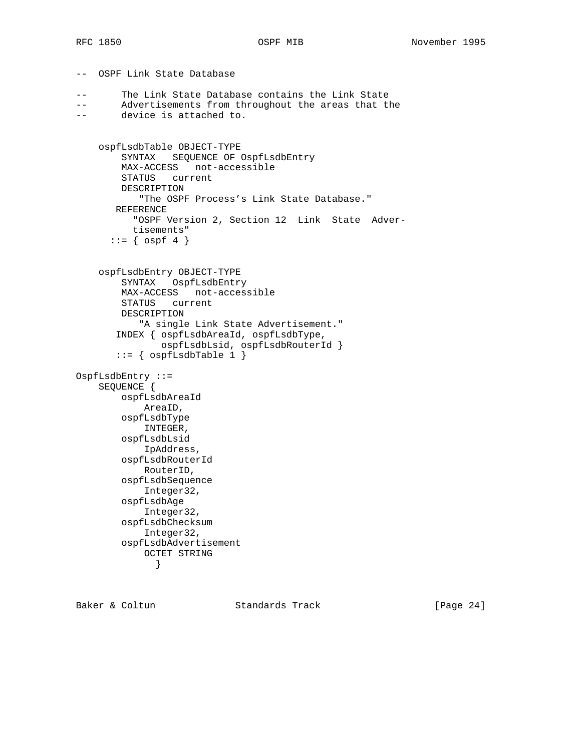```
--  OSPF Link State Database

--      The Link State Database contains the Link State
--      Advertisements from throughout the areas that the
--      device is attached to.


    ospfLsdbTable OBJECT-TYPE
        SYNTAX   SEQUENCE OF OspfLsdbEntry
        MAX-ACCESS   not-accessible
        STATUS   current
        DESCRIPTION
           "The OSPF Process's Link State Database."
       REFERENCE
          "OSPF Version 2, Section 12  Link  State  Adver-
          tisements"
      ::= { ospf 4 }


    ospfLsdbEntry OBJECT-TYPE
        SYNTAX   OspfLsdbEntry
        MAX-ACCESS   not-accessible
        STATUS   current
        DESCRIPTION
           "A single Link State Advertisement."
       INDEX { ospfLsdbAreaId, ospfLsdbType,
               ospfLsdbLsid, ospfLsdbRouterId }
       ::= { ospfLsdbTable 1 }

OspfLsdbEntry ::=
    SEQUENCE {
        ospfLsdbAreaId
            AreaID,
        ospfLsdbType
            INTEGER,
        ospfLsdbLsid
            IpAddress,
        ospfLsdbRouterId
            RouterID,
        ospfLsdbSequence
            Integer32,
        ospfLsdbAge
            Integer32,
        ospfLsdbChecksum
            Integer32,
        ospfLsdbAdvertisement
            OCTET STRING
              }
```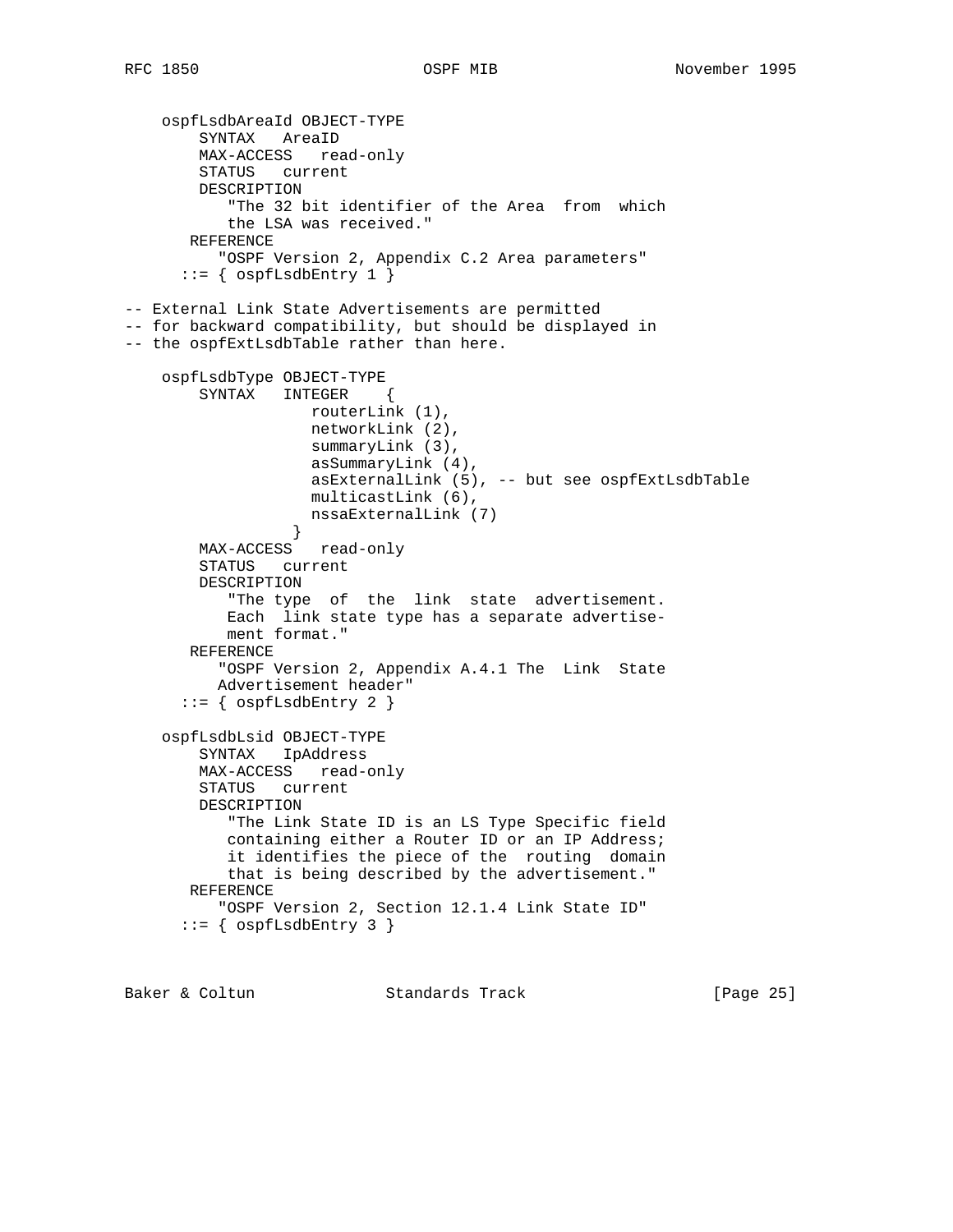```
    ospfLsdbAreaId OBJECT-TYPE
        SYNTAX   AreaID
        MAX-ACCESS   read-only
        STATUS   current
        DESCRIPTION
           "The 32 bit identifier of the Area  from  which
           the LSA was received."
       REFERENCE
          "OSPF Version 2, Appendix C.2 Area parameters"
      ::= { ospfLsdbEntry 1 }

-- External Link State Advertisements are permitted
-- for backward compatibility, but should be displayed in
-- the ospfExtLsdbTable rather than here.

    ospfLsdbType OBJECT-TYPE
        SYNTAX   INTEGER    {
                    routerLink (1),
                    networkLink (2),
                    summaryLink (3),
                    asSummaryLink (4),
                    asExternalLink (5), -- but see ospfExtLsdbTable
                    multicastLink (6),
                    nssaExternalLink (7)
                 }
        MAX-ACCESS   read-only
        STATUS   current
        DESCRIPTION
           "The type  of  the  link  state  advertisement.
           Each  link state type has a separate advertise-
           ment format."
       REFERENCE
          "OSPF Version 2, Appendix A.4.1 The  Link  State
          Advertisement header"
      ::= { ospfLsdbEntry 2 }

    ospfLsdbLsid OBJECT-TYPE
        SYNTAX   IpAddress
        MAX-ACCESS   read-only
        STATUS   current
        DESCRIPTION
           "The Link State ID is an LS Type Specific field
           containing either a Router ID or an IP Address;
           it identifies the piece of the  routing  domain
           that is being described by the advertisement."
       REFERENCE
          "OSPF Version 2, Section 12.1.4 Link State ID"
      ::= { ospfLsdbEntry 3 }
```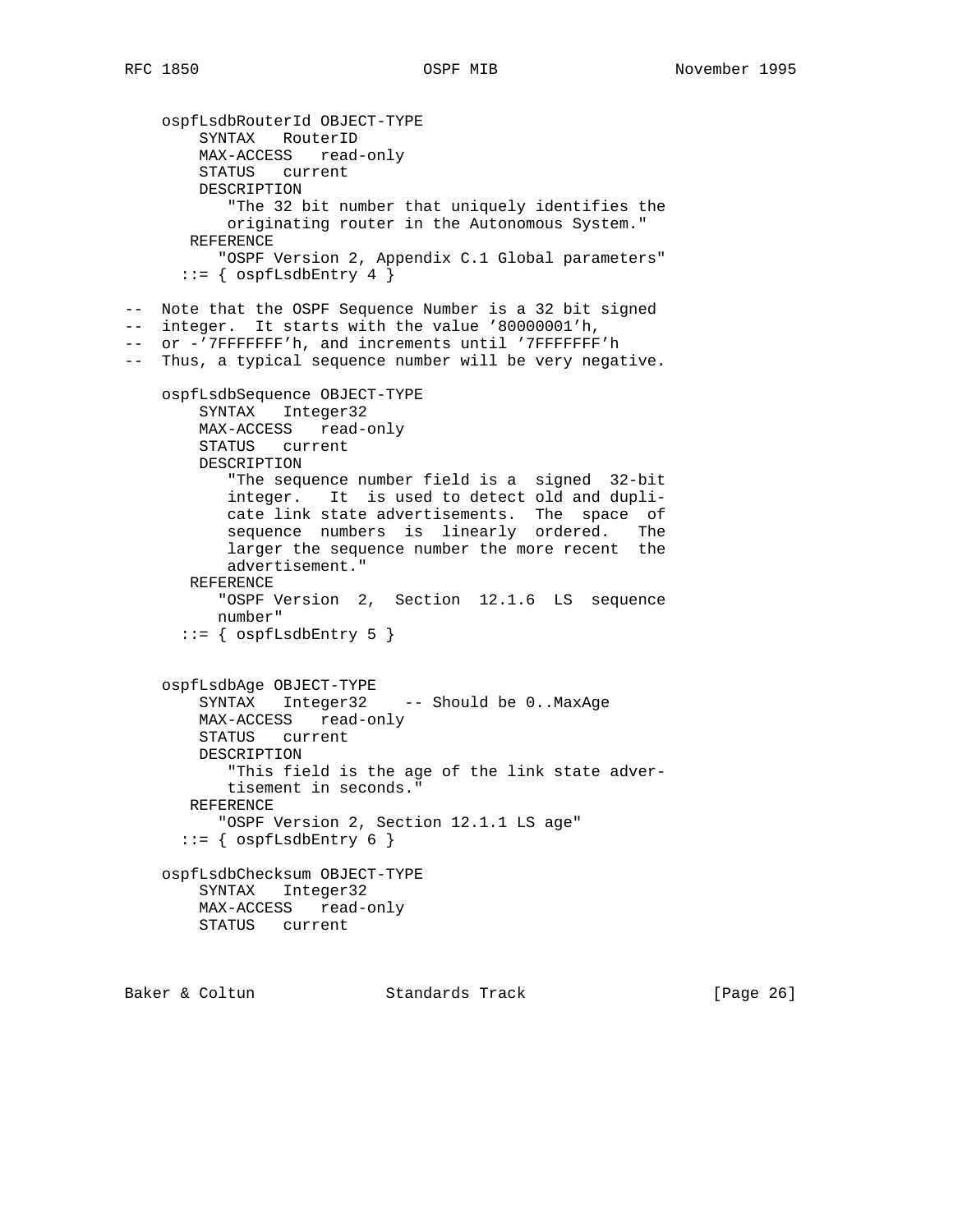```
    ospfLsdbRouterId OBJECT-TYPE
        SYNTAX   RouterID
        MAX-ACCESS   read-only
        STATUS   current
        DESCRIPTION
           "The 32 bit number that uniquely identifies the
           originating router in the Autonomous System."
       REFERENCE
          "OSPF Version 2, Appendix C.1 Global parameters"
      ::= { ospfLsdbEntry 4 }

--  Note that the OSPF Sequence Number is a 32 bit signed
--  integer.  It starts with the value '80000001'h,
--  or -'7FFFFFFF'h, and increments until '7FFFFFFF'h
--  Thus, a typical sequence number will be very negative.

    ospfLsdbSequence OBJECT-TYPE
        SYNTAX   Integer32
        MAX-ACCESS   read-only
        STATUS   current
        DESCRIPTION
           "The sequence number field is a  signed  32-bit
           integer.   It  is used to detect old and dupli-
           cate link state advertisements.  The  space  of
           sequence  numbers  is  linearly  ordered.   The
           larger the sequence number the more recent  the
           advertisement."
       REFERENCE
          "OSPF Version  2,  Section  12.1.6  LS  sequence
          number"
      ::= { ospfLsdbEntry 5 }


    ospfLsdbAge OBJECT-TYPE
        SYNTAX   Integer32    -- Should be 0..MaxAge
        MAX-ACCESS   read-only
        STATUS   current
        DESCRIPTION
           "This field is the age of the link state adver-
           tisement in seconds."
       REFERENCE
          "OSPF Version 2, Section 12.1.1 LS age"
      ::= { ospfLsdbEntry 6 }

    ospfLsdbChecksum OBJECT-TYPE
        SYNTAX   Integer32
        MAX-ACCESS   read-only
        STATUS   current
```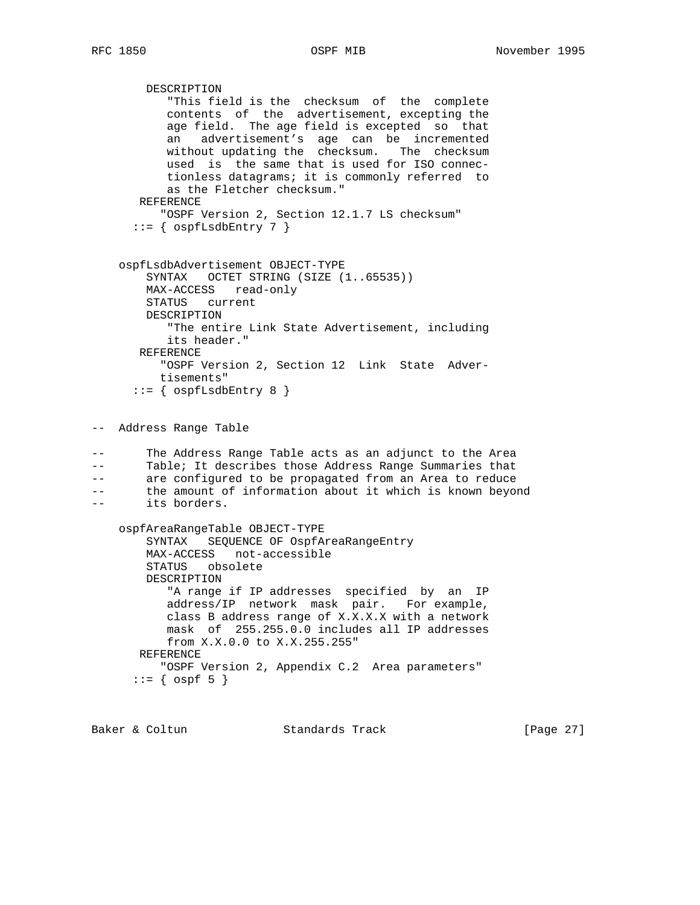```
        DESCRIPTION
           "This field is the  checksum  of  the  complete
           contents  of  the  advertisement, excepting the
           age field.  The age field is excepted  so  that
           an   advertisement's  age  can  be  incremented
           without updating the  checksum.   The  checksum
           used  is  the same that is used for ISO connec-
           tionless datagrams; it is commonly referred  to
           as the Fletcher checksum."
       REFERENCE
          "OSPF Version 2, Section 12.1.7 LS checksum"
      ::= { ospfLsdbEntry 7 }


    ospfLsdbAdvertisement OBJECT-TYPE
        SYNTAX   OCTET STRING (SIZE (1..65535))
        MAX-ACCESS   read-only
        STATUS   current
        DESCRIPTION
           "The entire Link State Advertisement, including
           its header."
       REFERENCE
          "OSPF Version 2, Section 12  Link  State  Adver-
          tisements"
      ::= { ospfLsdbEntry 8 }


--  Address Range Table

--      The Address Range Table acts as an adjunct to the Area
--      Table; It describes those Address Range Summaries that
--      are configured to be propagated from an Area to reduce
--      the amount of information about it which is known beyond
--      its borders.

    ospfAreaRangeTable OBJECT-TYPE
        SYNTAX   SEQUENCE OF OspfAreaRangeEntry
        MAX-ACCESS   not-accessible
        STATUS   obsolete
        DESCRIPTION
           "A range if IP addresses  specified  by  an  IP
           address/IP  network  mask  pair.   For example,
           class B address range of X.X.X.X with a network
           mask  of  255.255.0.0 includes all IP addresses
           from X.X.0.0 to X.X.255.255"
       REFERENCE
          "OSPF Version 2, Appendix C.2  Area parameters"
      ::= { ospf 5 }
```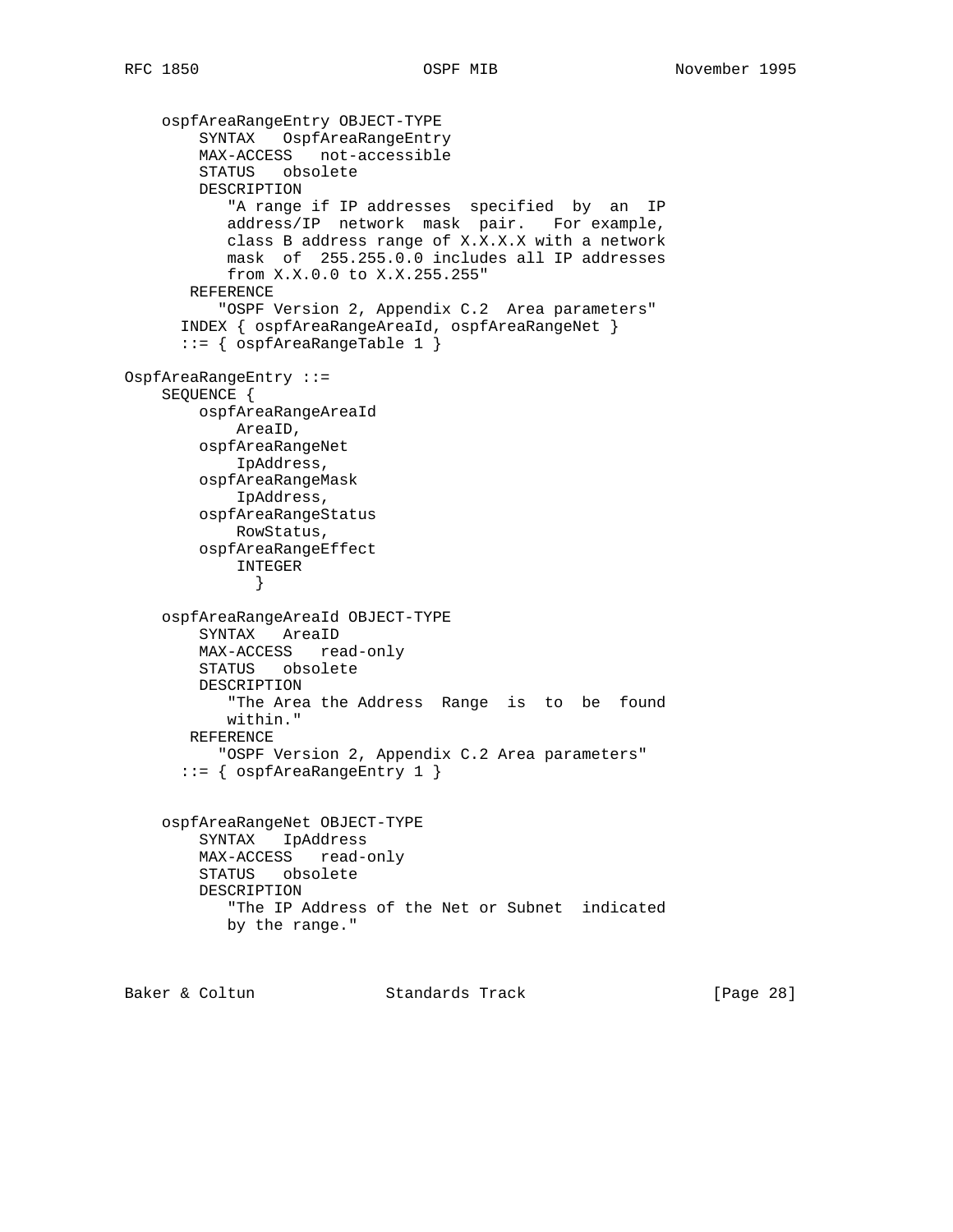```
    ospfAreaRangeEntry OBJECT-TYPE
        SYNTAX   OspfAreaRangeEntry
        MAX-ACCESS   not-accessible
        STATUS   obsolete
        DESCRIPTION
           "A range if IP addresses  specified  by  an  IP
           address/IP  network  mask  pair.   For example,
           class B address range of X.X.X.X with a network
           mask  of  255.255.0.0 includes all IP addresses
           from X.X.0.0 to X.X.255.255"
       REFERENCE
          "OSPF Version 2, Appendix C.2  Area parameters"
      INDEX { ospfAreaRangeAreaId, ospfAreaRangeNet }
      ::= { ospfAreaRangeTable 1 }

OspfAreaRangeEntry ::=
    SEQUENCE {
        ospfAreaRangeAreaId
            AreaID,
        ospfAreaRangeNet
            IpAddress,
        ospfAreaRangeMask
            IpAddress,
        ospfAreaRangeStatus
            RowStatus,
        ospfAreaRangeEffect
            INTEGER
              }

    ospfAreaRangeAreaId OBJECT-TYPE
        SYNTAX   AreaID
        MAX-ACCESS   read-only
        STATUS   obsolete
        DESCRIPTION
           "The Area the Address  Range  is  to  be  found
           within."
       REFERENCE
          "OSPF Version 2, Appendix C.2 Area parameters"
      ::= { ospfAreaRangeEntry 1 }


    ospfAreaRangeNet OBJECT-TYPE
        SYNTAX   IpAddress
        MAX-ACCESS   read-only
        STATUS   obsolete
        DESCRIPTION
           "The IP Address of the Net or Subnet  indicated
           by the range."
```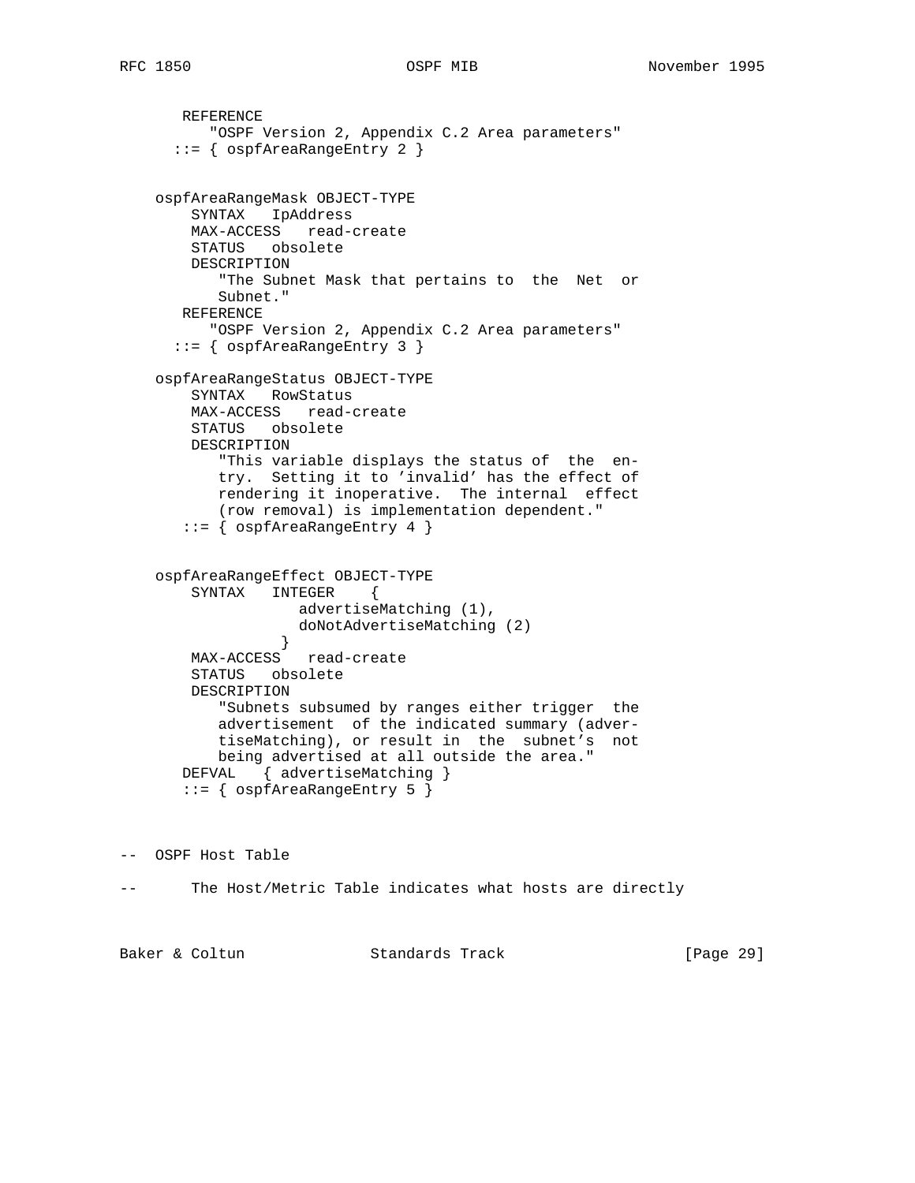```
       REFERENCE
          "OSPF Version 2, Appendix C.2 Area parameters"
      ::= { ospfAreaRangeEntry 2 }


    ospfAreaRangeMask OBJECT-TYPE
        SYNTAX   IpAddress
        MAX-ACCESS   read-create
        STATUS   obsolete
        DESCRIPTION
           "The Subnet Mask that pertains to  the  Net  or
           Subnet."
       REFERENCE
          "OSPF Version 2, Appendix C.2 Area parameters"
      ::= { ospfAreaRangeEntry 3 }

    ospfAreaRangeStatus OBJECT-TYPE
        SYNTAX   RowStatus
        MAX-ACCESS   read-create
        STATUS   obsolete
        DESCRIPTION
           "This variable displays the status of  the  en-
           try.  Setting it to 'invalid' has the effect of
           rendering it inoperative.  The internal  effect
           (row removal) is implementation dependent."
       ::= { ospfAreaRangeEntry 4 }


    ospfAreaRangeEffect OBJECT-TYPE
        SYNTAX   INTEGER    {
                    advertiseMatching (1),
                    doNotAdvertiseMatching (2)
                 }
        MAX-ACCESS   read-create
        STATUS   obsolete
        DESCRIPTION
           "Subnets subsumed by ranges either trigger  the
           advertisement  of the indicated summary (adver-
           tiseMatching), or result in  the  subnet's  not
           being advertised at all outside the area."
       DEFVAL   { advertiseMatching }
       ::= { ospfAreaRangeEntry 5 }



--  OSPF Host Table

--      The Host/Metric Table indicates what hosts are directly
```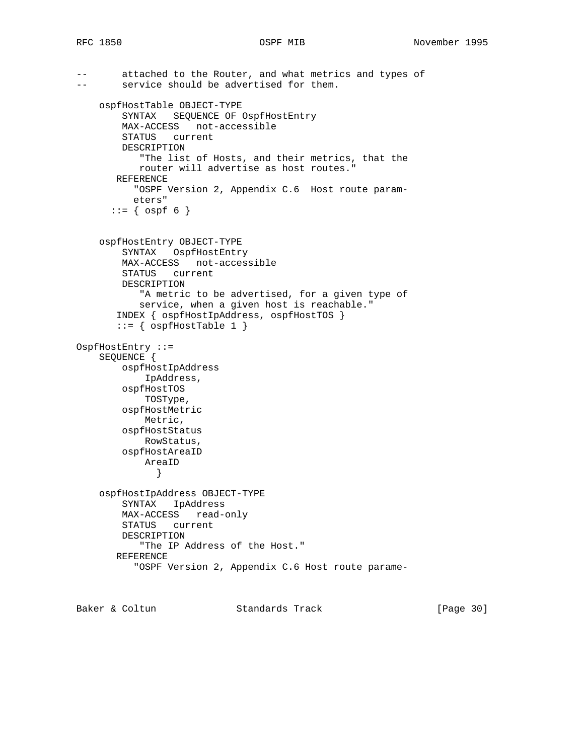```
--      attached to the Router, and what metrics and types of
--      service should be advertised for them.

    ospfHostTable OBJECT-TYPE
        SYNTAX   SEQUENCE OF OspfHostEntry
        MAX-ACCESS   not-accessible
        STATUS   current
        DESCRIPTION
           "The list of Hosts, and their metrics, that the
           router will advertise as host routes."
       REFERENCE
          "OSPF Version 2, Appendix C.6  Host route param-
          eters"
      ::= { ospf 6 }


    ospfHostEntry OBJECT-TYPE
        SYNTAX   OspfHostEntry
        MAX-ACCESS   not-accessible
        STATUS   current
        DESCRIPTION
           "A metric to be advertised, for a given type of
           service, when a given host is reachable."
       INDEX { ospfHostIpAddress, ospfHostTOS }
       ::= { ospfHostTable 1 }

OspfHostEntry ::=
    SEQUENCE {
        ospfHostIpAddress
            IpAddress,
        ospfHostTOS
            TOSType,
        ospfHostMetric
            Metric,
        ospfHostStatus
            RowStatus,
        ospfHostAreaID
            AreaID
              }

    ospfHostIpAddress OBJECT-TYPE
        SYNTAX   IpAddress
        MAX-ACCESS   read-only
        STATUS   current
        DESCRIPTION
           "The IP Address of the Host."
       REFERENCE
          "OSPF Version 2, Appendix C.6 Host route parame-
```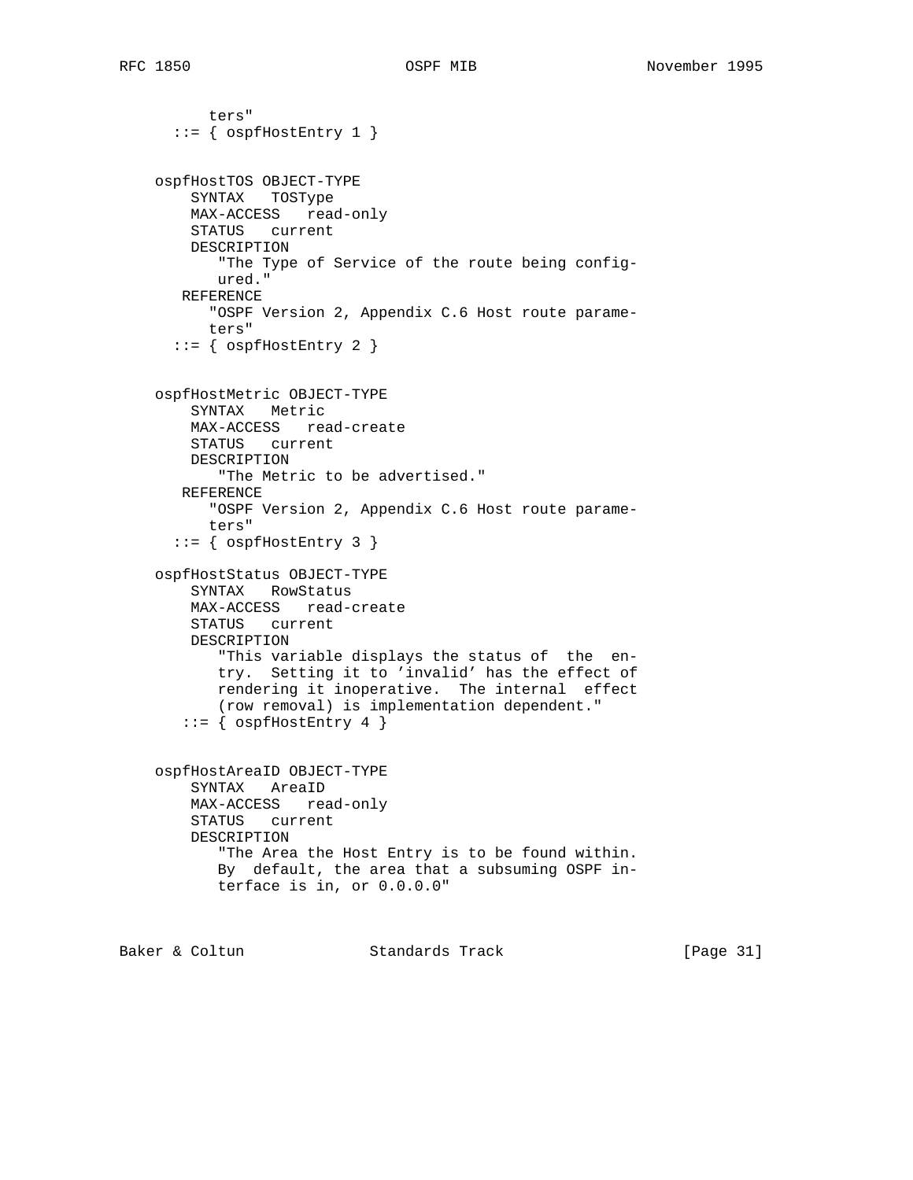```
          ters"
       ::= { ospfHostEntry 1 }


    ospfHostTOS OBJECT-TYPE
        SYNTAX   TOSType
        MAX-ACCESS   read-only
        STATUS   current
        DESCRIPTION
           "The Type of Service of the route being config-
           ured."
       REFERENCE
          "OSPF Version 2, Appendix C.6 Host route parame-
          ters"
       ::= { ospfHostEntry 2 }


    ospfHostMetric OBJECT-TYPE
        SYNTAX   Metric
        MAX-ACCESS   read-create
        STATUS   current
        DESCRIPTION
           "The Metric to be advertised."
       REFERENCE
          "OSPF Version 2, Appendix C.6 Host route parame-
          ters"
       ::= { ospfHostEntry 3 }

    ospfHostStatus OBJECT-TYPE
        SYNTAX   RowStatus
        MAX-ACCESS   read-create
        STATUS   current
        DESCRIPTION
           "This variable displays the status of  the  en-
           try.  Setting it to 'invalid' has the effect of
           rendering it inoperative.  The internal  effect
           (row removal) is implementation dependent."
        ::= { ospfHostEntry 4 }


    ospfHostAreaID OBJECT-TYPE
        SYNTAX   AreaID
        MAX-ACCESS   read-only
        STATUS   current
        DESCRIPTION
           "The Area the Host Entry is to be found within.
           By  default, the area that a subsuming OSPF in-
           terface is in, or 0.0.0.0"
```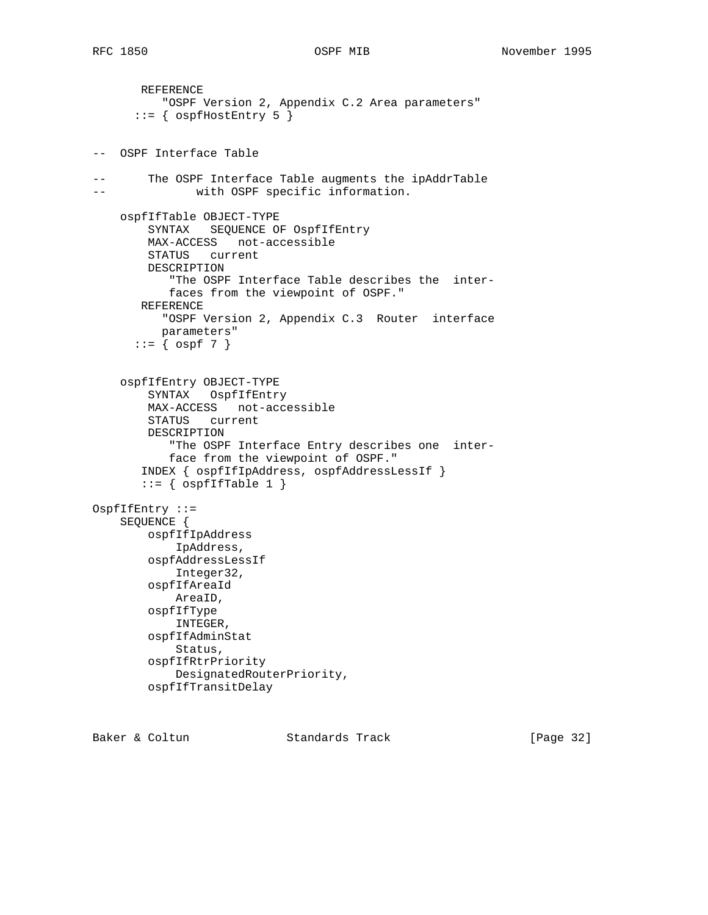```
       REFERENCE
          "OSPF Version 2, Appendix C.2 Area parameters"
      ::= { ospfHostEntry 5 }


--  OSPF Interface Table

--      The OSPF Interface Table augments the ipAddrTable
--             with OSPF specific information.

    ospfIfTable OBJECT-TYPE
        SYNTAX   SEQUENCE OF OspfIfEntry
        MAX-ACCESS   not-accessible
        STATUS   current
        DESCRIPTION
           "The OSPF Interface Table describes the  inter-
           faces from the viewpoint of OSPF."
       REFERENCE
          "OSPF Version 2, Appendix C.3  Router  interface
          parameters"
      ::= { ospf 7 }


    ospfIfEntry OBJECT-TYPE
        SYNTAX   OspfIfEntry
        MAX-ACCESS   not-accessible
        STATUS   current
        DESCRIPTION
           "The OSPF Interface Entry describes one  inter-
           face from the viewpoint of OSPF."
       INDEX { ospfIfIpAddress, ospfAddressLessIf }
       ::= { ospfIfTable 1 }

OspfIfEntry ::=
    SEQUENCE {
        ospfIfIpAddress
            IpAddress,
        ospfAddressLessIf
            Integer32,
        ospfIfAreaId
            AreaID,
        ospfIfType
            INTEGER,
        ospfIfAdminStat
            Status,
        ospfIfRtrPriority
            DesignatedRouterPriority,
        ospfIfTransitDelay
```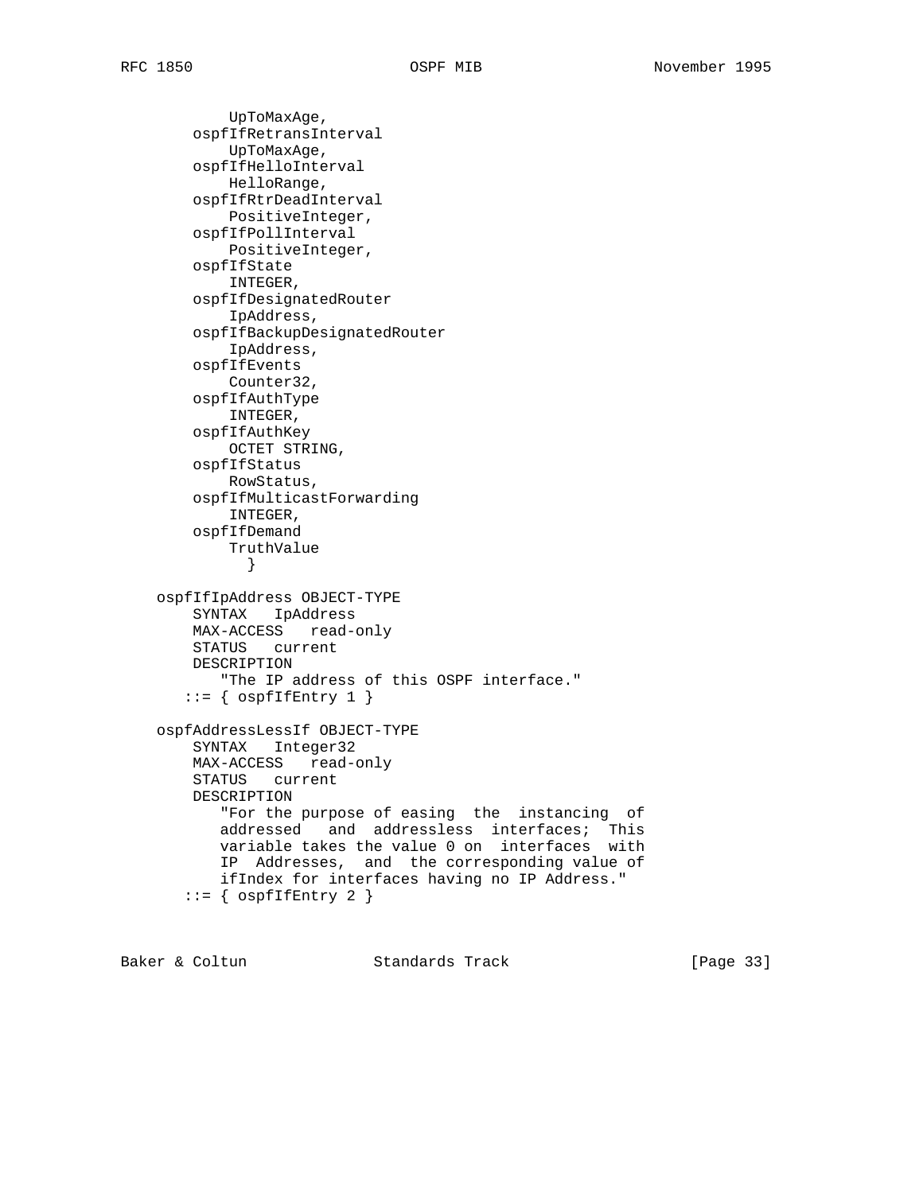```
            UpToMaxAge,
        ospfIfRetransInterval
            UpToMaxAge,
        ospfIfHelloInterval
            HelloRange,
        ospfIfRtrDeadInterval
            PositiveInteger,
        ospfIfPollInterval
            PositiveInteger,
        ospfIfState
            INTEGER,
        ospfIfDesignatedRouter
            IpAddress,
        ospfIfBackupDesignatedRouter
            IpAddress,
        ospfIfEvents
            Counter32,
        ospfIfAuthType
            INTEGER,
        ospfIfAuthKey
            OCTET STRING,
        ospfIfStatus
            RowStatus,
        ospfIfMulticastForwarding
            INTEGER,
        ospfIfDemand
            TruthValue
              }

    ospfIfIpAddress OBJECT-TYPE
        SYNTAX   IpAddress
        MAX-ACCESS   read-only
        STATUS   current
        DESCRIPTION
           "The IP address of this OSPF interface."
       ::= { ospfIfEntry 1 }

    ospfAddressLessIf OBJECT-TYPE
        SYNTAX   Integer32
        MAX-ACCESS   read-only
        STATUS   current
        DESCRIPTION
           "For the purpose of easing  the  instancing  of
           addressed   and  addressless  interfaces;  This
           variable takes the value 0 on  interfaces  with
           IP  Addresses,  and  the corresponding value of
           ifIndex for interfaces having no IP Address."
       ::= { ospfIfEntry 2 }
```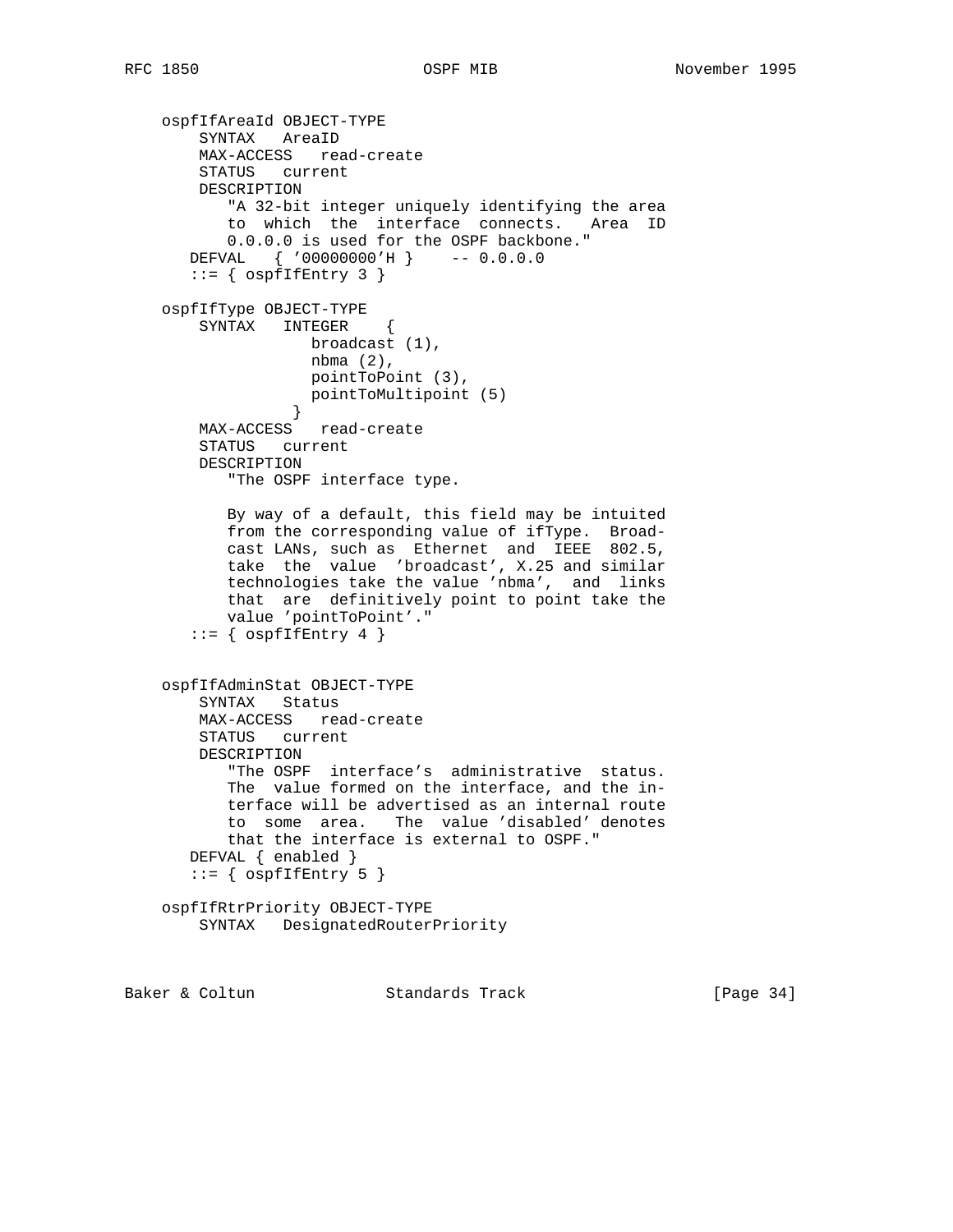```
    ospfIfAreaId OBJECT-TYPE
        SYNTAX   AreaID
        MAX-ACCESS   read-create
        STATUS   current
        DESCRIPTION
           "A 32-bit integer uniquely identifying the area
           to  which  the  interface  connects.   Area  ID
           0.0.0.0 is used for the OSPF backbone."
       DEFVAL   { '00000000'H }    -- 0.0.0.0
       ::= { ospfIfEntry 3 }

    ospfIfType OBJECT-TYPE
        SYNTAX   INTEGER    {
                    broadcast (1),
                    nbma (2),
                    pointToPoint (3),
                    pointToMultipoint (5)
                  }
        MAX-ACCESS   read-create
        STATUS   current
        DESCRIPTION
           "The OSPF interface type.

           By way of a default, this field may be intuited
           from the corresponding value of ifType.  Broad-
           cast LANs, such as  Ethernet  and  IEEE  802.5,
           take  the  value  'broadcast', X.25 and similar
           technologies take the value 'nbma',  and  links
           that  are  definitively point to point take the
           value 'pointToPoint'."
       ::= { ospfIfEntry 4 }


    ospfIfAdminStat OBJECT-TYPE
        SYNTAX   Status
        MAX-ACCESS   read-create
        STATUS   current
        DESCRIPTION
           "The OSPF  interface's  administrative  status.
           The  value formed on the interface, and the in-
           terface will be advertised as an internal route
           to  some  area.   The  value 'disabled' denotes
           that the interface is external to OSPF."
       DEFVAL { enabled }
       ::= { ospfIfEntry 5 }

    ospfIfRtrPriority OBJECT-TYPE
        SYNTAX   DesignatedRouterPriority
```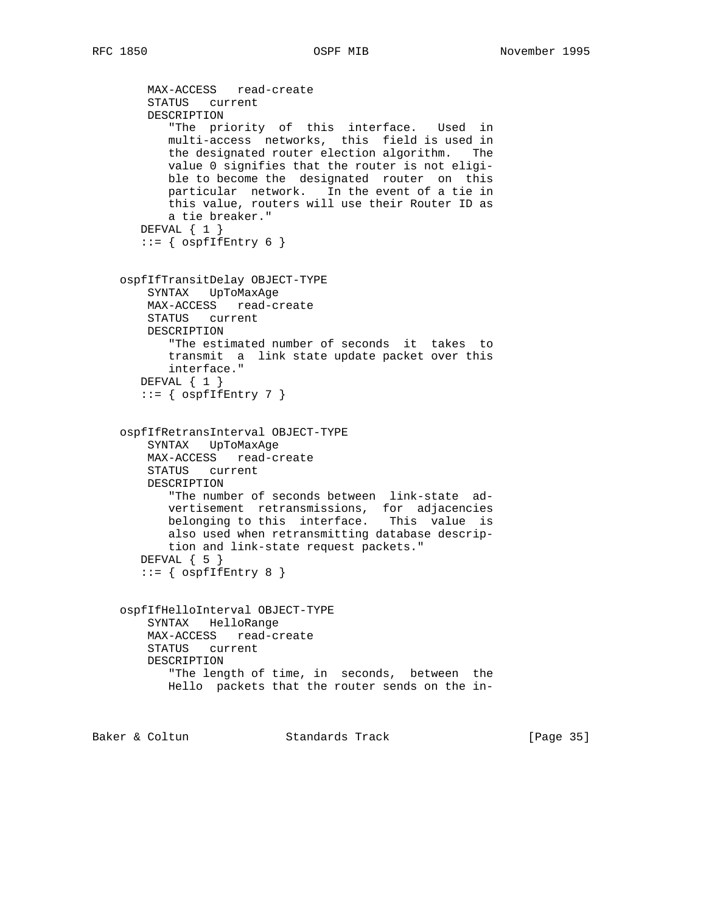```
       MAX-ACCESS   read-create
       STATUS   current
       DESCRIPTION
          "The  priority  of  this  interface.   Used  in
          multi-access  networks,  this  field is used in
          the designated router election algorithm.   The
          value 0 signifies that the router is not eligi-
          ble to become the  designated  router  on  this
          particular  network.   In the event of a tie in
          this value, routers will use their Router ID as
          a tie breaker."
      DEFVAL { 1 }
      ::= { ospfIfEntry 6 }


   ospfIfTransitDelay OBJECT-TYPE
       SYNTAX   UpToMaxAge
       MAX-ACCESS   read-create
       STATUS   current
       DESCRIPTION
          "The estimated number of seconds  it  takes  to
          transmit  a  link state update packet over this
          interface."
      DEFVAL { 1 }
      ::= { ospfIfEntry 7 }


   ospfIfRetransInterval OBJECT-TYPE
       SYNTAX   UpToMaxAge
       MAX-ACCESS   read-create
       STATUS   current
       DESCRIPTION
          "The number of seconds between  link-state  ad-
          vertisement  retransmissions,  for  adjacencies
          belonging to this  interface.   This  value  is
          also used when retransmitting database descrip-
          tion and link-state request packets."
      DEFVAL { 5 }
      ::= { ospfIfEntry 8 }


   ospfIfHelloInterval OBJECT-TYPE
       SYNTAX   HelloRange
       MAX-ACCESS   read-create
       STATUS   current
       DESCRIPTION
          "The length of time, in  seconds,  between  the
          Hello  packets that the router sends on the in-
```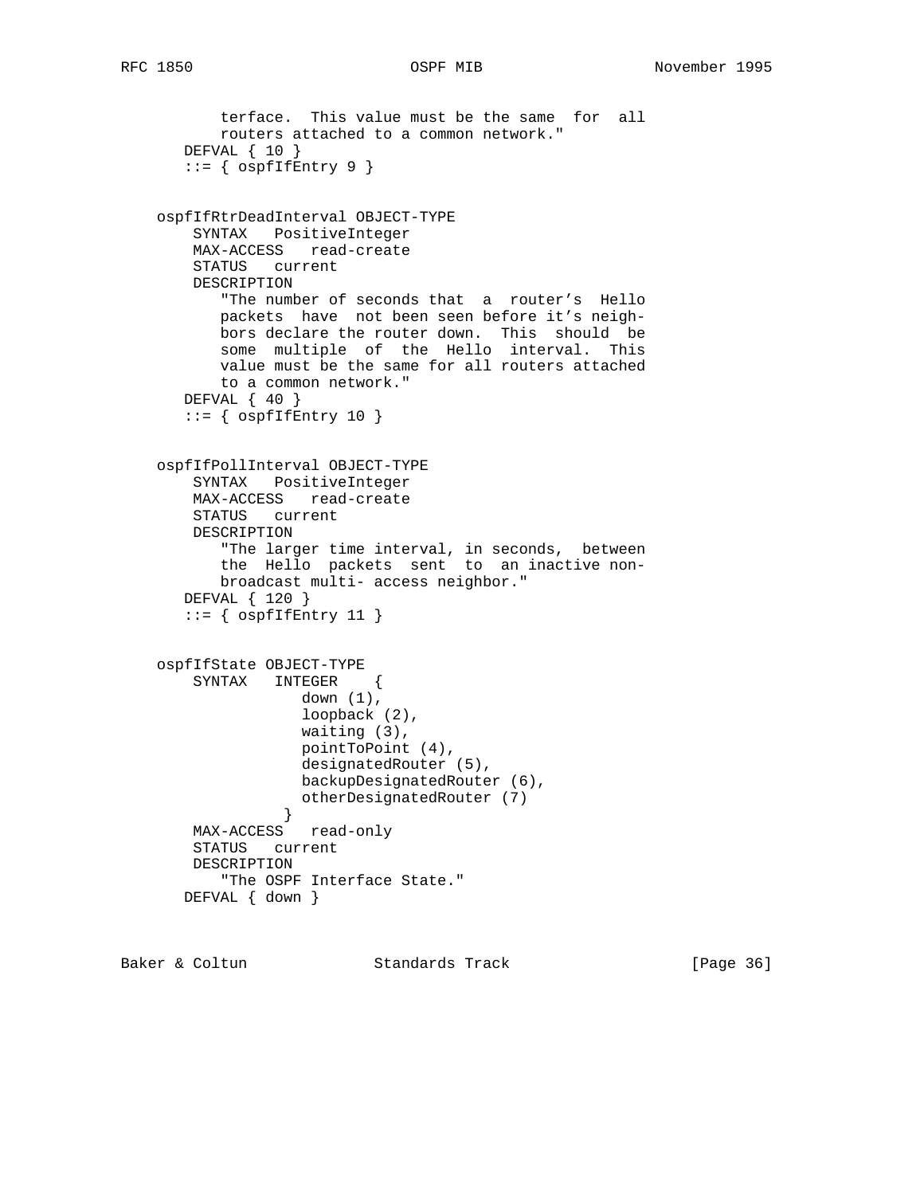```
          terface.  This value must be the same  for  all
          routers attached to a common network."
      DEFVAL { 10 }
      ::= { ospfIfEntry 9 }


   ospfIfRtrDeadInterval OBJECT-TYPE
       SYNTAX   PositiveInteger
       MAX-ACCESS   read-create
       STATUS   current
       DESCRIPTION
          "The number of seconds that  a  router's  Hello
          packets  have  not been seen before it's neigh-
          bors declare the router down.  This  should  be
          some  multiple  of  the  Hello  interval.  This
          value must be the same for all routers attached
          to a common network."
      DEFVAL { 40 }
      ::= { ospfIfEntry 10 }


   ospfIfPollInterval OBJECT-TYPE
       SYNTAX   PositiveInteger
       MAX-ACCESS   read-create
       STATUS   current
       DESCRIPTION
          "The larger time interval, in seconds,  between
          the  Hello  packets  sent  to  an inactive non-
          broadcast multi- access neighbor."
      DEFVAL { 120 }
      ::= { ospfIfEntry 11 }


   ospfIfState OBJECT-TYPE
       SYNTAX   INTEGER    {
                   down (1),
                   loopback (2),
                   waiting (3),
                   pointToPoint (4),
                   designatedRouter (5),
                   backupDesignatedRouter (6),
                   otherDesignatedRouter (7)
                 }
       MAX-ACCESS   read-only
       STATUS   current
       DESCRIPTION
          "The OSPF Interface State."
      DEFVAL { down }
```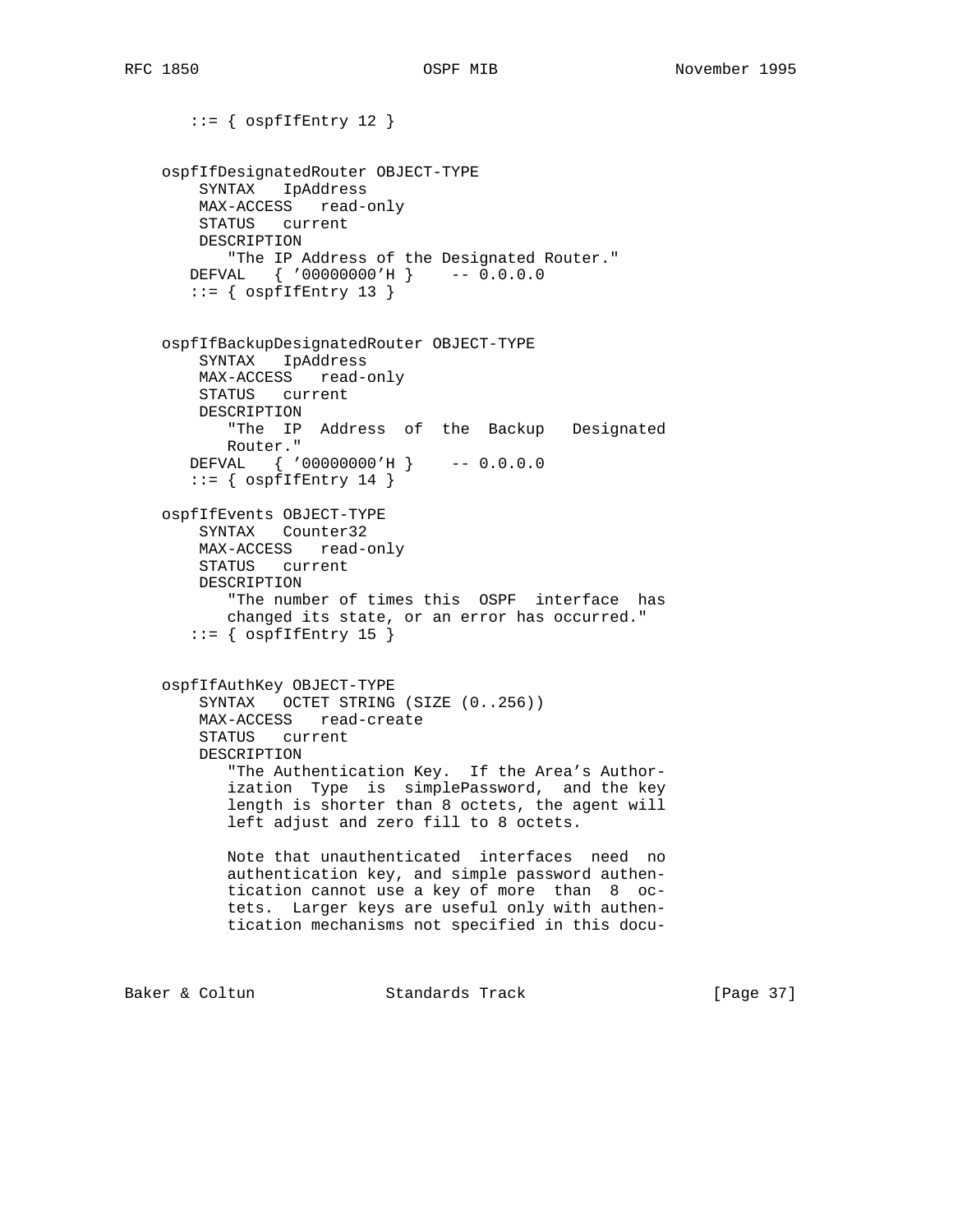```
       ::= { ospfIfEntry 12 }


    ospfIfDesignatedRouter OBJECT-TYPE
        SYNTAX   IpAddress
        MAX-ACCESS   read-only
        STATUS   current
        DESCRIPTION
           "The IP Address of the Designated Router."
       DEFVAL   { '00000000'H }    -- 0.0.0.0
       ::= { ospfIfEntry 13 }


    ospfIfBackupDesignatedRouter OBJECT-TYPE
        SYNTAX   IpAddress
        MAX-ACCESS   read-only
        STATUS   current
        DESCRIPTION
           "The  IP  Address  of  the  Backup   Designated
           Router."
       DEFVAL   { '00000000'H }    -- 0.0.0.0
       ::= { ospfIfEntry 14 }

    ospfIfEvents OBJECT-TYPE
        SYNTAX   Counter32
        MAX-ACCESS   read-only
        STATUS   current
        DESCRIPTION
           "The number of times this  OSPF  interface  has
           changed its state, or an error has occurred."
       ::= { ospfIfEntry 15 }


    ospfIfAuthKey OBJECT-TYPE
        SYNTAX   OCTET STRING (SIZE (0..256))
        MAX-ACCESS   read-create
        STATUS   current
        DESCRIPTION
           "The Authentication Key.  If the Area's Author-
           ization  Type  is  simplePassword,  and the key
           length is shorter than 8 octets, the agent will
           left adjust and zero fill to 8 octets.

           Note that unauthenticated  interfaces  need  no
           authentication key, and simple password authen-
           tication cannot use a key of more  than  8  oc-
           tets.  Larger keys are useful only with authen-
           tication mechanisms not specified in this docu-
```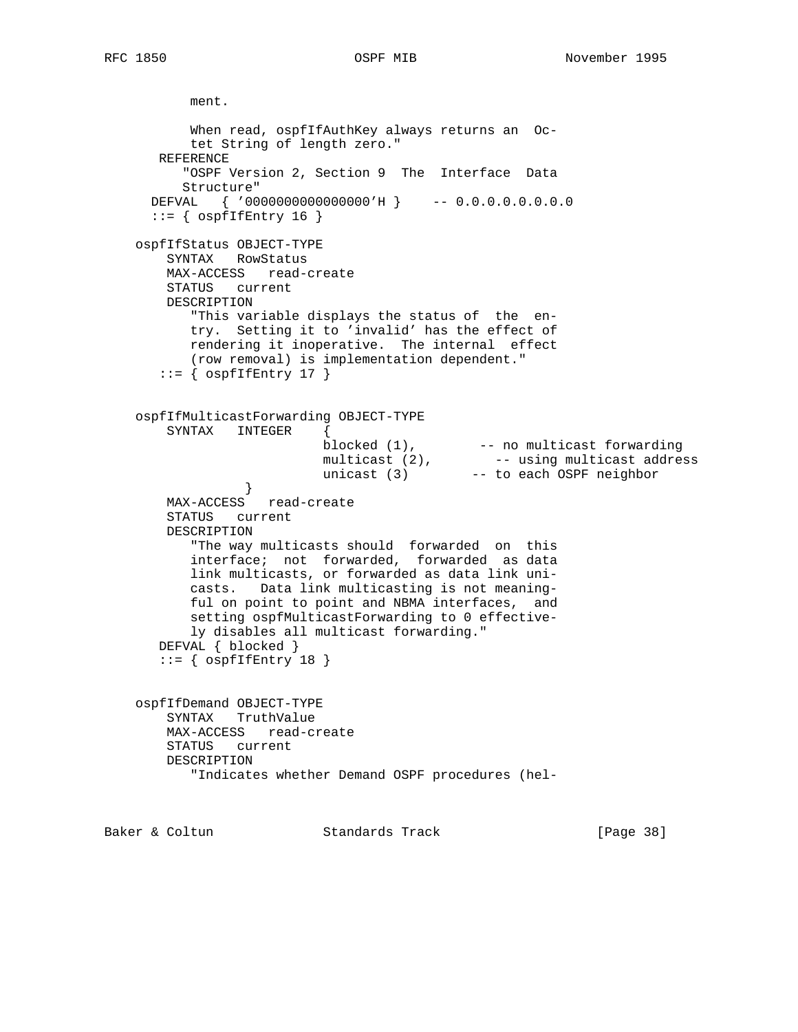```
          ment.

          When read, ospfIfAuthKey always returns an  Oc-
          tet String of length zero."
      REFERENCE
         "OSPF Version 2, Section 9  The  Interface  Data
         Structure"
     DEFVAL   { '0000000000000000'H }    -- 0.0.0.0.0.0.0.0
     ::= { ospfIfEntry 16 }

   ospfIfStatus OBJECT-TYPE
       SYNTAX   RowStatus
       MAX-ACCESS   read-create
       STATUS   current
       DESCRIPTION
          "This variable displays the status of  the  en-
          try.  Setting it to 'invalid' has the effect of
          rendering it inoperative.  The internal  effect
          (row removal) is implementation dependent."
      ::= { ospfIfEntry 17 }


   ospfIfMulticastForwarding OBJECT-TYPE
       SYNTAX   INTEGER    {
                           blocked (1),        -- no multicast forwarding
                           multicast (2),        -- using multicast address
                           unicast (3)        -- to each OSPF neighbor
                  }
       MAX-ACCESS   read-create
       STATUS   current
       DESCRIPTION
          "The way multicasts should  forwarded  on  this
          interface;  not  forwarded,  forwarded  as data
          link multicasts, or forwarded as data link uni-
          casts.   Data link multicasting is not meaning-
          ful on point to point and NBMA interfaces,  and
          setting ospfMulticastForwarding to 0 effective-
          ly disables all multicast forwarding."
      DEFVAL { blocked }
      ::= { ospfIfEntry 18 }


   ospfIfDemand OBJECT-TYPE
       SYNTAX   TruthValue
       MAX-ACCESS   read-create
       STATUS   current
       DESCRIPTION
          "Indicates whether Demand OSPF procedures (hel-
```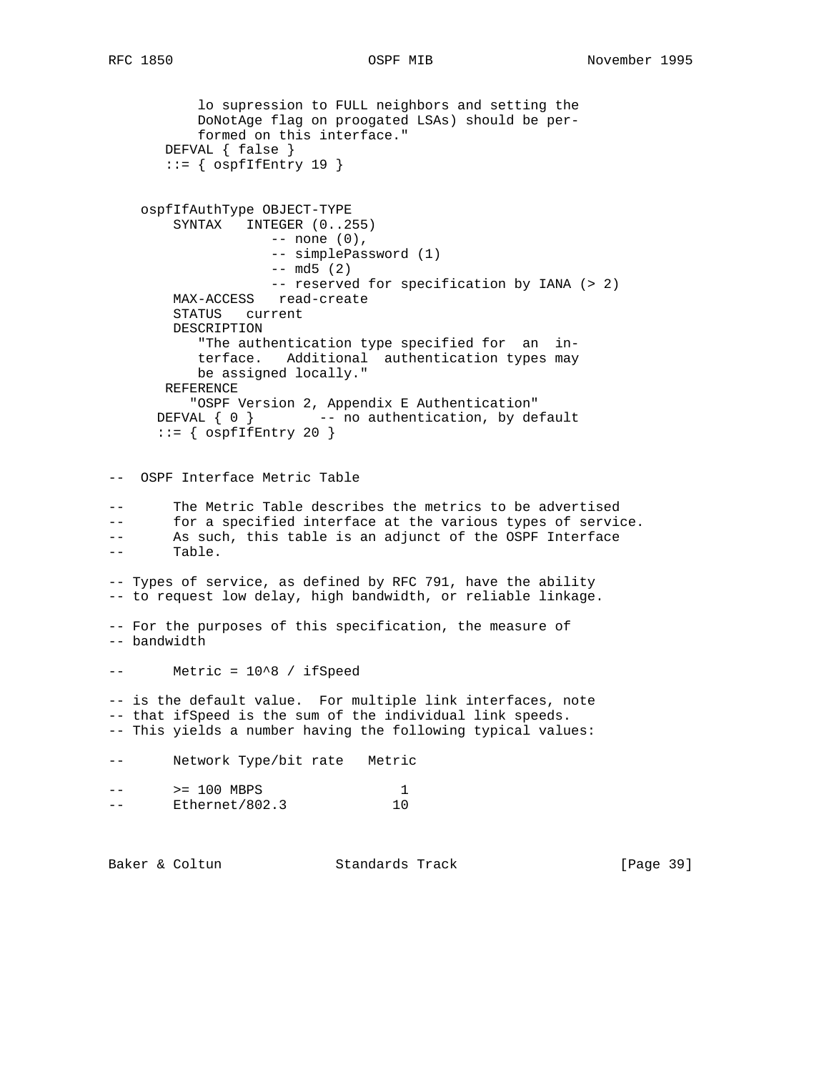```
           lo supression to FULL neighbors and setting the
           DoNotAge flag on proogated LSAs) should be per-
           formed on this interface."
       DEFVAL { false }
       ::= { ospfIfEntry 19 }


    ospfIfAuthType OBJECT-TYPE
        SYNTAX   INTEGER (0..255)
                    -- none (0),
                    -- simplePassword (1)
                    -- md5 (2)
                    -- reserved for specification by IANA (> 2)
        MAX-ACCESS   read-create
        STATUS   current
        DESCRIPTION
           "The authentication type specified for  an  in-
           terface.   Additional  authentication types may
           be assigned locally."
       REFERENCE
          "OSPF Version 2, Appendix E Authentication"
      DEFVAL { 0 }        -- no authentication, by default
      ::= { ospfIfEntry 20 }


--  OSPF Interface Metric Table

--      The Metric Table describes the metrics to be advertised
--      for a specified interface at the various types of service.
--      As such, this table is an adjunct of the OSPF Interface
--      Table.

-- Types of service, as defined by RFC 791, have the ability
-- to request low delay, high bandwidth, or reliable linkage.

-- For the purposes of this specification, the measure of
-- bandwidth

--      Metric = 10^8 / ifSpeed

-- is the default value.  For multiple link interfaces, note
-- that ifSpeed is the sum of the individual link speeds.
-- This yields a number having the following typical values:

--      Network Type/bit rate   Metric

--      >= 100 MBPS                 1
--      Ethernet/802.3             10
```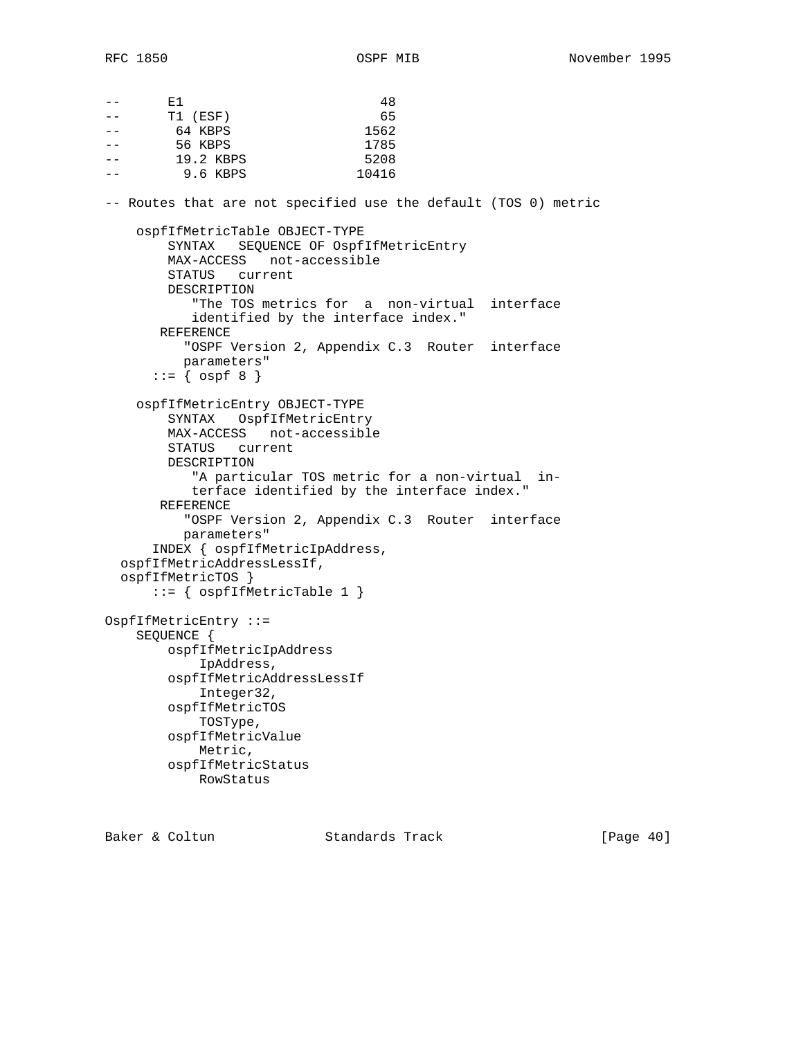```
--      E1                        48
--      T1 (ESF)                  65
--       64 KBPS                1562
--       56 KBPS                1785
--       19.2 KBPS              5208
--         9.6 KBPS            10416

-- Routes that are not specified use the default (TOS 0) metric

    ospfIfMetricTable OBJECT-TYPE
        SYNTAX   SEQUENCE OF OspfIfMetricEntry
        MAX-ACCESS   not-accessible
        STATUS   current
        DESCRIPTION
           "The TOS metrics for  a  non-virtual  interface
           identified by the interface index."
       REFERENCE
          "OSPF Version 2, Appendix C.3  Router  interface
          parameters"
      ::= { ospf 8 }

    ospfIfMetricEntry OBJECT-TYPE
        SYNTAX   OspfIfMetricEntry
        MAX-ACCESS   not-accessible
        STATUS   current
        DESCRIPTION
           "A particular TOS metric for a non-virtual  in-
           terface identified by the interface index."
       REFERENCE
          "OSPF Version 2, Appendix C.3  Router  interface
          parameters"
      INDEX { ospfIfMetricIpAddress,
  ospfIfMetricAddressLessIf,
  ospfIfMetricTOS }
      ::= { ospfIfMetricTable 1 }

OspfIfMetricEntry ::=
    SEQUENCE {
        ospfIfMetricIpAddress
            IpAddress,
        ospfIfMetricAddressLessIf
            Integer32,
        ospfIfMetricTOS
            TOSType,
        ospfIfMetricValue
            Metric,
        ospfIfMetricStatus
            RowStatus
```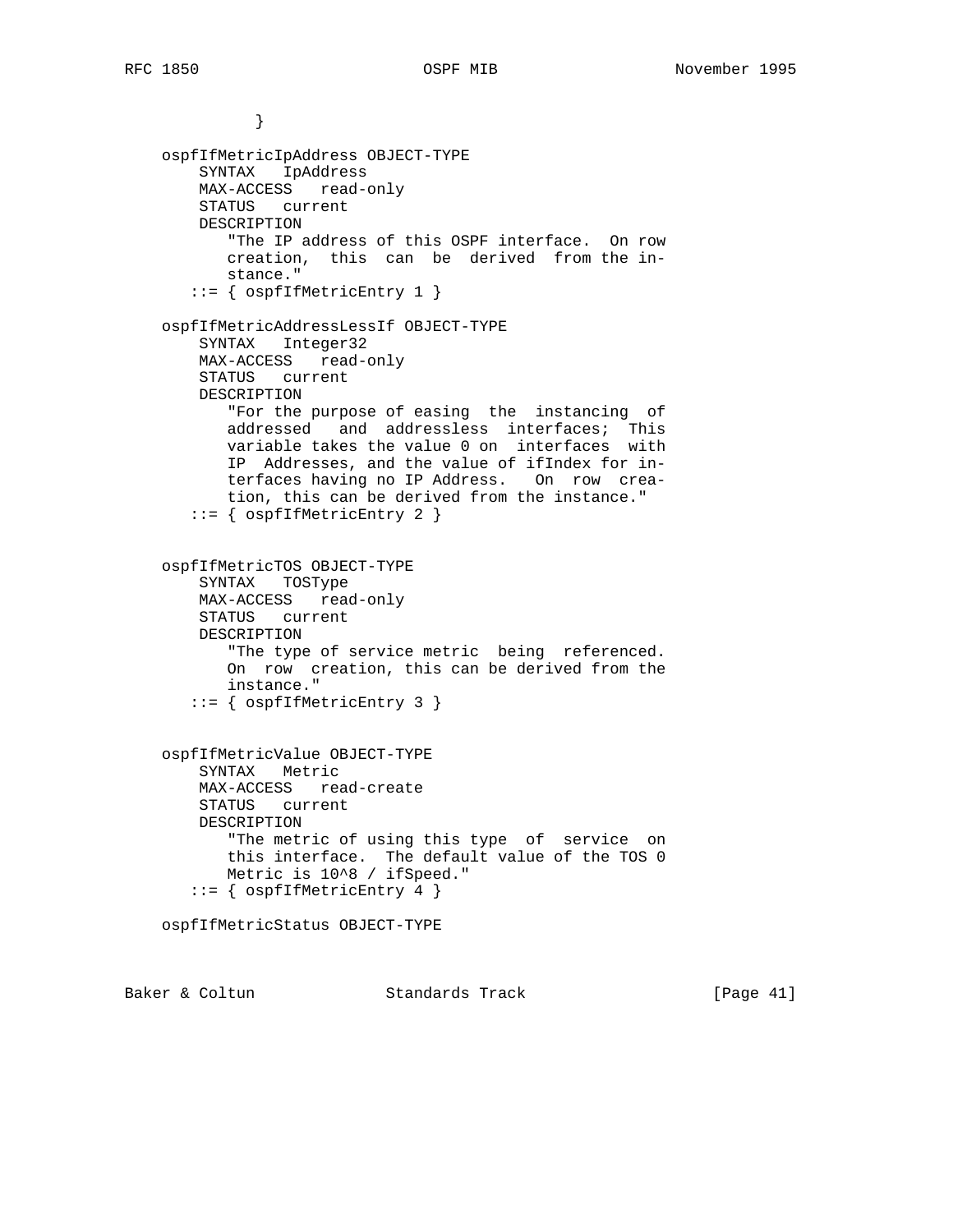```
             }

    ospfIfMetricIpAddress OBJECT-TYPE
        SYNTAX   IpAddress
        MAX-ACCESS   read-only
        STATUS   current
        DESCRIPTION
           "The IP address of this OSPF interface.  On row
           creation,  this  can  be  derived  from the in-
           stance."
       ::= { ospfIfMetricEntry 1 }

    ospfIfMetricAddressLessIf OBJECT-TYPE
        SYNTAX   Integer32
        MAX-ACCESS   read-only
        STATUS   current
        DESCRIPTION
           "For the purpose of easing  the  instancing  of
           addressed   and addressless  interfaces; This
           variable takes the value 0 on  interfaces  with
           IP  Addresses, and the value of ifIndex for in-
           terfaces having no IP Address.   On  row  crea-
           tion, this can be derived from the instance."
       ::= { ospfIfMetricEntry 2 }


    ospfIfMetricTOS OBJECT-TYPE
        SYNTAX   TOSType
        MAX-ACCESS   read-only
        STATUS   current
        DESCRIPTION
           "The type of service metric  being  referenced.
           On  row  creation, this can be derived from the
           instance."
       ::= { ospfIfMetricEntry 3 }


    ospfIfMetricValue OBJECT-TYPE
        SYNTAX   Metric
        MAX-ACCESS   read-create
        STATUS   current
        DESCRIPTION
           "The metric of using this type  of  service  on
           this interface.  The default value of the TOS 0
           Metric is 10^8 / ifSpeed."
       ::= { ospfIfMetricEntry 4 }

    ospfIfMetricStatus OBJECT-TYPE
```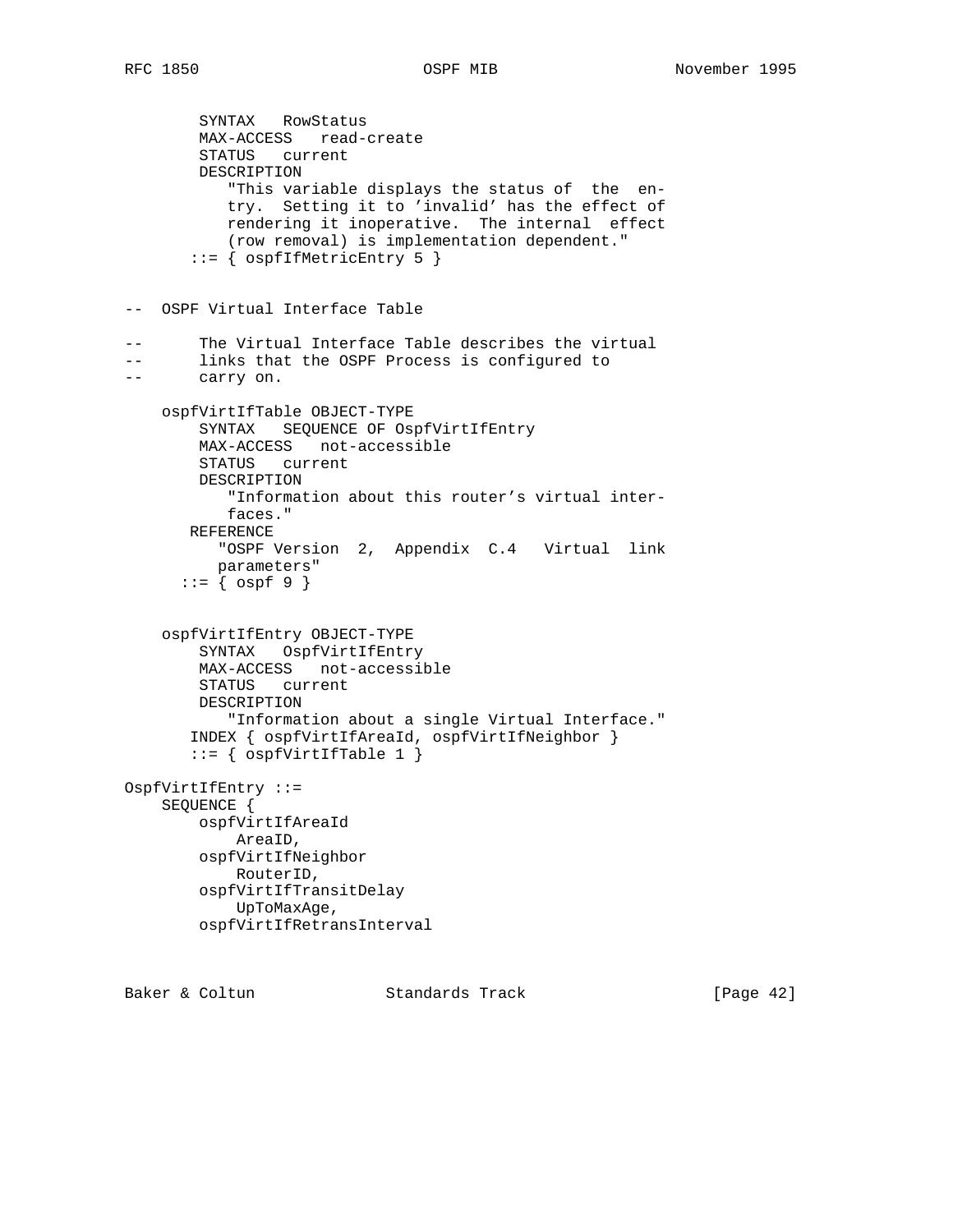```
        SYNTAX   RowStatus
        MAX-ACCESS   read-create
        STATUS   current
        DESCRIPTION
           "This variable displays the status of  the  en-
           try.  Setting it to 'invalid' has the effect of
           rendering it inoperative.  The internal  effect
           (row removal) is implementation dependent."
       ::= { ospfIfMetricEntry 5 }


--  OSPF Virtual Interface Table

--      The Virtual Interface Table describes the virtual
--      links that the OSPF Process is configured to
--      carry on.

    ospfVirtIfTable OBJECT-TYPE
        SYNTAX   SEQUENCE OF OspfVirtIfEntry
        MAX-ACCESS   not-accessible
        STATUS   current
        DESCRIPTION
           "Information about this router's virtual inter-
           faces."
       REFERENCE
          "OSPF Version  2,  Appendix  C.4   Virtual  link
          parameters"
      ::= { ospf 9 }


    ospfVirtIfEntry OBJECT-TYPE
        SYNTAX   OspfVirtIfEntry
        MAX-ACCESS   not-accessible
        STATUS   current
        DESCRIPTION
           "Information about a single Virtual Interface."
       INDEX { ospfVirtIfAreaId, ospfVirtIfNeighbor }
       ::= { ospfVirtIfTable 1 }

OspfVirtIfEntry ::=
    SEQUENCE {
        ospfVirtIfAreaId
            AreaID,
        ospfVirtIfNeighbor
            RouterID,
        ospfVirtIfTransitDelay
            UpToMaxAge,
        ospfVirtIfRetransInterval
```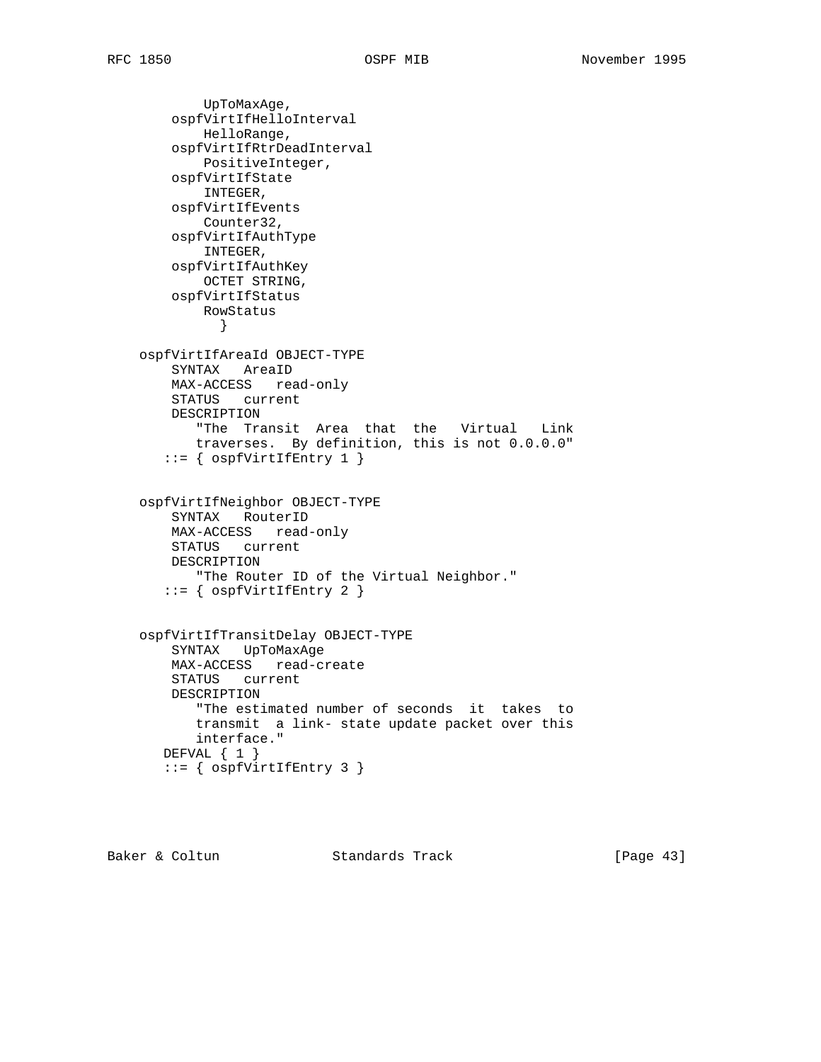```
            UpToMaxAge,
        ospfVirtIfHelloInterval
            HelloRange,
        ospfVirtIfRtrDeadInterval
            PositiveInteger,
        ospfVirtIfState
            INTEGER,
        ospfVirtIfEvents
            Counter32,
        ospfVirtIfAuthType
            INTEGER,
        ospfVirtIfAuthKey
            OCTET STRING,
        ospfVirtIfStatus
            RowStatus
              }

    ospfVirtIfAreaId OBJECT-TYPE
        SYNTAX   AreaID
        MAX-ACCESS   read-only
        STATUS   current
        DESCRIPTION
           "The  Transit  Area  that  the   Virtual   Link
           traverses.  By definition, this is not 0.0.0.0"
       ::= { ospfVirtIfEntry 1 }


    ospfVirtIfNeighbor OBJECT-TYPE
        SYNTAX   RouterID
        MAX-ACCESS   read-only
        STATUS   current
        DESCRIPTION
           "The Router ID of the Virtual Neighbor."
       ::= { ospfVirtIfEntry 2 }


    ospfVirtIfTransitDelay OBJECT-TYPE
        SYNTAX   UpToMaxAge
        MAX-ACCESS   read-create
        STATUS   current
        DESCRIPTION
           "The estimated number of seconds  it  takes  to
           transmit  a link- state update packet over this
           interface."
      DEFVAL { 1 }
       ::= { ospfVirtIfEntry 3 }
```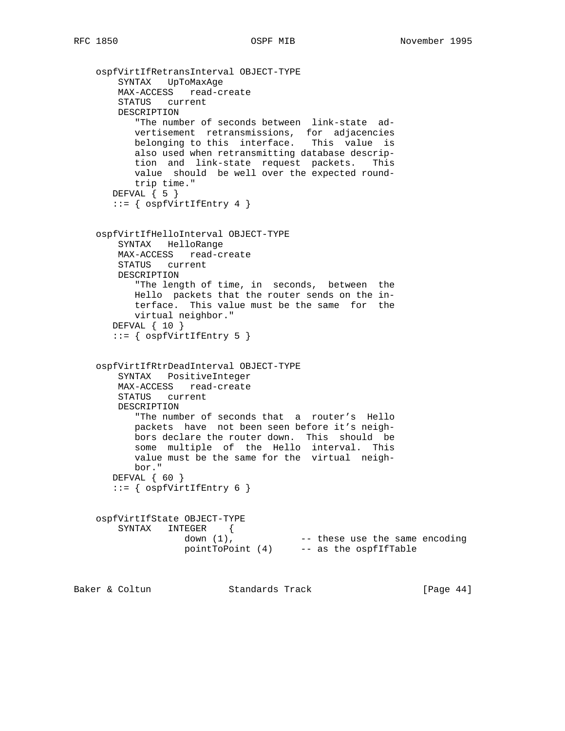```
    ospfVirtIfRetransInterval OBJECT-TYPE
        SYNTAX   UpToMaxAge
        MAX-ACCESS   read-create
        STATUS   current
        DESCRIPTION
           "The number of seconds between  link-state  ad-
           vertisement  retransmissions,  for  adjacencies
           belonging to this  interface.   This  value  is
           also used when retransmitting database descrip-
           tion  and  link-state  request  packets.   This
           value  should  be well over the expected round-
           trip time."
       DEFVAL { 5 }
       ::= { ospfVirtIfEntry 4 }


    ospfVirtIfHelloInterval OBJECT-TYPE
        SYNTAX   HelloRange
        MAX-ACCESS   read-create
        STATUS   current
        DESCRIPTION
           "The length of time, in  seconds,  between  the
           Hello  packets that the router sends on the in-
           terface.  This value must be the same  for  the
           virtual neighbor."
       DEFVAL { 10 }
       ::= { ospfVirtIfEntry 5 }


    ospfVirtIfRtrDeadInterval OBJECT-TYPE
        SYNTAX   PositiveInteger
        MAX-ACCESS   read-create
        STATUS   current
        DESCRIPTION
           "The number of seconds that  a  router's  Hello
           packets  have  not been seen before it's neigh-
           bors declare the router down.  This  should  be
           some  multiple  of  the  Hello  interval.  This
           value must be the same for the  virtual  neigh-
           bor."
       DEFVAL { 60 }
       ::= { ospfVirtIfEntry 6 }


    ospfVirtIfState OBJECT-TYPE
        SYNTAX   INTEGER    {
                    down (1),            -- these use the same encoding
                    pointToPoint (4)     -- as the ospfIfTable
```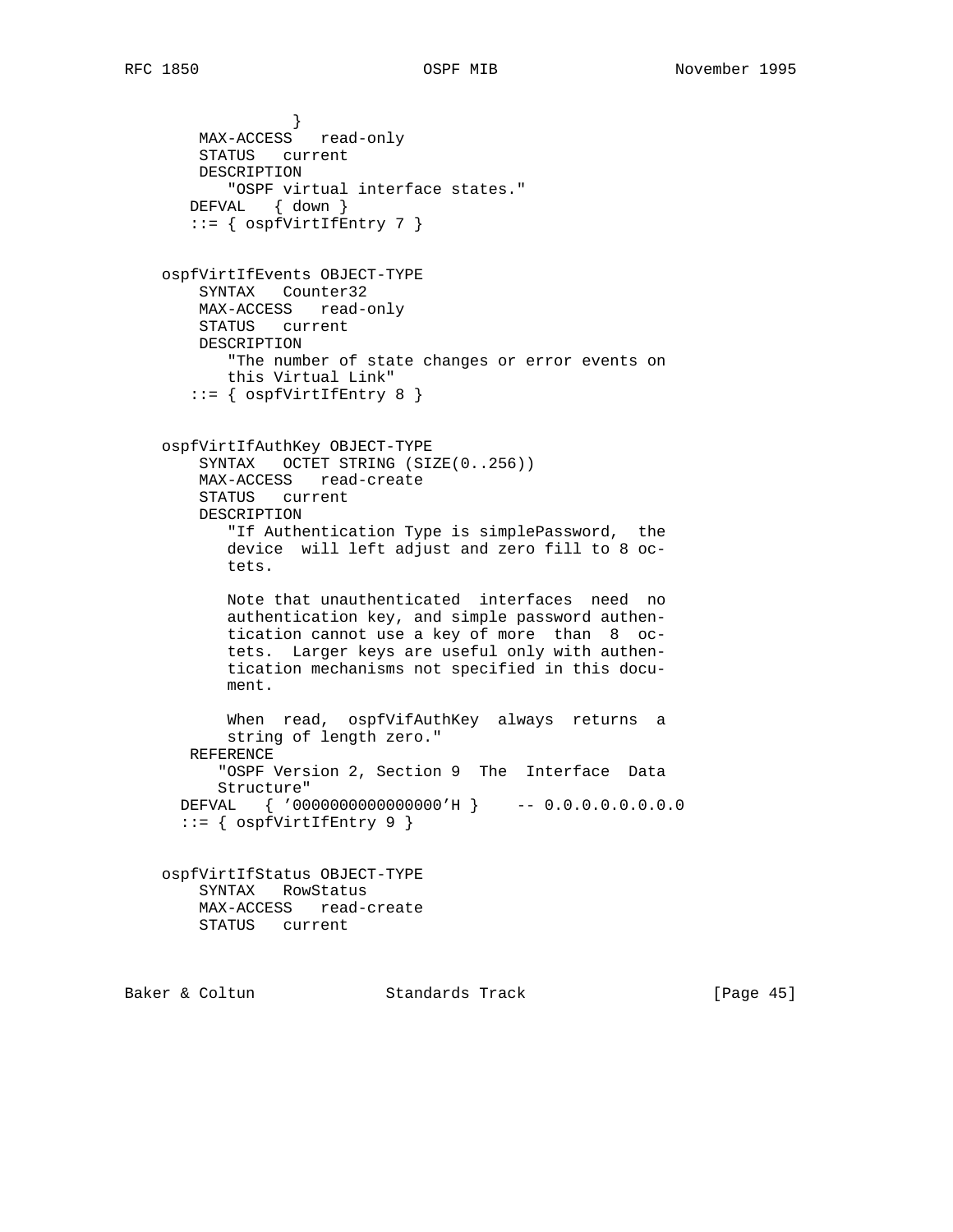```
                  }
        MAX-ACCESS   read-only
        STATUS   current
        DESCRIPTION
           "OSPF virtual interface states."
       DEFVAL   { down }
       ::= { ospfVirtIfEntry 7 }


    ospfVirtIfEvents OBJECT-TYPE
        SYNTAX   Counter32
        MAX-ACCESS   read-only
        STATUS   current
        DESCRIPTION
           "The number of state changes or error events on
           this Virtual Link"
       ::= { ospfVirtIfEntry 8 }


    ospfVirtIfAuthKey OBJECT-TYPE
        SYNTAX   OCTET STRING (SIZE(0..256))
        MAX-ACCESS   read-create
        STATUS   current
        DESCRIPTION
           "If Authentication Type is simplePassword,  the
           device  will left adjust and zero fill to 8 oc-
           tets.

           Note that unauthenticated  interfaces  need  no
           authentication key, and simple password authen-
           tication cannot use a key of more  than  8  oc-
           tets.  Larger keys are useful only with authen-
           tication mechanisms not specified in this docu-
           ment.

           When  read,  ospfVifAuthKey  always  returns  a
           string of length zero."
      REFERENCE
          "OSPF Version 2, Section 9  The  Interface  Data
          Structure"
     DEFVAL   { '0000000000000000'H }    -- 0.0.0.0.0.0.0.0
     ::= { ospfVirtIfEntry 9 }


    ospfVirtIfStatus OBJECT-TYPE
        SYNTAX   RowStatus
        MAX-ACCESS   read-create
        STATUS   current
```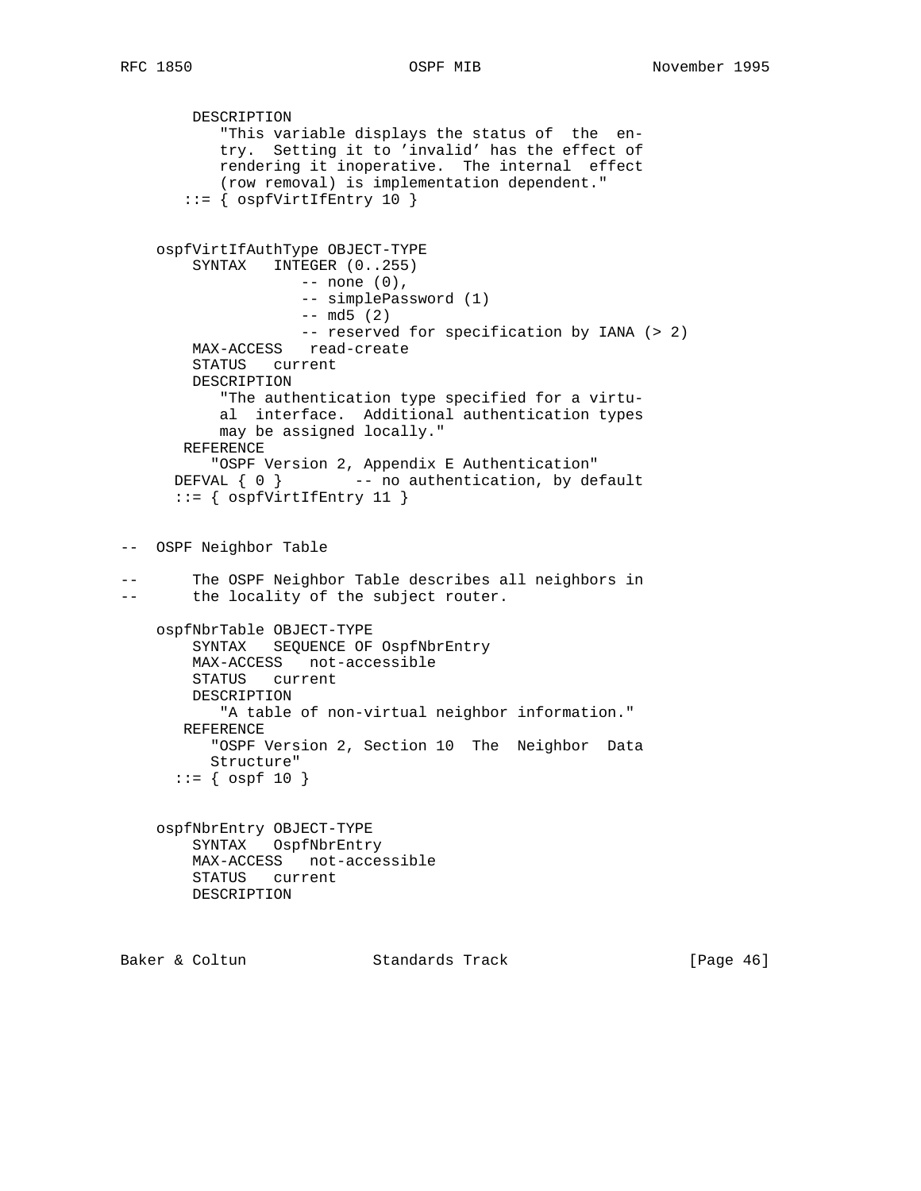```
        DESCRIPTION
           "This variable displays the status of  the  en-
           try.  Setting it to 'invalid' has the effect of
           rendering it inoperative.  The internal  effect
           (row removal) is implementation dependent."
       ::= { ospfVirtIfEntry 10 }


    ospfVirtIfAuthType OBJECT-TYPE
        SYNTAX   INTEGER (0..255)
                    -- none (0),
                    -- simplePassword (1)
                    -- md5 (2)
                    -- reserved for specification by IANA (> 2)
        MAX-ACCESS   read-create
        STATUS   current
        DESCRIPTION
           "The authentication type specified for a virtu-
           al  interface.  Additional authentication types
           may be assigned locally."
       REFERENCE
          "OSPF Version 2, Appendix E Authentication"
      DEFVAL { 0 }        -- no authentication, by default
      ::= { ospfVirtIfEntry 11 }


--  OSPF Neighbor Table

--      The OSPF Neighbor Table describes all neighbors in
--      the locality of the subject router.

    ospfNbrTable OBJECT-TYPE
        SYNTAX   SEQUENCE OF OspfNbrEntry
        MAX-ACCESS   not-accessible
        STATUS   current
        DESCRIPTION
           "A table of non-virtual neighbor information."
       REFERENCE
          "OSPF Version 2, Section 10  The  Neighbor  Data
          Structure"
      ::= { ospf 10 }


    ospfNbrEntry OBJECT-TYPE
        SYNTAX   OspfNbrEntry
        MAX-ACCESS   not-accessible
        STATUS   current
        DESCRIPTION
```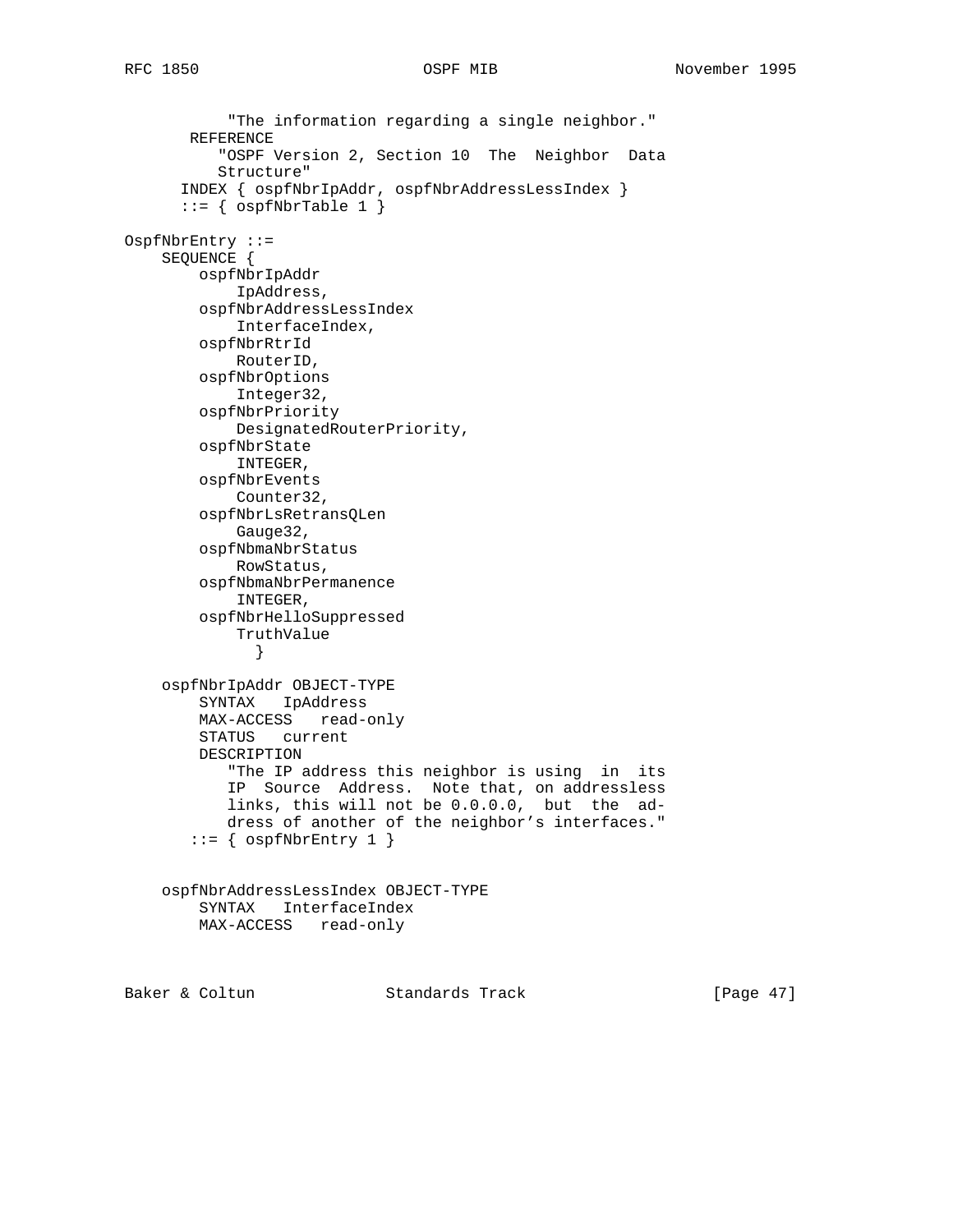```
           "The information regarding a single neighbor."
       REFERENCE
          "OSPF Version 2, Section 10  The  Neighbor  Data
          Structure"
      INDEX { ospfNbrIpAddr, ospfNbrAddressLessIndex }
      ::= { ospfNbrTable 1 }

OspfNbrEntry ::=
    SEQUENCE {
        ospfNbrIpAddr
            IpAddress,
        ospfNbrAddressLessIndex
            InterfaceIndex,
        ospfNbrRtrId
            RouterID,
        ospfNbrOptions
            Integer32,
        ospfNbrPriority
            DesignatedRouterPriority,
        ospfNbrState
            INTEGER,
        ospfNbrEvents
            Counter32,
        ospfNbrLsRetransQLen
            Gauge32,
        ospfNbmaNbrStatus
            RowStatus,
        ospfNbmaNbrPermanence
            INTEGER,
        ospfNbrHelloSuppressed
            TruthValue
              }

    ospfNbrIpAddr OBJECT-TYPE
        SYNTAX   IpAddress
        MAX-ACCESS   read-only
        STATUS   current
        DESCRIPTION
           "The IP address this neighbor is using  in  its
           IP  Source  Address.  Note that, on addressless
           links, this will not be 0.0.0.0,  but  the  ad-
           dress of another of the neighbor's interfaces."
       ::= { ospfNbrEntry 1 }


    ospfNbrAddressLessIndex OBJECT-TYPE
        SYNTAX   InterfaceIndex
        MAX-ACCESS   read-only
```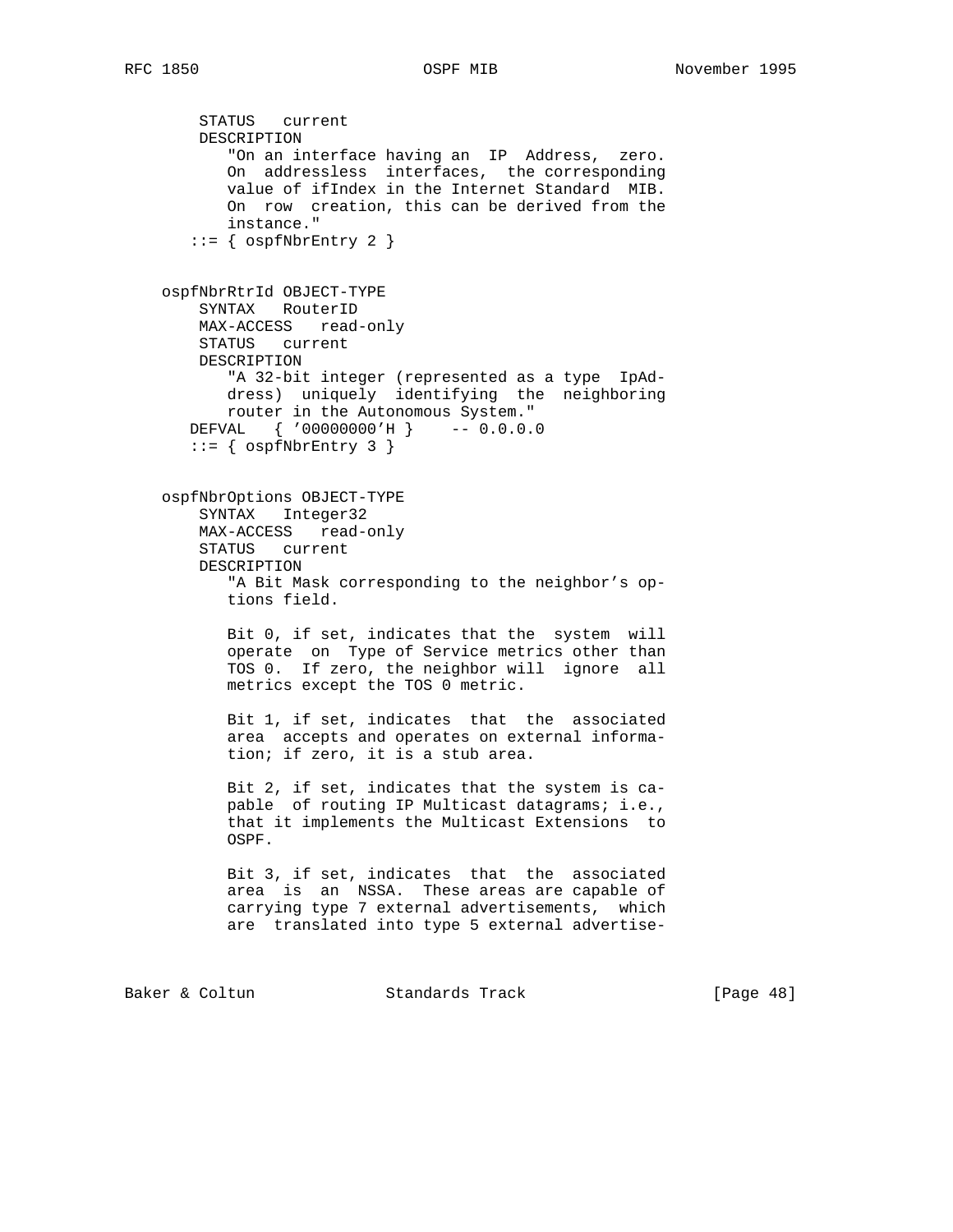```
        STATUS   current
        DESCRIPTION
           "On an interface having an  IP  Address,  zero.
           On  addressless  interfaces,  the corresponding
           value of ifIndex in the Internet Standard  MIB.
           On  row  creation, this can be derived from the
           instance."
       ::= { ospfNbrEntry 2 }


    ospfNbrRtrId OBJECT-TYPE
        SYNTAX   RouterID
        MAX-ACCESS   read-only
        STATUS   current
        DESCRIPTION
           "A 32-bit integer (represented as a type  IpAd-
           dress)  uniquely  identifying  the  neighboring
           router in the Autonomous System."
       DEFVAL   { '00000000'H }    -- 0.0.0.0
       ::= { ospfNbrEntry 3 }


    ospfNbrOptions OBJECT-TYPE
        SYNTAX   Integer32
        MAX-ACCESS   read-only
        STATUS   current
        DESCRIPTION
           "A Bit Mask corresponding to the neighbor's op-
           tions field.

           Bit 0, if set, indicates that the  system  will
           operate  on  Type of Service metrics other than
           TOS 0.  If zero, the neighbor will  ignore  all
           metrics except the TOS 0 metric.

           Bit 1, if set, indicates  that  the  associated
           area  accepts and operates on external informa-
           tion; if zero, it is a stub area.

           Bit 2, if set, indicates that the system is ca-
           pable  of routing IP Multicast datagrams; i.e.,
           that it implements the Multicast Extensions  to
           OSPF.

           Bit 3, if set, indicates  that  the  associated
           area  is  an  NSSA.  These areas are capable of
           carrying type 7 external advertisements,  which
           are  translated into type 5 external advertise-
```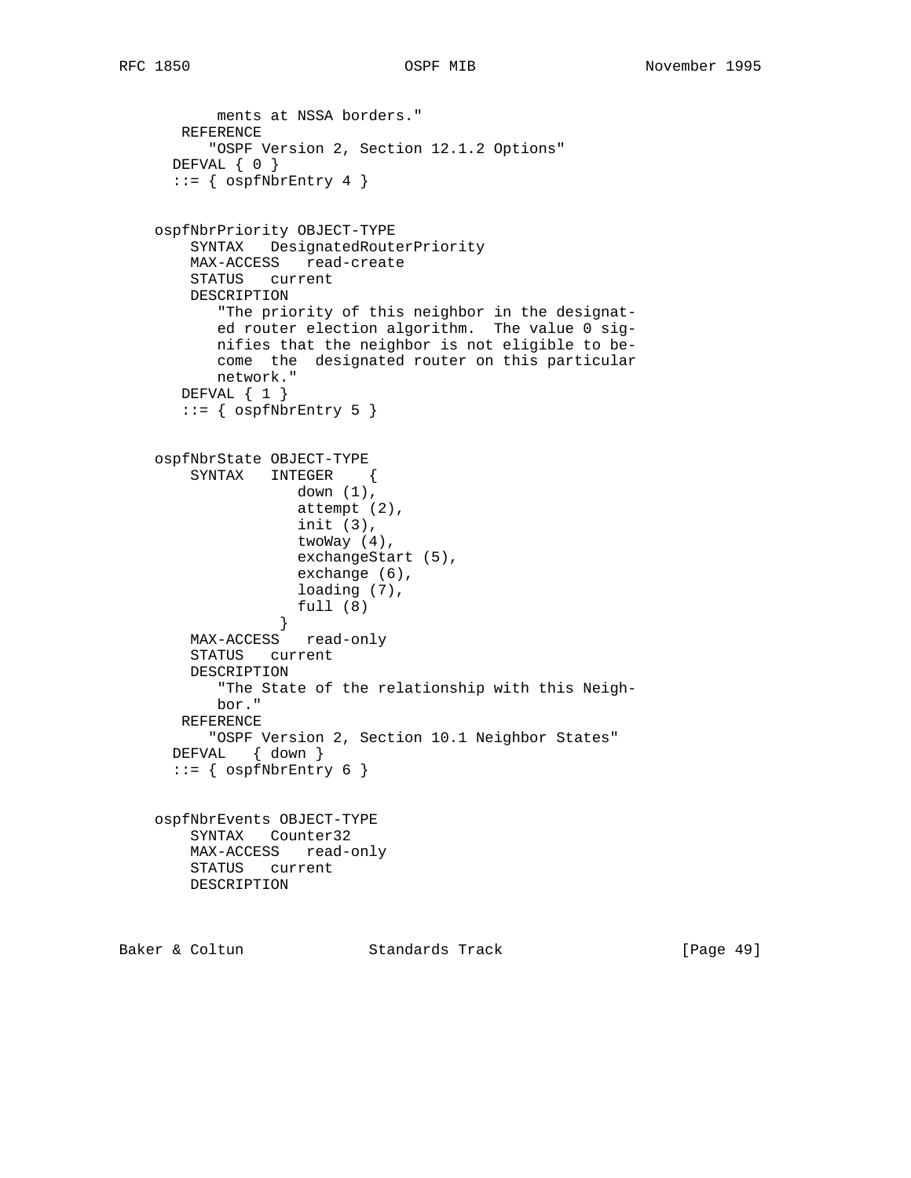```
           ments at NSSA borders."
       REFERENCE
          "OSPF Version 2, Section 12.1.2 Options"
      DEFVAL { 0 }
      ::= { ospfNbrEntry 4 }


    ospfNbrPriority OBJECT-TYPE
        SYNTAX   DesignatedRouterPriority
        MAX-ACCESS   read-create
        STATUS   current
        DESCRIPTION
           "The priority of this neighbor in the designat-
           ed router election algorithm.  The value 0 sig-
           nifies that the neighbor is not eligible to be-
           come  the  designated router on this particular
           network."
       DEFVAL { 1 }
       ::= { ospfNbrEntry 5 }


    ospfNbrState OBJECT-TYPE
        SYNTAX   INTEGER    {
                    down (1),
                    attempt (2),
                    init (3),
                    twoWay (4),
                    exchangeStart (5),
                    exchange (6),
                    loading (7),
                    full (8)
                  }
        MAX-ACCESS   read-only
        STATUS   current
        DESCRIPTION
           "The State of the relationship with this Neigh-
           bor."
       REFERENCE
          "OSPF Version 2, Section 10.1 Neighbor States"
      DEFVAL   { down }
      ::= { ospfNbrEntry 6 }


    ospfNbrEvents OBJECT-TYPE
        SYNTAX   Counter32
        MAX-ACCESS   read-only
        STATUS   current
        DESCRIPTION
```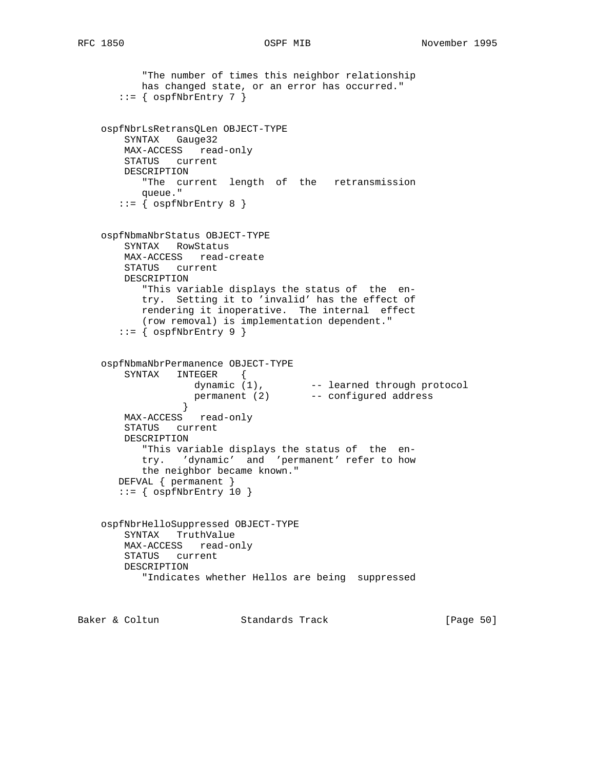```
           "The number of times this neighbor relationship
           has changed state, or an error has occurred."
       ::= { ospfNbrEntry 7 }


    ospfNbrLsRetransQLen OBJECT-TYPE
        SYNTAX   Gauge32
        MAX-ACCESS   read-only
        STATUS   current
        DESCRIPTION
           "The  current  length  of  the   retransmission
           queue."
       ::= { ospfNbrEntry 8 }


    ospfNbmaNbrStatus OBJECT-TYPE
        SYNTAX   RowStatus
        MAX-ACCESS   read-create
        STATUS   current
        DESCRIPTION
           "This variable displays the status of  the  en-
           try.  Setting it to 'invalid' has the effect of
           rendering it inoperative.  The internal  effect
           (row removal) is implementation dependent."
       ::= { ospfNbrEntry 9 }


    ospfNbmaNbrPermanence OBJECT-TYPE
        SYNTAX   INTEGER    {
                    dynamic (1),        -- learned through protocol
                    permanent (2)       -- configured address
                  }
        MAX-ACCESS   read-only
        STATUS   current
        DESCRIPTION
           "This variable displays the status of  the  en-
           try.   'dynamic'  and  'permanent' refer to how
           the neighbor became known."
      DEFVAL { permanent }
       ::= { ospfNbrEntry 10 }


    ospfNbrHelloSuppressed OBJECT-TYPE
        SYNTAX   TruthValue
        MAX-ACCESS   read-only
        STATUS   current
        DESCRIPTION
           "Indicates whether Hellos are being  suppressed
```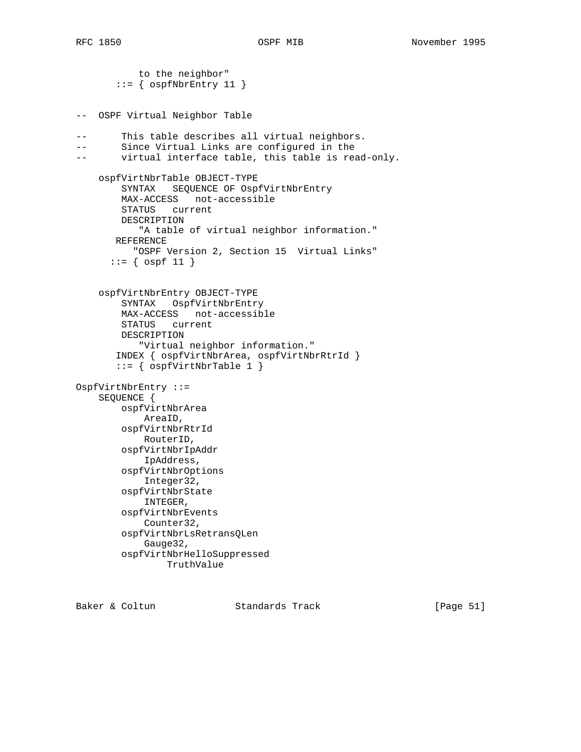```
           to the neighbor"
       ::= { ospfNbrEntry 11 }


--  OSPF Virtual Neighbor Table

--      This table describes all virtual neighbors.
--      Since Virtual Links are configured in the
--      virtual interface table, this table is read-only.

    ospfVirtNbrTable OBJECT-TYPE
        SYNTAX   SEQUENCE OF OspfVirtNbrEntry
        MAX-ACCESS   not-accessible
        STATUS   current
        DESCRIPTION
           "A table of virtual neighbor information."
       REFERENCE
          "OSPF Version 2, Section 15  Virtual Links"
      ::= { ospf 11 }


    ospfVirtNbrEntry OBJECT-TYPE
        SYNTAX   OspfVirtNbrEntry
        MAX-ACCESS   not-accessible
        STATUS   current
        DESCRIPTION
           "Virtual neighbor information."
       INDEX { ospfVirtNbrArea, ospfVirtNbrRtrId }
       ::= { ospfVirtNbrTable 1 }

OspfVirtNbrEntry ::=
    SEQUENCE {
        ospfVirtNbrArea
            AreaID,
        ospfVirtNbrRtrId
            RouterID,
        ospfVirtNbrIpAddr
            IpAddress,
        ospfVirtNbrOptions
            Integer32,
        ospfVirtNbrState
            INTEGER,
        ospfVirtNbrEvents
            Counter32,
        ospfVirtNbrLsRetransQLen
            Gauge32,
        ospfVirtNbrHelloSuppressed
                TruthValue
```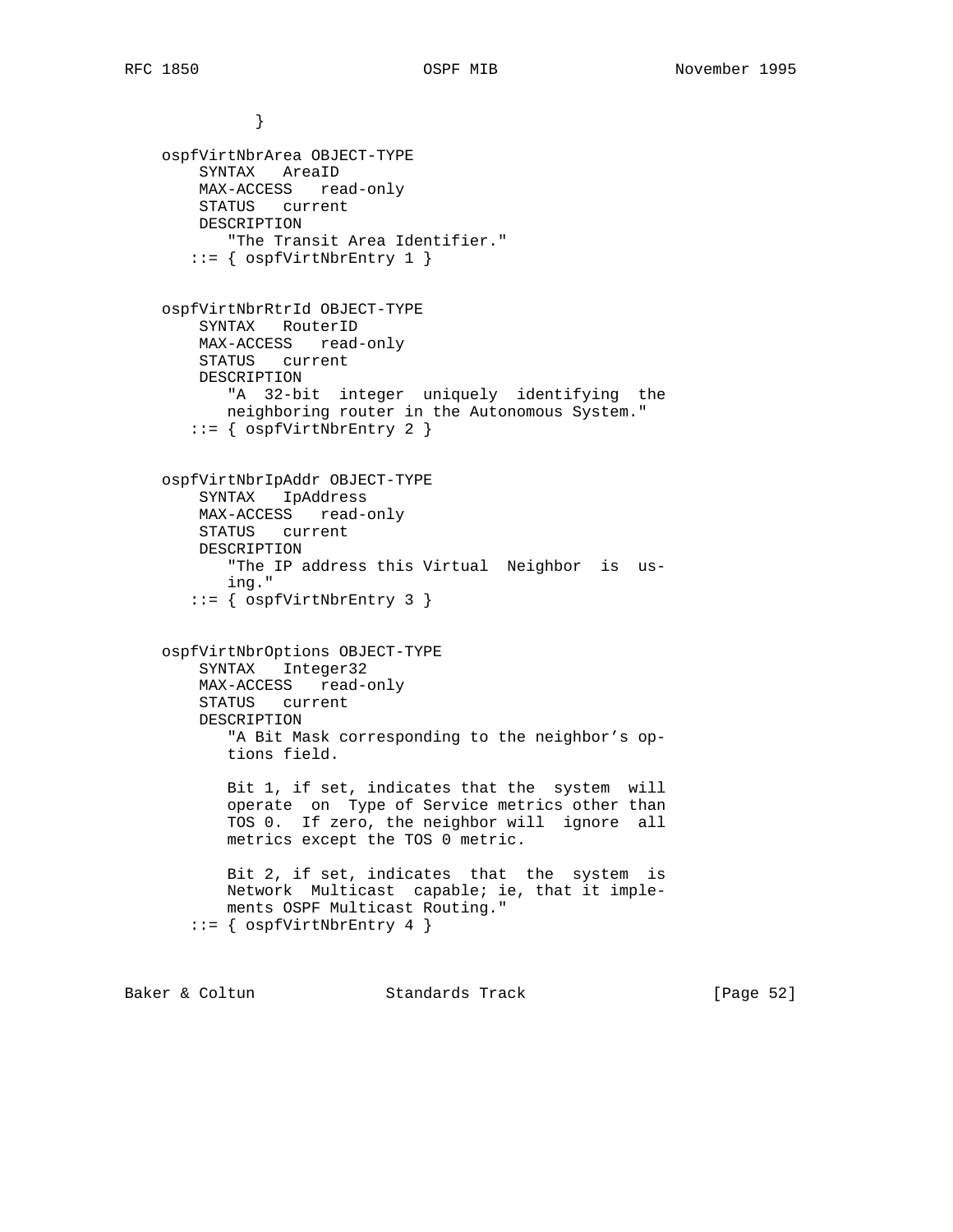```
           }

   ospfVirtNbrArea OBJECT-TYPE
       SYNTAX   AreaID
       MAX-ACCESS   read-only
       STATUS   current
       DESCRIPTION
          "The Transit Area Identifier."
      ::= { ospfVirtNbrEntry 1 }


   ospfVirtNbrRtrId OBJECT-TYPE
       SYNTAX   RouterID
       MAX-ACCESS   read-only
       STATUS   current
       DESCRIPTION
          "A  32-bit  integer  uniquely  identifying  the
          neighboring router in the Autonomous System."
      ::= { ospfVirtNbrEntry 2 }


   ospfVirtNbrIpAddr OBJECT-TYPE
       SYNTAX   IpAddress
       MAX-ACCESS   read-only
       STATUS   current
       DESCRIPTION
          "The IP address this Virtual  Neighbor  is  us-
          ing."
      ::= { ospfVirtNbrEntry 3 }


   ospfVirtNbrOptions OBJECT-TYPE
       SYNTAX   Integer32
       MAX-ACCESS   read-only
       STATUS   current
       DESCRIPTION
          "A Bit Mask corresponding to the neighbor's op-
          tions field.

          Bit 1, if set, indicates that the  system  will
          operate  on  Type of Service metrics other than
          TOS 0.  If zero, the neighbor will  ignore  all
          metrics except the TOS 0 metric.

          Bit 2, if set, indicates  that  the  system  is
          Network  Multicast  capable; ie, that it imple-
          ments OSPF Multicast Routing."
      ::= { ospfVirtNbrEntry 4 }
```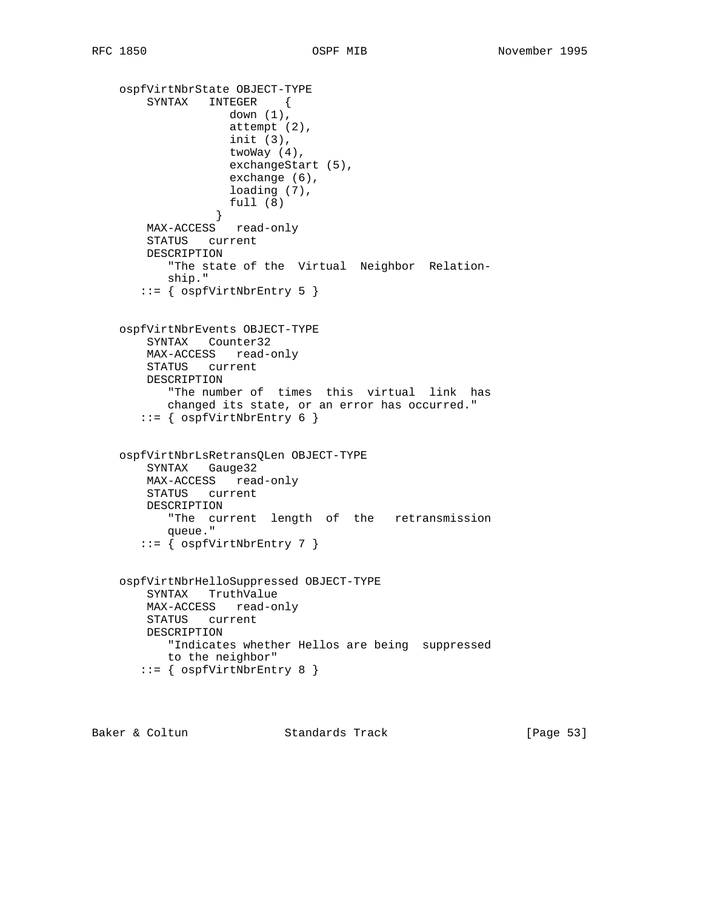```
ospfVirtNbrState OBJECT-TYPE
    SYNTAX   INTEGER    {
                down (1),
                attempt (2),
                init (3),
                twoWay (4),
                exchangeStart (5),
                exchange (6),
                loading (7),
                full (8)
              }
    MAX-ACCESS   read-only
    STATUS   current
    DESCRIPTION
       "The state of the  Virtual  Neighbor  Relation-
       ship."
   ::= { ospfVirtNbrEntry 5 }


ospfVirtNbrEvents OBJECT-TYPE
    SYNTAX   Counter32
    MAX-ACCESS   read-only
    STATUS   current
    DESCRIPTION
       "The number of  times  this  virtual  link  has
       changed its state, or an error has occurred."
   ::= { ospfVirtNbrEntry 6 }


ospfVirtNbrLsRetransQLen OBJECT-TYPE
    SYNTAX   Gauge32
    MAX-ACCESS   read-only
    STATUS   current
    DESCRIPTION
       "The  current  length  of  the   retransmission
       queue."
   ::= { ospfVirtNbrEntry 7 }


ospfVirtNbrHelloSuppressed OBJECT-TYPE
    SYNTAX   TruthValue
    MAX-ACCESS   read-only
    STATUS   current
    DESCRIPTION
       "Indicates whether Hellos are being  suppressed
       to the neighbor"
   ::= { ospfVirtNbrEntry 8 }
```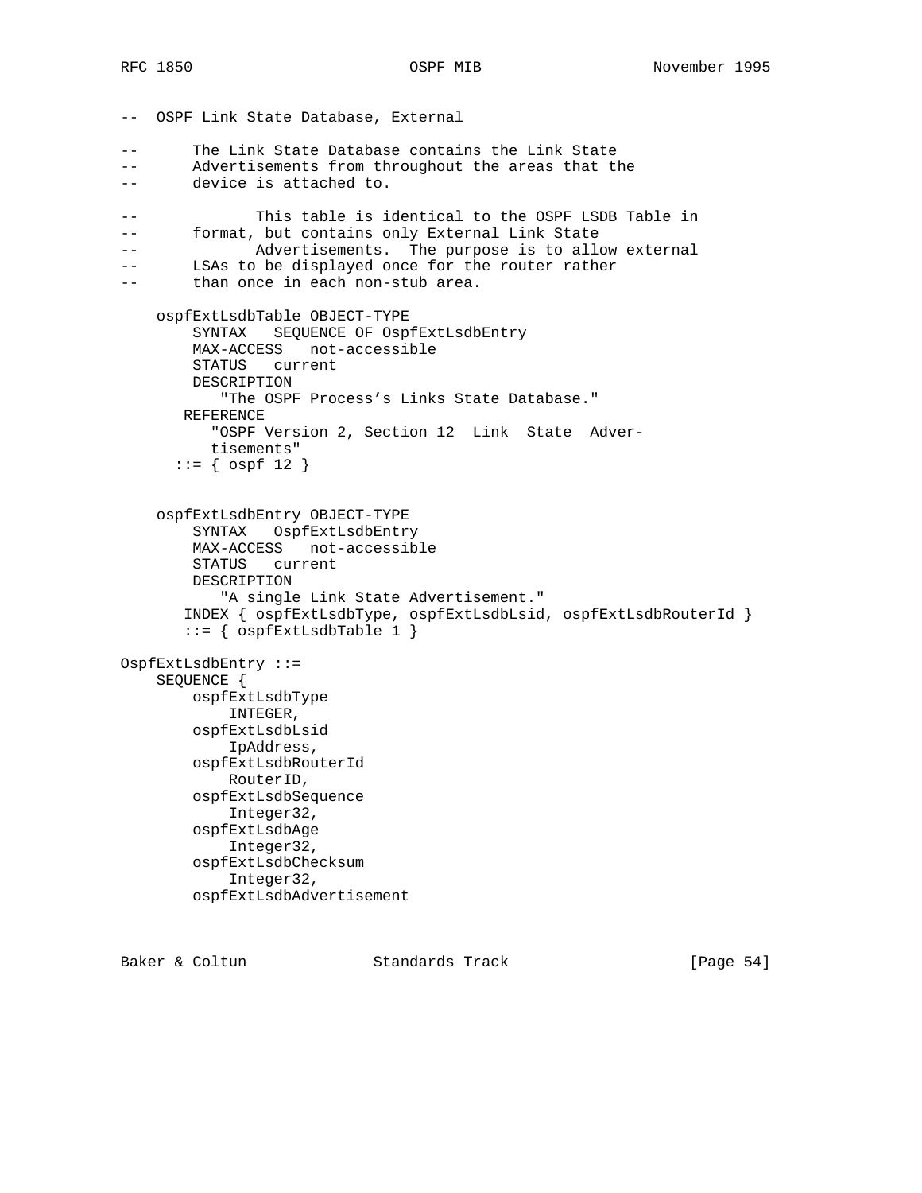```
-- OSPF Link State Database, External

--      The Link State Database contains the Link State
--      Advertisements from throughout the areas that the
--      device is attached to.

--             This table is identical to the OSPF LSDB Table in
--      format, but contains only External Link State
--             Advertisements.  The purpose is to allow external
--      LSAs to be displayed once for the router rather
--      than once in each non-stub area.

    ospfExtLsdbTable OBJECT-TYPE
        SYNTAX   SEQUENCE OF OspfExtLsdbEntry
        MAX-ACCESS   not-accessible
        STATUS   current
        DESCRIPTION
           "The OSPF Process's Links State Database."
       REFERENCE
          "OSPF Version 2, Section 12  Link  State  Adver-
          tisements"
      ::= { ospf 12 }


    ospfExtLsdbEntry OBJECT-TYPE
        SYNTAX   OspfExtLsdbEntry
        MAX-ACCESS   not-accessible
        STATUS   current
        DESCRIPTION
           "A single Link State Advertisement."
       INDEX { ospfExtLsdbType, ospfExtLsdbLsid, ospfExtLsdbRouterId }
       ::= { ospfExtLsdbTable 1 }

OspfExtLsdbEntry ::=
    SEQUENCE {
        ospfExtLsdbType
            INTEGER,
        ospfExtLsdbLsid
            IpAddress,
        ospfExtLsdbRouterId
            RouterID,
        ospfExtLsdbSequence
            Integer32,
        ospfExtLsdbAge
            Integer32,
        ospfExtLsdbChecksum
            Integer32,
        ospfExtLsdbAdvertisement
```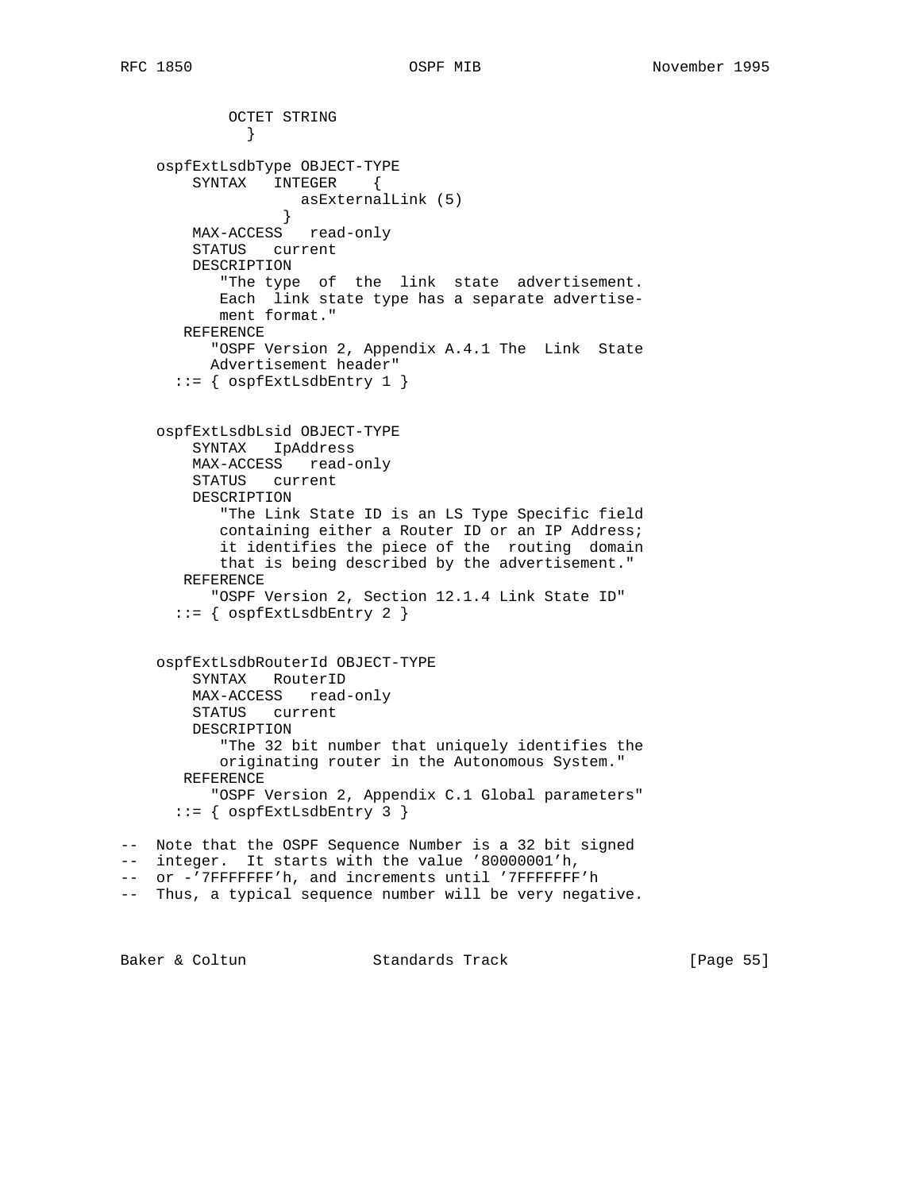```
            OCTET STRING
              }

    ospfExtLsdbType OBJECT-TYPE
        SYNTAX   INTEGER    {
                    asExternalLink (5)
                  }
        MAX-ACCESS   read-only
        STATUS   current
        DESCRIPTION
           "The type  of  the  link  state  advertisement.
           Each  link state type has a separate advertise-
           ment format."
       REFERENCE
          "OSPF Version 2, Appendix A.4.1 The  Link  State
          Advertisement header"
      ::= { ospfExtLsdbEntry 1 }


    ospfExtLsdbLsid OBJECT-TYPE
        SYNTAX   IpAddress
        MAX-ACCESS   read-only
        STATUS   current
        DESCRIPTION
           "The Link State ID is an LS Type Specific field
           containing either a Router ID or an IP Address;
           it identifies the piece of the  routing  domain
           that is being described by the advertisement."
       REFERENCE
          "OSPF Version 2, Section 12.1.4 Link State ID"
      ::= { ospfExtLsdbEntry 2 }


    ospfExtLsdbRouterId OBJECT-TYPE
        SYNTAX   RouterID
        MAX-ACCESS   read-only
        STATUS   current
        DESCRIPTION
           "The 32 bit number that uniquely identifies the
           originating router in the Autonomous System."
       REFERENCE
          "OSPF Version 2, Appendix C.1 Global parameters"
      ::= { ospfExtLsdbEntry 3 }

--  Note that the OSPF Sequence Number is a 32 bit signed
--  integer.  It starts with the value '80000001'h,
--  or -'7FFFFFFF'h, and increments until '7FFFFFFF'h
--  Thus, a typical sequence number will be very negative.
```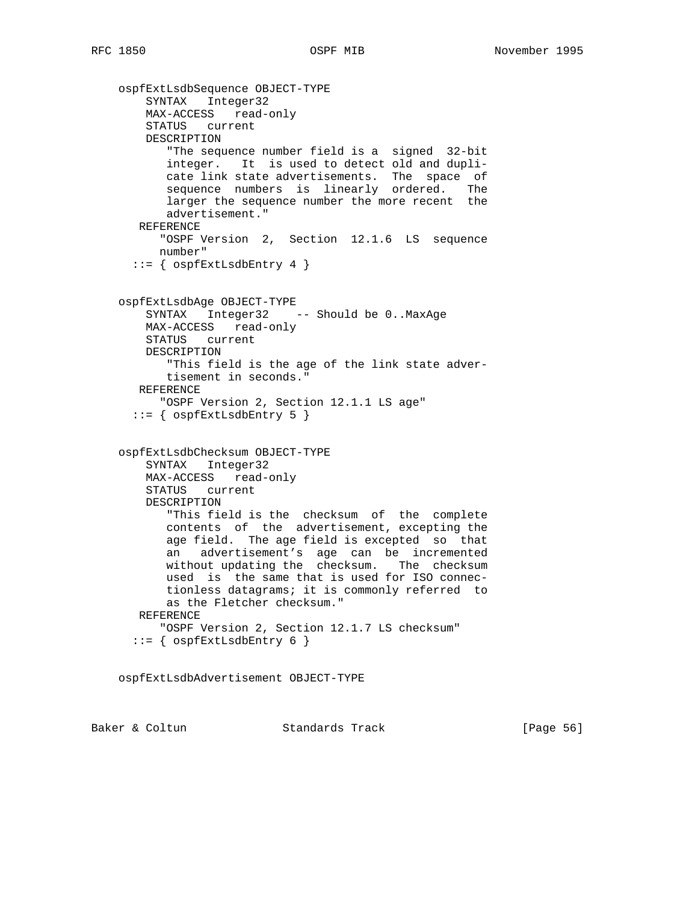```
    ospfExtLsdbSequence OBJECT-TYPE
        SYNTAX   Integer32
        MAX-ACCESS   read-only
        STATUS   current
        DESCRIPTION
           "The sequence number field is a  signed  32-bit
           integer.   It  is used to detect old and dupli-
           cate link state advertisements.  The  space  of
           sequence  numbers  is  linearly  ordered.   The
           larger the sequence number the more recent  the
           advertisement."
       REFERENCE
          "OSPF Version  2,  Section  12.1.6  LS  sequence
          number"
      ::= { ospfExtLsdbEntry 4 }


    ospfExtLsdbAge OBJECT-TYPE
        SYNTAX   Integer32    -- Should be 0..MaxAge
        MAX-ACCESS   read-only
        STATUS   current
        DESCRIPTION
           "This field is the age of the link state adver-
           tisement in seconds."
       REFERENCE
          "OSPF Version 2, Section 12.1.1 LS age"
      ::= { ospfExtLsdbEntry 5 }


    ospfExtLsdbChecksum OBJECT-TYPE
        SYNTAX   Integer32
        MAX-ACCESS   read-only
        STATUS   current
        DESCRIPTION
           "This field is the  checksum  of  the  complete
           contents  of  the  advertisement, excepting the
           age field.  The age field is excepted  so  that
           an   advertisement's  age  can  be  incremented
           without updating the  checksum.   The  checksum
           used  is  the same that is used for ISO connec-
           tionless datagrams; it is commonly referred  to
           as the Fletcher checksum."
       REFERENCE
          "OSPF Version 2, Section 12.1.7 LS checksum"
      ::= { ospfExtLsdbEntry 6 }


    ospfExtLsdbAdvertisement OBJECT-TYPE
```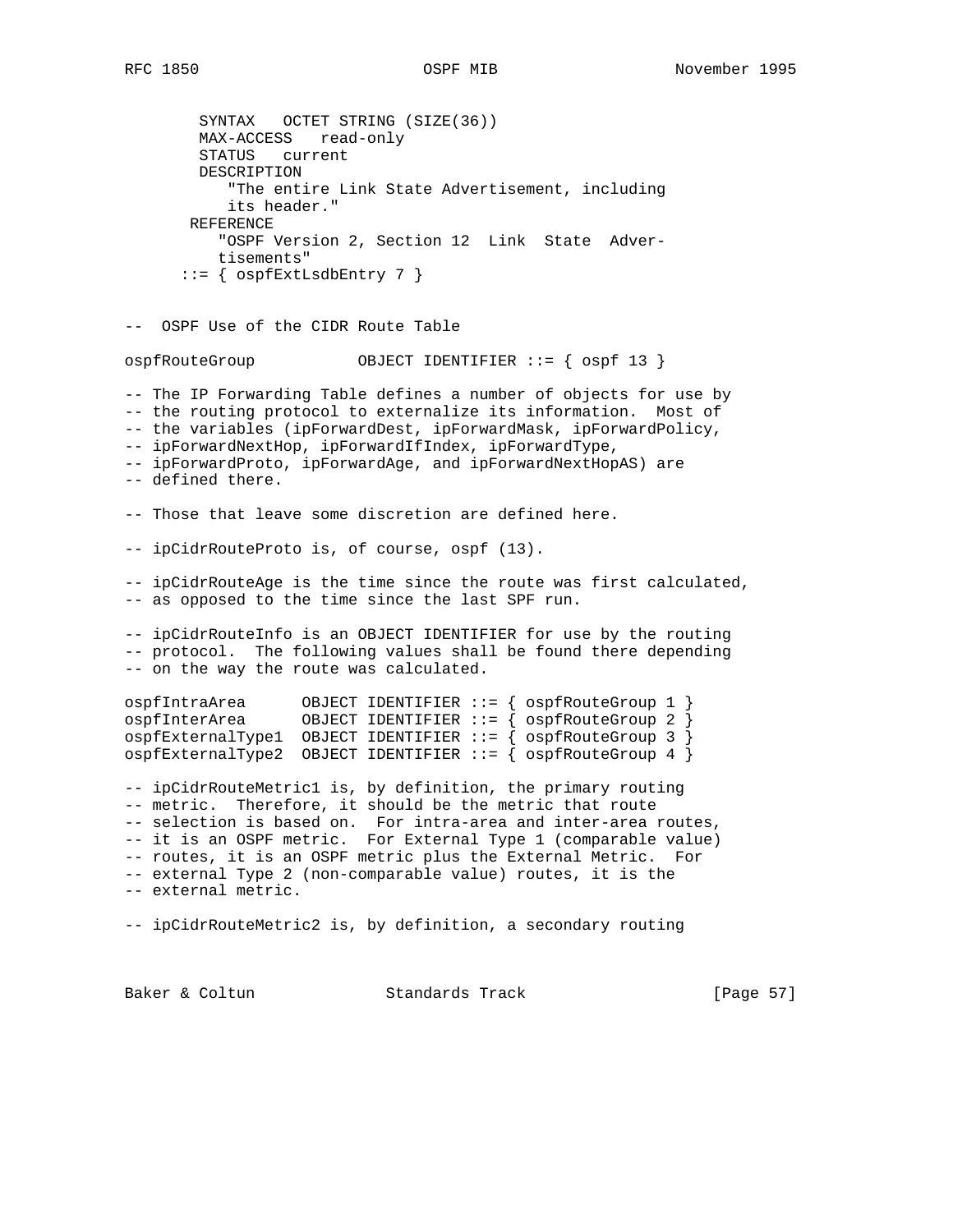```
        SYNTAX   OCTET STRING (SIZE(36))
        MAX-ACCESS   read-only
        STATUS   current
        DESCRIPTION
           "The entire Link State Advertisement, including
            its header."
       REFERENCE
          "OSPF Version 2, Section 12  Link  State  Adver-
          tisements"
      ::= { ospfExtLsdbEntry 7 }


--  OSPF Use of the CIDR Route Table

ospfRouteGroup           OBJECT IDENTIFIER ::= { ospf 13 }

-- The IP Forwarding Table defines a number of objects for use by
-- the routing protocol to externalize its information.  Most of
-- the variables (ipForwardDest, ipForwardMask, ipForwardPolicy,
-- ipForwardNextHop, ipForwardIfIndex, ipForwardType,
-- ipForwardProto, ipForwardAge, and ipForwardNextHopAS) are
-- defined there.

-- Those that leave some discretion are defined here.

-- ipCidrRouteProto is, of course, ospf (13).

-- ipCidrRouteAge is the time since the route was first calculated,
-- as opposed to the time since the last SPF run.

-- ipCidrRouteInfo is an OBJECT IDENTIFIER for use by the routing
-- protocol.  The following values shall be found there depending
-- on the way the route was calculated.

ospfIntraArea      OBJECT IDENTIFIER ::= { ospfRouteGroup 1 }
ospfInterArea      OBJECT IDENTIFIER ::= { ospfRouteGroup 2 }
ospfExternalType1  OBJECT IDENTIFIER ::= { ospfRouteGroup 3 }
ospfExternalType2  OBJECT IDENTIFIER ::= { ospfRouteGroup 4 }

-- ipCidrRouteMetric1 is, by definition, the primary routing
-- metric.  Therefore, it should be the metric that route
-- selection is based on.  For intra-area and inter-area routes,
-- it is an OSPF metric.  For External Type 1 (comparable value)
-- routes, it is an OSPF metric plus the External Metric.  For
-- external Type 2 (non-comparable value) routes, it is the
-- external metric.

-- ipCidrRouteMetric2 is, by definition, a secondary routing
```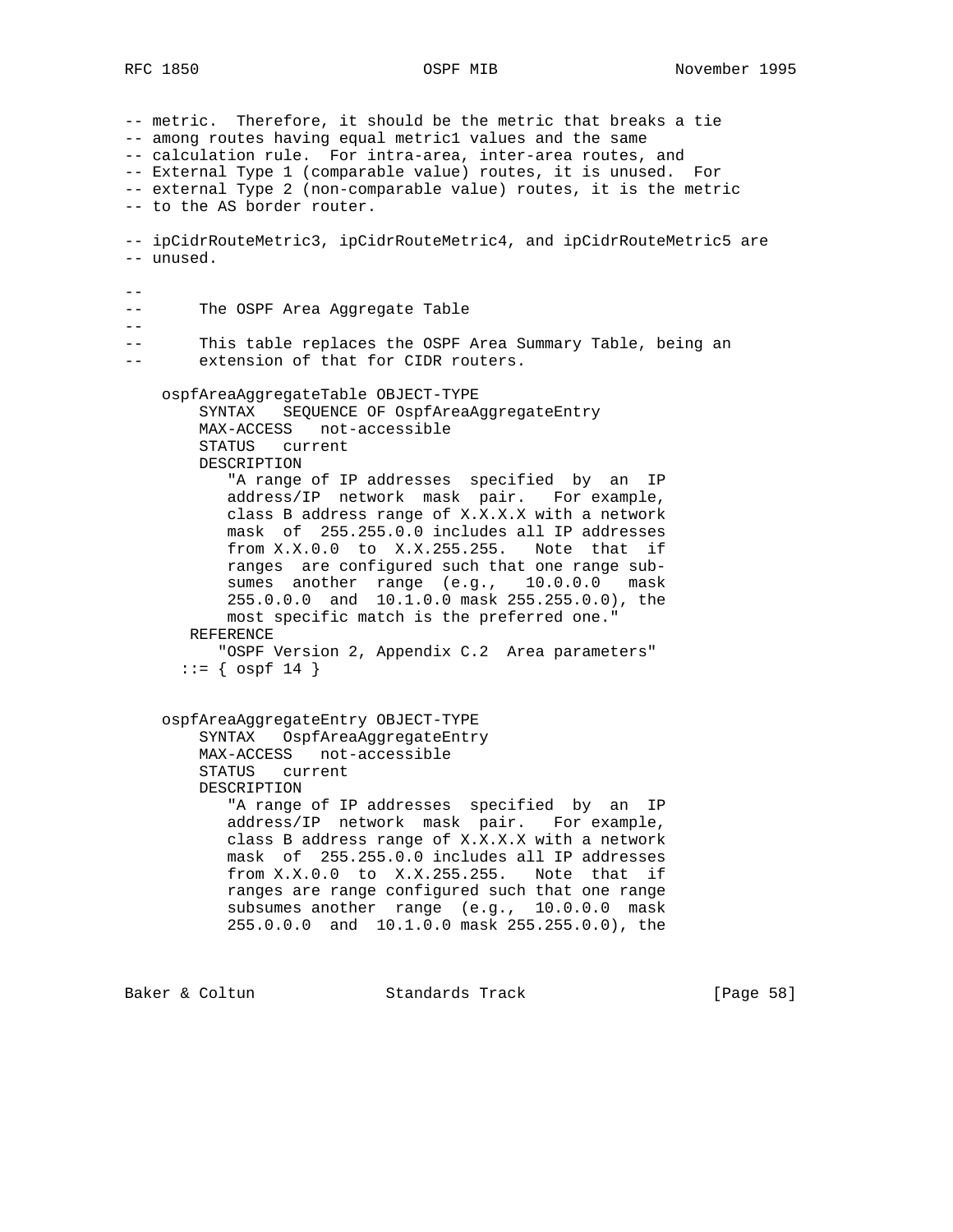```
-- metric.  Therefore, it should be the metric that breaks a tie
-- among routes having equal metric1 values and the same
-- calculation rule.  For intra-area, inter-area routes, and
-- External Type 1 (comparable value) routes, it is unused.  For
-- external Type 2 (non-comparable value) routes, it is the metric
-- to the AS border router.

-- ipCidrRouteMetric3, ipCidrRouteMetric4, and ipCidrRouteMetric5 are
-- unused.

--
--      The OSPF Area Aggregate Table
--
--      This table replaces the OSPF Area Summary Table, being an
--      extension of that for CIDR routers.

    ospfAreaAggregateTable OBJECT-TYPE
        SYNTAX   SEQUENCE OF OspfAreaAggregateEntry
        MAX-ACCESS   not-accessible
        STATUS   current
        DESCRIPTION
           "A range of IP addresses  specified  by  an  IP
           address/IP  network  mask  pair.   For example,
           class B address range of X.X.X.X with a network
           mask  of  255.255.0.0 includes all IP addresses
           from X.X.0.0  to  X.X.255.255.   Note  that  if
           ranges  are configured such that one range sub-
           sumes  another  range  (e.g.,   10.0.0.0   mask
           255.0.0.0  and  10.1.0.0 mask 255.255.0.0), the
           most specific match is the preferred one."
       REFERENCE
          "OSPF Version 2, Appendix C.2  Area parameters"
      ::= { ospf 14 }


    ospfAreaAggregateEntry OBJECT-TYPE
        SYNTAX   OspfAreaAggregateEntry
        MAX-ACCESS   not-accessible
        STATUS   current
        DESCRIPTION
           "A range of IP addresses  specified  by  an  IP
           address/IP  network  mask  pair.   For example,
           class B address range of X.X.X.X with a network
           mask  of  255.255.0.0 includes all IP addresses
           from X.X.0.0  to  X.X.255.255.   Note  that  if
           ranges are range configured such that one range
           subsumes another  range  (e.g.,  10.0.0.0  mask
           255.0.0.0  and  10.1.0.0 mask 255.255.0.0), the
```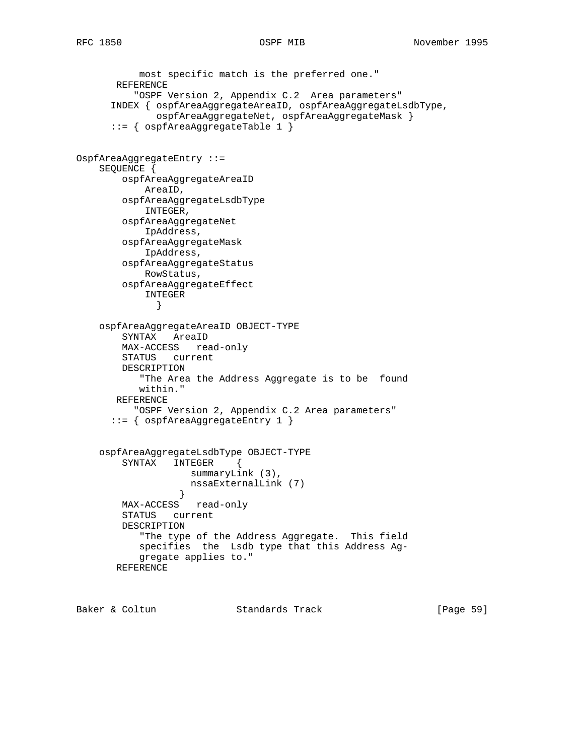```
           most specific match is the preferred one."
       REFERENCE
          "OSPF Version 2, Appendix C.2  Area parameters"
      INDEX { ospfAreaAggregateAreaID, ospfAreaAggregateLsdbType,
              ospfAreaAggregateNet, ospfAreaAggregateMask }
      ::= { ospfAreaAggregateTable 1 }


OspfAreaAggregateEntry ::=
    SEQUENCE {
        ospfAreaAggregateAreaID
            AreaID,
        ospfAreaAggregateLsdbType
            INTEGER,
        ospfAreaAggregateNet
            IpAddress,
        ospfAreaAggregateMask
            IpAddress,
        ospfAreaAggregateStatus
            RowStatus,
        ospfAreaAggregateEffect
            INTEGER
              }

    ospfAreaAggregateAreaID OBJECT-TYPE
        SYNTAX   AreaID
        MAX-ACCESS   read-only
        STATUS   current
        DESCRIPTION
           "The Area the Address Aggregate is to be  found
           within."
       REFERENCE
          "OSPF Version 2, Appendix C.2 Area parameters"
      ::= { ospfAreaAggregateEntry 1 }


    ospfAreaAggregateLsdbType OBJECT-TYPE
        SYNTAX   INTEGER    {
                    summaryLink (3),
                    nssaExternalLink (7)
                  }
        MAX-ACCESS   read-only
        STATUS   current
        DESCRIPTION
           "The type of the Address Aggregate.  This field
           specifies  the  Lsdb type that this Address Ag-
           gregate applies to."
       REFERENCE
```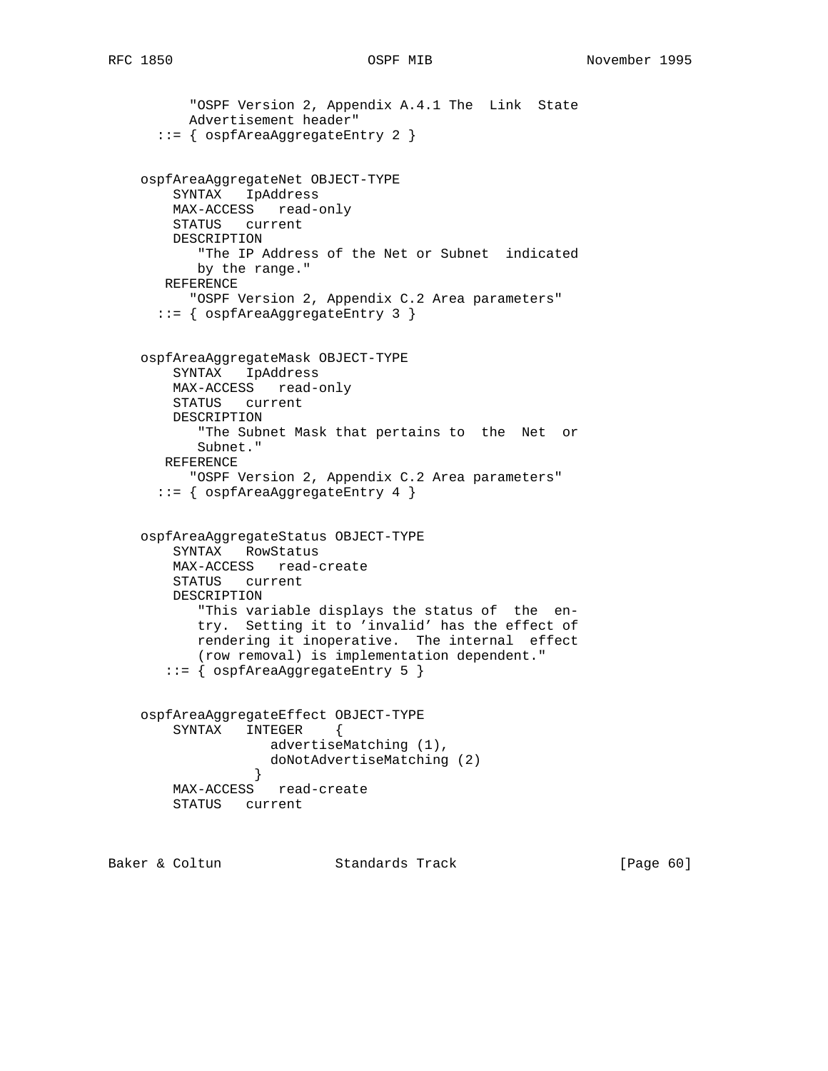```
          "OSPF Version 2, Appendix A.4.1 The  Link  State
          Advertisement header"
      ::= { ospfAreaAggregateEntry 2 }


    ospfAreaAggregateNet OBJECT-TYPE
        SYNTAX   IpAddress
        MAX-ACCESS   read-only
        STATUS   current
        DESCRIPTION
           "The IP Address of the Net or Subnet  indicated
           by the range."
       REFERENCE
          "OSPF Version 2, Appendix C.2 Area parameters"
      ::= { ospfAreaAggregateEntry 3 }


    ospfAreaAggregateMask OBJECT-TYPE
        SYNTAX   IpAddress
        MAX-ACCESS   read-only
        STATUS   current
        DESCRIPTION
           "The Subnet Mask that pertains to  the  Net  or
           Subnet."
       REFERENCE
          "OSPF Version 2, Appendix C.2 Area parameters"
      ::= { ospfAreaAggregateEntry 4 }


    ospfAreaAggregateStatus OBJECT-TYPE
        SYNTAX   RowStatus
        MAX-ACCESS   read-create
        STATUS   current
        DESCRIPTION
           "This variable displays the status of  the  en-
           try.  Setting it to 'invalid' has the effect of
           rendering it inoperative.  The internal  effect
           (row removal) is implementation dependent."
       ::= { ospfAreaAggregateEntry 5 }


    ospfAreaAggregateEffect OBJECT-TYPE
        SYNTAX   INTEGER    {
                    advertiseMatching (1),
                    doNotAdvertiseMatching (2)
                  }
        MAX-ACCESS   read-create
        STATUS   current
```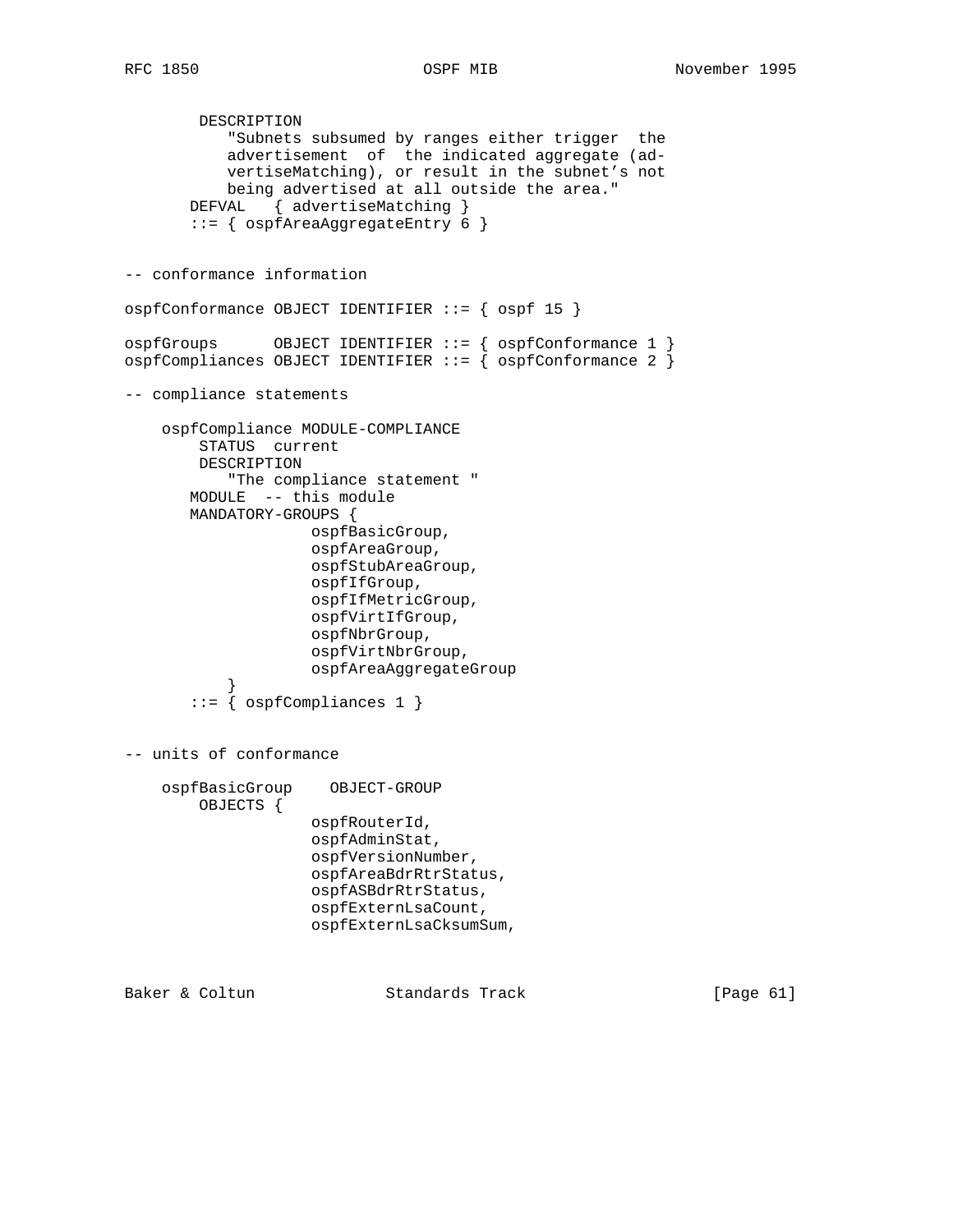```
        DESCRIPTION
           "Subnets subsumed by ranges either trigger  the
           advertisement  of  the indicated aggregate (ad-
           vertiseMatching), or result in the subnet's not
           being advertised at all outside the area."
       DEFVAL   { advertiseMatching }
       ::= { ospfAreaAggregateEntry 6 }


-- conformance information

ospfConformance OBJECT IDENTIFIER ::= { ospf 15 }

ospfGroups      OBJECT IDENTIFIER ::= { ospfConformance 1 }
ospfCompliances OBJECT IDENTIFIER ::= { ospfConformance 2 }

-- compliance statements

    ospfCompliance MODULE-COMPLIANCE
        STATUS  current
        DESCRIPTION
           "The compliance statement "
       MODULE  -- this module
       MANDATORY-GROUPS {
                   ospfBasicGroup,
                   ospfAreaGroup,
                   ospfStubAreaGroup,
                   ospfIfGroup,
                   ospfIfMetricGroup,
                   ospfVirtIfGroup,
                   ospfNbrGroup,
                   ospfVirtNbrGroup,
                   ospfAreaAggregateGroup
           }
       ::= { ospfCompliances 1 }


-- units of conformance

    ospfBasicGroup    OBJECT-GROUP
        OBJECTS {
                   ospfRouterId,
                   ospfAdminStat,
                   ospfVersionNumber,
                   ospfAreaBdrRtrStatus,
                   ospfASBdrRtrStatus,
                   ospfExternLsaCount,
                   ospfExternLsaCksumSum,
```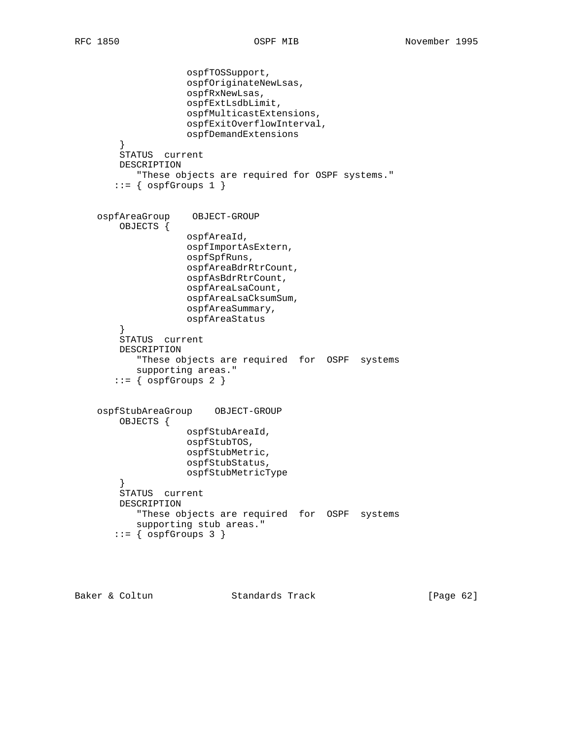```
                 ospfTOSSupport,
                 ospfOriginateNewLsas,
                 ospfRxNewLsas,
                 ospfExtLsdbLimit,
                 ospfMulticastExtensions,
                 ospfExitOverflowInterval,
                 ospfDemandExtensions
     }
     STATUS  current
     DESCRIPTION
        "These objects are required for OSPF systems."
    ::= { ospfGroups 1 }


 ospfAreaGroup    OBJECT-GROUP
     OBJECTS {
                 ospfAreaId,
                 ospfImportAsExtern,
                 ospfSpfRuns,
                 ospfAreaBdrRtrCount,
                 ospfAsBdrRtrCount,
                 ospfAreaLsaCount,
                 ospfAreaLsaCksumSum,
                 ospfAreaSummary,
                 ospfAreaStatus
     }
     STATUS  current
     DESCRIPTION
        "These objects are required  for  OSPF  systems
        supporting areas."
    ::= { ospfGroups 2 }


 ospfStubAreaGroup    OBJECT-GROUP
     OBJECTS {
                 ospfStubAreaId,
                 ospfStubTOS,
                 ospfStubMetric,
                 ospfStubStatus,
                 ospfStubMetricType
     }
     STATUS  current
     DESCRIPTION
        "These objects are required  for  OSPF  systems
        supporting stub areas."
    ::= { ospfGroups 3 }
```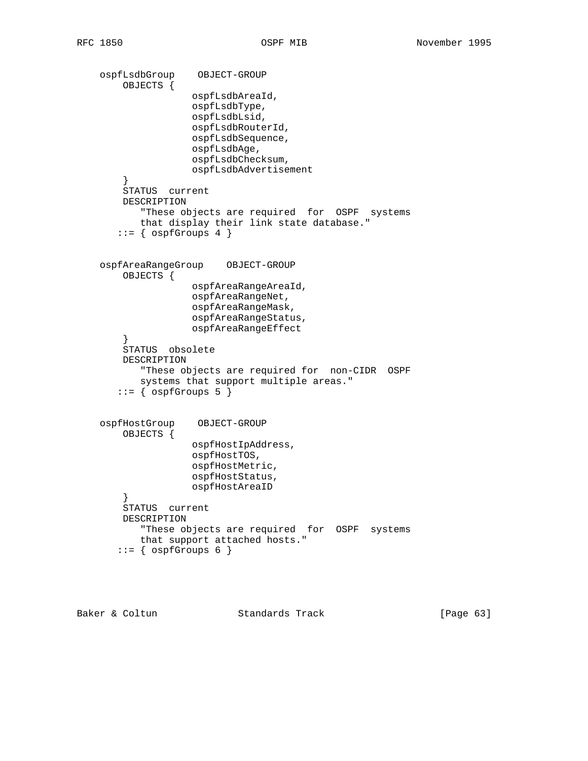```
    ospfLsdbGroup    OBJECT-GROUP
        OBJECTS {
                    ospfLsdbAreaId,
                    ospfLsdbType,
                    ospfLsdbLsid,
                    ospfLsdbRouterId,
                    ospfLsdbSequence,
                    ospfLsdbAge,
                    ospfLsdbChecksum,
                    ospfLsdbAdvertisement
        }
        STATUS  current
        DESCRIPTION
           "These objects are required  for  OSPF  systems
           that display their link state database."
       ::= { ospfGroups 4 }


    ospfAreaRangeGroup    OBJECT-GROUP
        OBJECTS {
                    ospfAreaRangeAreaId,
                    ospfAreaRangeNet,
                    ospfAreaRangeMask,
                    ospfAreaRangeStatus,
                    ospfAreaRangeEffect
        }
        STATUS  obsolete
        DESCRIPTION
           "These objects are required for  non-CIDR  OSPF
           systems that support multiple areas."
       ::= { ospfGroups 5 }


    ospfHostGroup    OBJECT-GROUP
        OBJECTS {
                    ospfHostIpAddress,
                    ospfHostTOS,
                    ospfHostMetric,
                    ospfHostStatus,
                    ospfHostAreaID
        }
        STATUS  current
        DESCRIPTION
           "These objects are required  for  OSPF  systems
           that support attached hosts."
       ::= { ospfGroups 6 }
```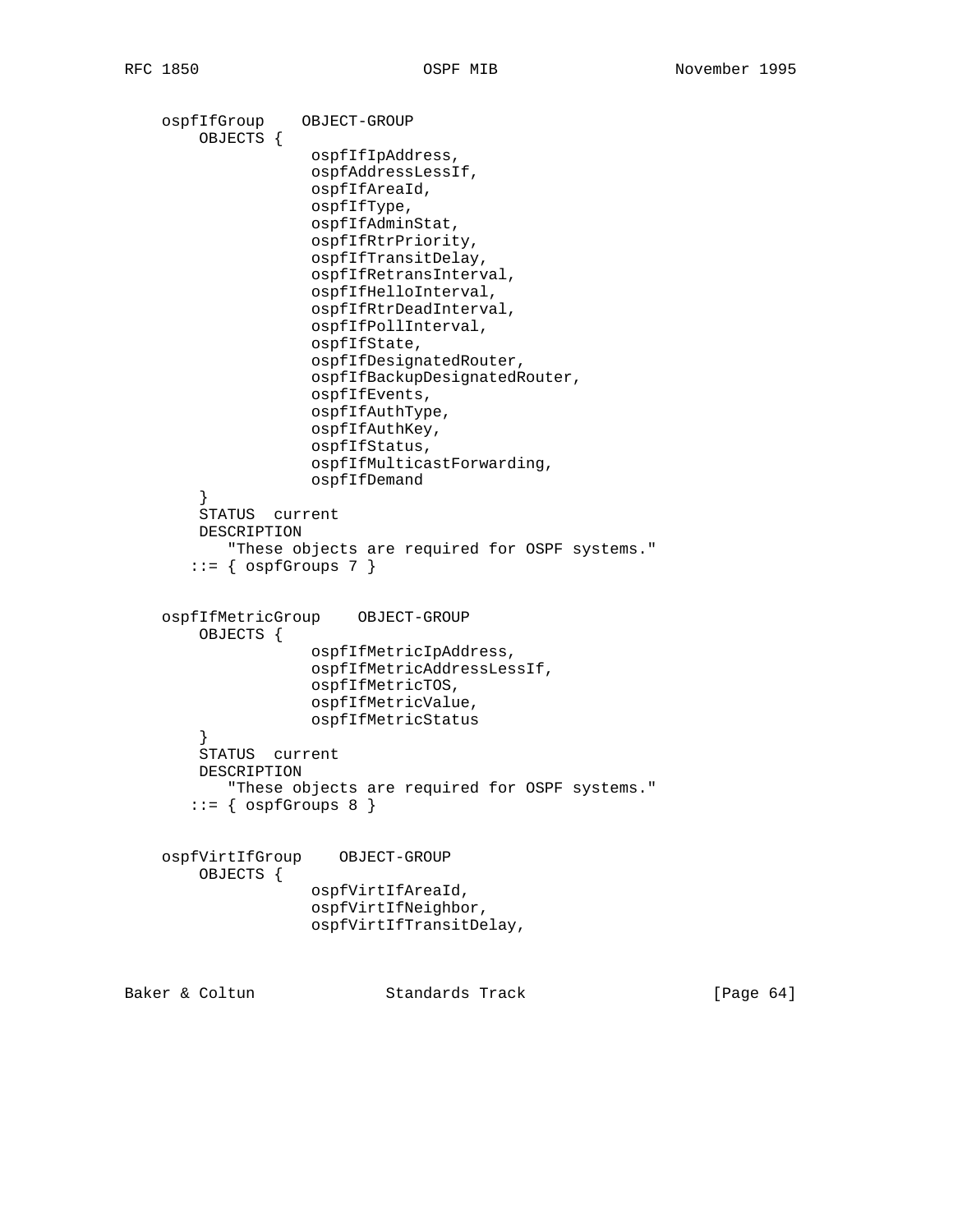```
   ospfIfGroup    OBJECT-GROUP
       OBJECTS {
                  ospfIfIpAddress,
                  ospfAddressLessIf,
                  ospfIfAreaId,
                  ospfIfType,
                  ospfIfAdminStat,
                  ospfIfRtrPriority,
                  ospfIfTransitDelay,
                  ospfIfRetransInterval,
                  ospfIfHelloInterval,
                  ospfIfRtrDeadInterval,
                  ospfIfPollInterval,
                  ospfIfState,
                  ospfIfDesignatedRouter,
                  ospfIfBackupDesignatedRouter,
                  ospfIfEvents,
                  ospfIfAuthType,
                  ospfIfAuthKey,
                  ospfIfStatus,
                  ospfIfMulticastForwarding,
                  ospfIfDemand
       }
       STATUS  current
       DESCRIPTION
          "These objects are required for OSPF systems."
      ::= { ospfGroups 7 }


   ospfIfMetricGroup    OBJECT-GROUP
       OBJECTS {
                  ospfIfMetricIpAddress,
                  ospfIfMetricAddressLessIf,
                  ospfIfMetricTOS,
                  ospfIfMetricValue,
                  ospfIfMetricStatus
       }
       STATUS  current
       DESCRIPTION
          "These objects are required for OSPF systems."
      ::= { ospfGroups 8 }


   ospfVirtIfGroup    OBJECT-GROUP
       OBJECTS {
                  ospfVirtIfAreaId,
                  ospfVirtIfNeighbor,
                  ospfVirtIfTransitDelay,
```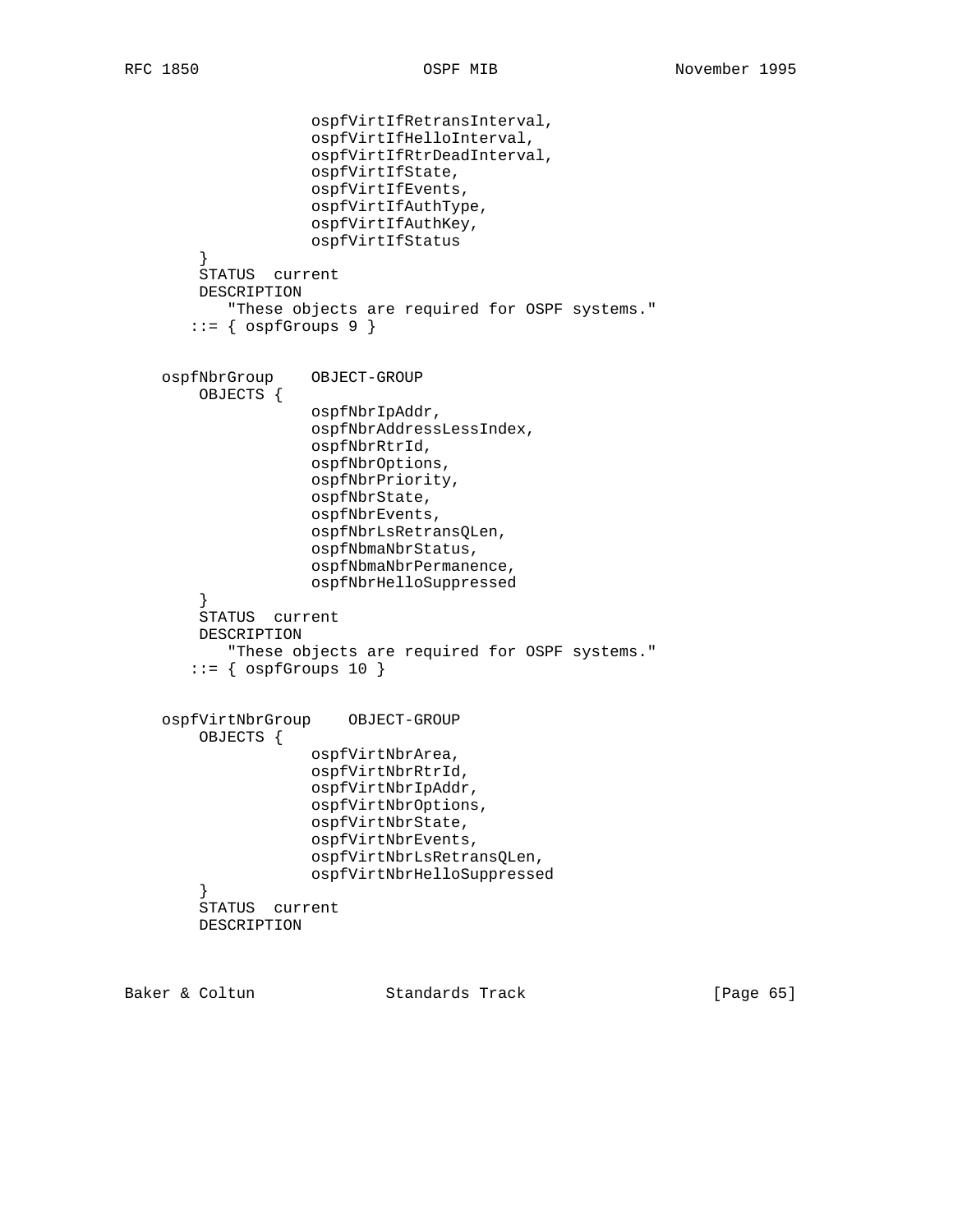```
                 ospfVirtIfRetransInterval,
                 ospfVirtIfHelloInterval,
                 ospfVirtIfRtrDeadInterval,
                 ospfVirtIfState,
                 ospfVirtIfEvents,
                 ospfVirtIfAuthType,
                 ospfVirtIfAuthKey,
                 ospfVirtIfStatus
       }
       STATUS  current
       DESCRIPTION
          "These objects are required for OSPF systems."
      ::= { ospfGroups 9 }


   ospfNbrGroup    OBJECT-GROUP
       OBJECTS {
                 ospfNbrIpAddr,
                 ospfNbrAddressLessIndex,
                 ospfNbrRtrId,
                 ospfNbrOptions,
                 ospfNbrPriority,
                 ospfNbrState,
                 ospfNbrEvents,
                 ospfNbrLsRetransQLen,
                 ospfNbmaNbrStatus,
                 ospfNbmaNbrPermanence,
                 ospfNbrHelloSuppressed
       }
       STATUS  current
       DESCRIPTION
          "These objects are required for OSPF systems."
      ::= { ospfGroups 10 }


   ospfVirtNbrGroup    OBJECT-GROUP
       OBJECTS {
                 ospfVirtNbrArea,
                 ospfVirtNbrRtrId,
                 ospfVirtNbrIpAddr,
                 ospfVirtNbrOptions,
                 ospfVirtNbrState,
                 ospfVirtNbrEvents,
                 ospfVirtNbrLsRetransQLen,
                 ospfVirtNbrHelloSuppressed
       }
       STATUS  current
       DESCRIPTION
```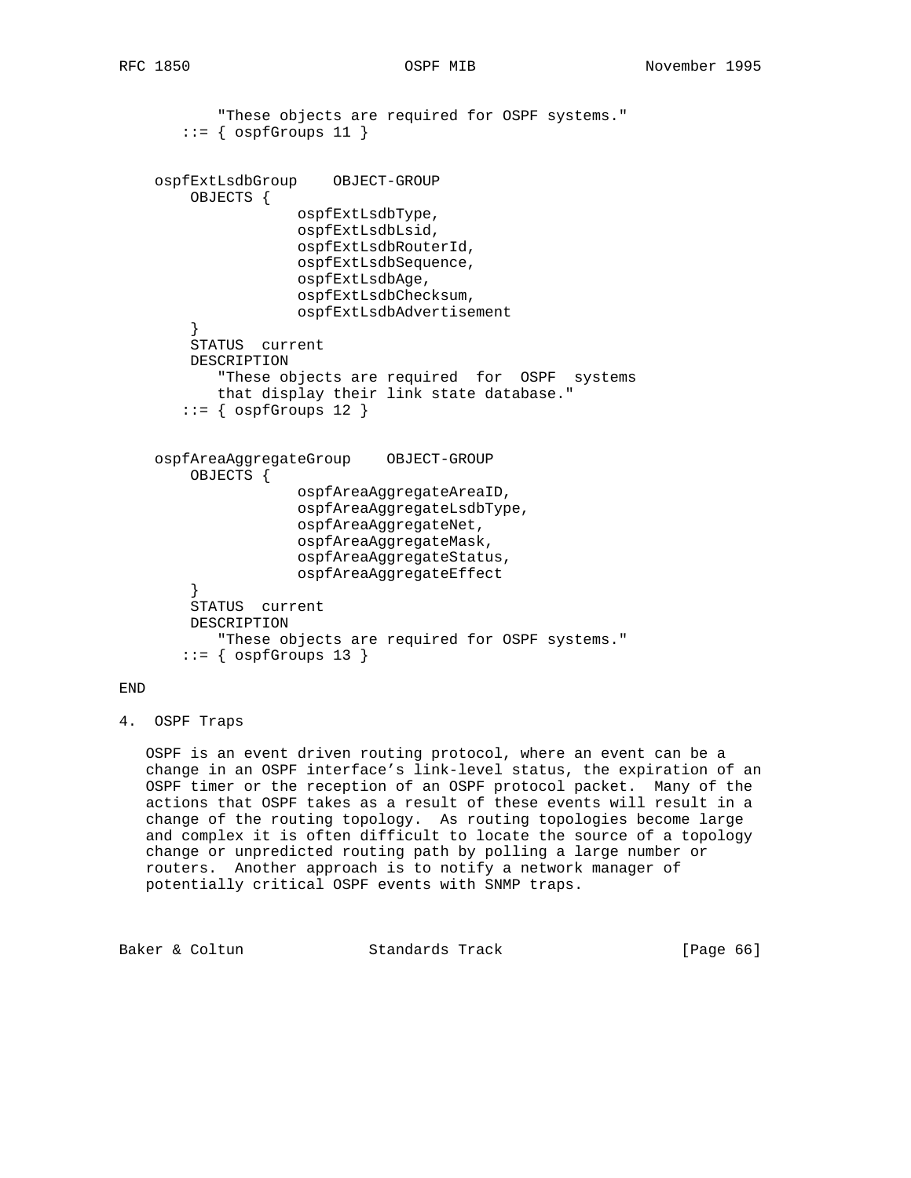```
           "These objects are required for OSPF systems."
       ::= { ospfGroups 11 }


    ospfExtLsdbGroup    OBJECT-GROUP
        OBJECTS {
                    ospfExtLsdbType,
                    ospfExtLsdbLsid,
                    ospfExtLsdbRouterId,
                    ospfExtLsdbSequence,
                    ospfExtLsdbAge,
                    ospfExtLsdbChecksum,
                    ospfExtLsdbAdvertisement
        }
        STATUS  current
        DESCRIPTION
           "These objects are required  for  OSPF  systems
           that display their link state database."
       ::= { ospfGroups 12 }


    ospfAreaAggregateGroup    OBJECT-GROUP
        OBJECTS {
                    ospfAreaAggregateAreaID,
                    ospfAreaAggregateLsdbType,
                    ospfAreaAggregateNet,
                    ospfAreaAggregateMask,
                    ospfAreaAggregateStatus,
                    ospfAreaAggregateEffect
        }
        STATUS  current
        DESCRIPTION
           "These objects are required for OSPF systems."
       ::= { ospfGroups 13 }

END
```

## 4. OSPF Traps

OSPF is an event driven routing protocol, where an event can be a change in an OSPF interface's link-level status, the expiration of an OSPF timer or the reception of an OSPF protocol packet. Many of the actions that OSPF takes as a result of these events will result in a change of the routing topology. As routing topologies become large and complex it is often difficult to locate the source of a topology change or unpredicted routing path by polling a large number or routers. Another approach is to notify a network manager of potentially critical OSPF events with SNMP traps.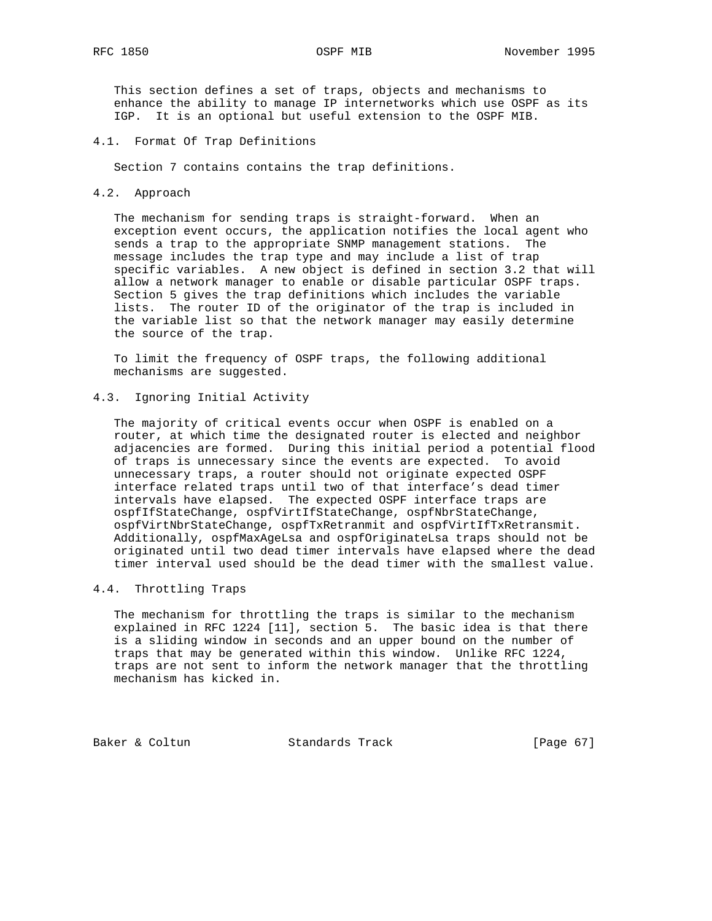This section defines a set of traps, objects and mechanisms to enhance the ability to manage IP internetworks which use OSPF as its IGP. It is an optional but useful extension to the OSPF MIB.

## 4.1. Format Of Trap Definitions

Section 7 contains contains the trap definitions.

## 4.2. Approach

The mechanism for sending traps is straight-forward. When an exception event occurs, the application notifies the local agent who sends a trap to the appropriate SNMP management stations. The message includes the trap type and may include a list of trap specific variables. A new object is defined in section 3.2 that will allow a network manager to enable or disable particular OSPF traps. Section 5 gives the trap definitions which includes the variable lists. The router ID of the originator of the trap is included in the variable list so that the network manager may easily determine the source of the trap.

To limit the frequency of OSPF traps, the following additional mechanisms are suggested.

## 4.3. Ignoring Initial Activity

The majority of critical events occur when OSPF is enabled on a router, at which time the designated router is elected and neighbor adjacencies are formed. During this initial period a potential flood of traps is unnecessary since the events are expected. To avoid unnecessary traps, a router should not originate expected OSPF interface related traps until two of that interface's dead timer intervals have elapsed. The expected OSPF interface traps are ospfIfStateChange, ospfVirtIfStateChange, ospfNbrStateChange, ospfVirtNbrStateChange, ospfTxRetranmit and ospfVirtIfTxRetransmit. Additionally, ospfMaxAgeLsa and ospfOriginateLsa traps should not be originated until two dead timer intervals have elapsed where the dead timer interval used should be the dead timer with the smallest value.

## 4.4. Throttling Traps

The mechanism for throttling the traps is similar to the mechanism explained in RFC 1224 [11], section 5. The basic idea is that there is a sliding window in seconds and an upper bound on the number of traps that may be generated within this window. Unlike RFC 1224, traps are not sent to inform the network manager that the throttling mechanism has kicked in.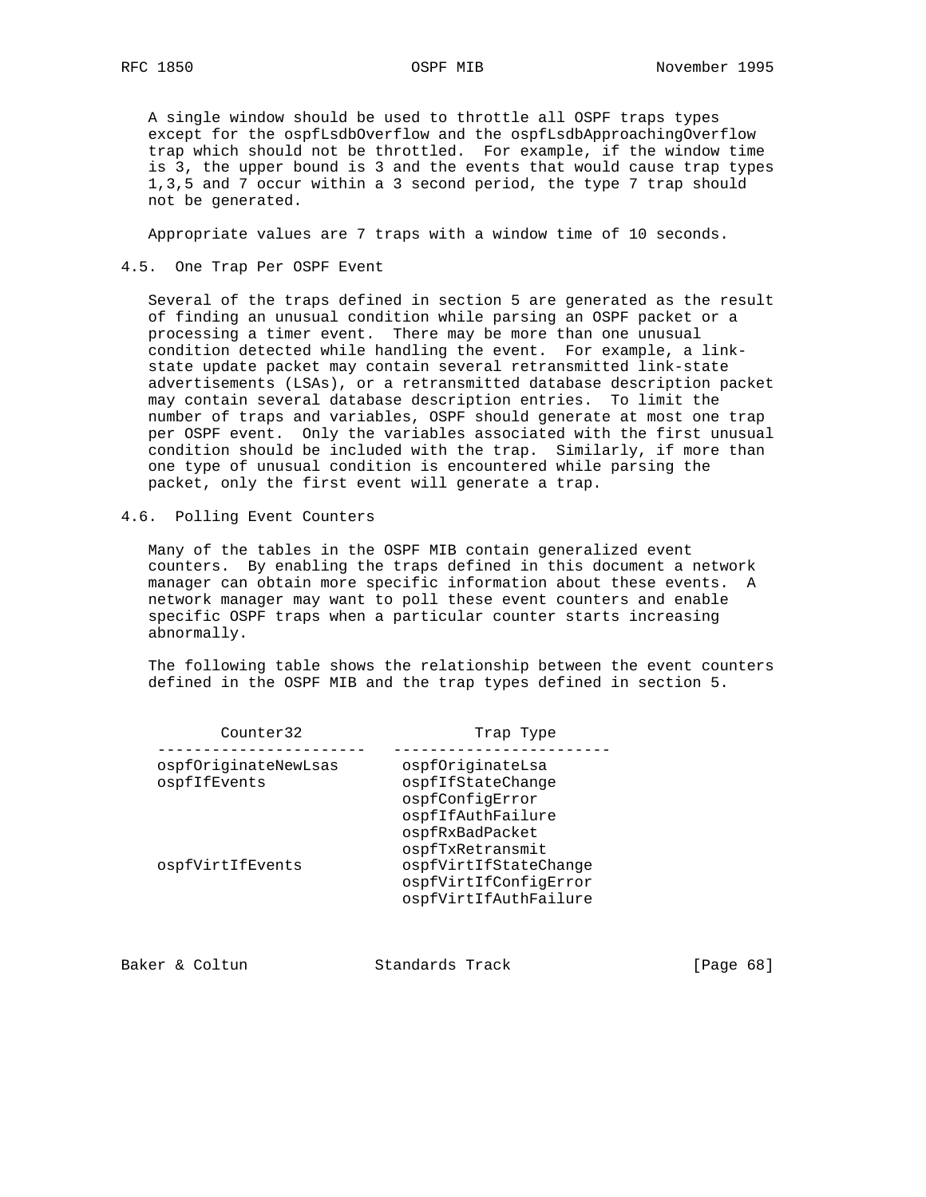A single window should be used to throttle all OSPF traps types except for the ospfLsdbOverflow and the ospfLsdbApproachingOverflow trap which should not be throttled. For example, if the window time is 3, the upper bound is 3 and the events that would cause trap types 1,3,5 and 7 occur within a 3 second period, the type 7 trap should not be generated.

Appropriate values are 7 traps with a window time of 10 seconds.

## 4.5. One Trap Per OSPF Event

Several of the traps defined in section 5 are generated as the result of finding an unusual condition while parsing an OSPF packet or a processing a timer event. There may be more than one unusual condition detected while handling the event. For example, a link-state update packet may contain several retransmitted link-state advertisements (LSAs), or a retransmitted database description packet may contain several database description entries. To limit the number of traps and variables, OSPF should generate at most one trap per OSPF event. Only the variables associated with the first unusual condition should be included with the trap. Similarly, if more than one type of unusual condition is encountered while parsing the packet, only the first event will generate a trap.

## 4.6. Polling Event Counters

Many of the tables in the OSPF MIB contain generalized event counters. By enabling the traps defined in this document a network manager can obtain more specific information about these events. A network manager may want to poll these event counters and enable specific OSPF traps when a particular counter starts increasing abnormally.

The following table shows the relationship between the event counters defined in the OSPF MIB and the trap types defined in section 5.

| Counter32 | Trap Type |
|---|---|
| ospfOriginateNewLsas | ospfOriginateLsa |
| ospfIfEvents | ospfIfStateChange |
| | ospfConfigError |
| | ospfIfAuthFailure |
| | ospfRxBadPacket |
| | ospfTxRetransmit |
| ospfVirtIfEvents | ospfVirtIfStateChange |
| | ospfVirtIfConfigError |
| | ospfVirtIfAuthFailure |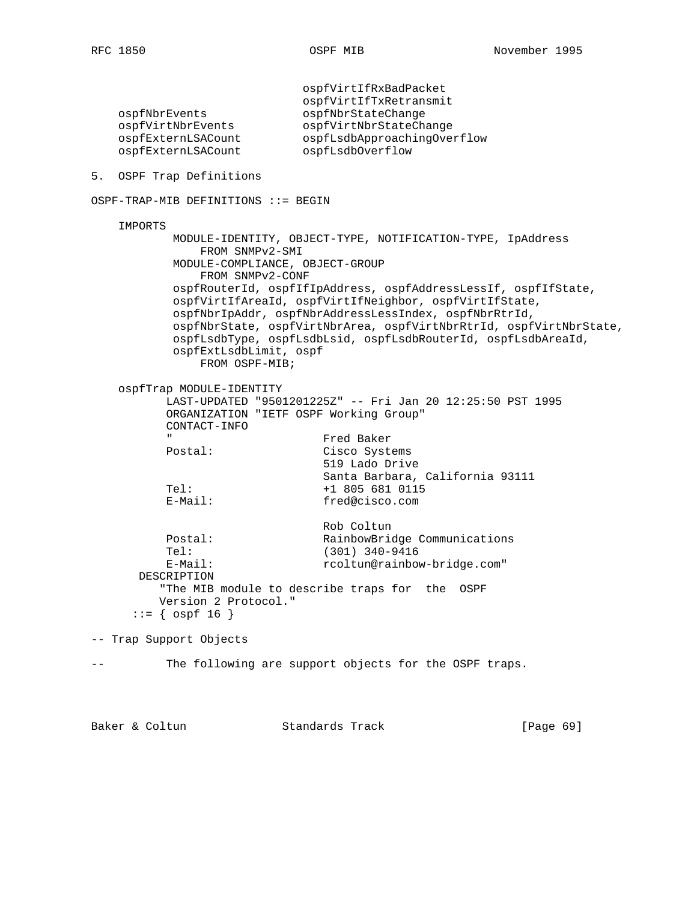```
                                ospfVirtIfRxBadPacket
                                ospfVirtIfTxRetransmit
    ospfNbrEvents               ospfNbrStateChange
    ospfVirtNbrEvents           ospfVirtNbrStateChange
    ospfExternLSACount          ospfLsdbApproachingOverflow
    ospfExternLSACount          ospfLsdbOverflow
```

## 5. OSPF Trap Definitions

```
OSPF-TRAP-MIB DEFINITIONS ::= BEGIN

    IMPORTS
            MODULE-IDENTITY, OBJECT-TYPE, NOTIFICATION-TYPE, IpAddress
                FROM SNMPv2-SMI
            MODULE-COMPLIANCE, OBJECT-GROUP
                FROM SNMPv2-CONF
            ospfRouterId, ospfIfIpAddress, ospfAddressLessIf, ospfIfState,
            ospfVirtIfAreaId, ospfVirtIfNeighbor, ospfVirtIfState,
            ospfNbrIpAddr, ospfNbrAddressLessIndex, ospfNbrRtrId,
            ospfNbrState, ospfVirtNbrArea, ospfVirtNbrRtrId, ospfVirtNbrState,
            ospfLsdbType, ospfLsdbLsid, ospfLsdbRouterId, ospfLsdbAreaId,
            ospfExtLsdbLimit, ospf
                FROM OSPF-MIB;

    ospfTrap MODULE-IDENTITY
           LAST-UPDATED "9501201225Z" -- Fri Jan 20 12:25:50 PST 1995
           ORGANIZATION "IETF OSPF Working Group"
           CONTACT-INFO
           "                       Fred Baker
           Postal:                 Cisco Systems
                                   519 Lado Drive
                                   Santa Barbara, California 93111
           Tel:                    +1 805 681 0115
           E-Mail:                 fred@cisco.com

                                   Rob Coltun
           Postal:                 RainbowBridge Communications
           Tel:                    (301) 340-9416
           E-Mail:                 rcoltun@rainbow-bridge.com"
       DESCRIPTION
          "The MIB module to describe traps for  the  OSPF
          Version 2 Protocol."
      ::= { ospf 16 }

-- Trap Support Objects

--         The following are support objects for the OSPF traps.
```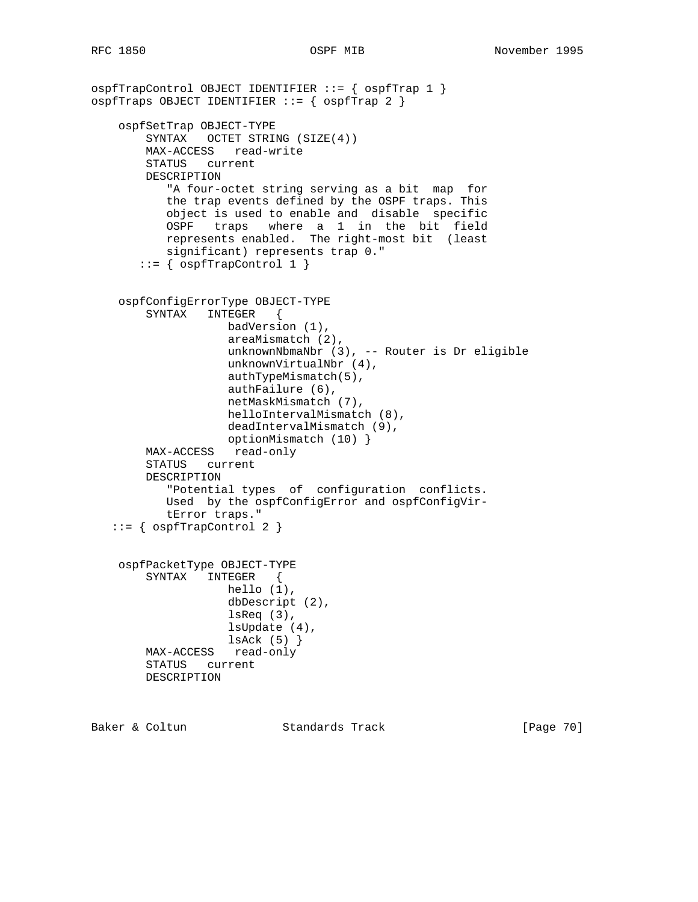```
ospfTrapControl OBJECT IDENTIFIER ::= { ospfTrap 1 }
ospfTraps OBJECT IDENTIFIER ::= { ospfTrap 2 }

    ospfSetTrap OBJECT-TYPE
        SYNTAX   OCTET STRING (SIZE(4))
        MAX-ACCESS   read-write
        STATUS   current
        DESCRIPTION
           "A four-octet string serving as a bit  map  for
           the trap events defined by the OSPF traps. This
           object is used to enable and  disable  specific
           OSPF   traps   where  a  1  in  the  bit  field
           represents enabled.  The right-most bit  (least
           significant) represents trap 0."
       ::= { ospfTrapControl 1 }


    ospfConfigErrorType OBJECT-TYPE
        SYNTAX   INTEGER   {
                    badVersion (1),
                    areaMismatch (2),
                    unknownNbmaNbr (3), -- Router is Dr eligible
                    unknownVirtualNbr (4),
                    authTypeMismatch(5),
                    authFailure (6),
                    netMaskMismatch (7),
                    helloIntervalMismatch (8),
                    deadIntervalMismatch (9),
                    optionMismatch (10) }
        MAX-ACCESS   read-only
        STATUS   current
        DESCRIPTION
           "Potential types  of  configuration  conflicts.
           Used  by the ospfConfigError and ospfConfigVir-
           tError traps."
   ::= { ospfTrapControl 2 }


    ospfPacketType OBJECT-TYPE
        SYNTAX   INTEGER   {
                    hello (1),
                    dbDescript (2),
                    lsReq (3),
                    lsUpdate (4),
                    lsAck (5) }
        MAX-ACCESS   read-only
        STATUS   current
        DESCRIPTION
```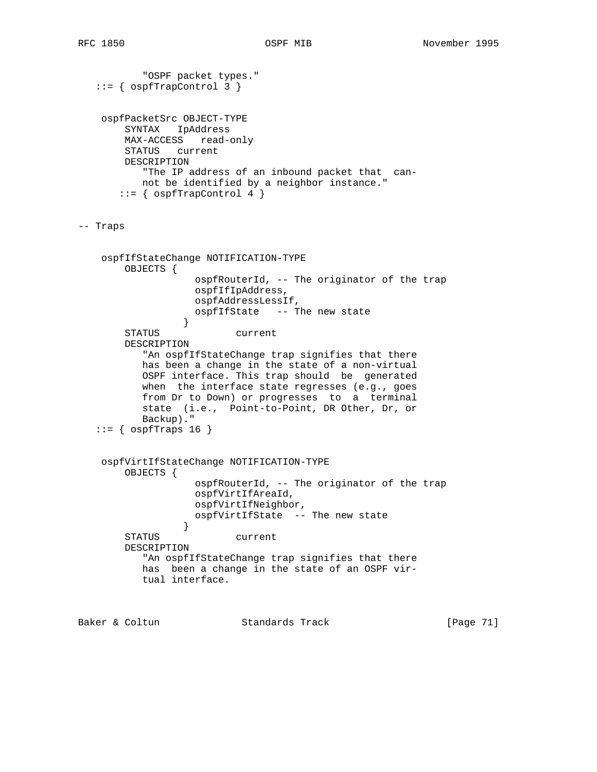```
           "OSPF packet types."
   ::= { ospfTrapControl 3 }


    ospfPacketSrc OBJECT-TYPE
        SYNTAX   IpAddress
        MAX-ACCESS   read-only
        STATUS   current
        DESCRIPTION
           "The IP address of an inbound packet that  can-
           not be identified by a neighbor instance."
       ::= { ospfTrapControl 4 }


-- Traps


    ospfIfStateChange NOTIFICATION-TYPE
        OBJECTS {
                    ospfRouterId, -- The originator of the trap
                    ospfIfIpAddress,
                    ospfAddressLessIf,
                    ospfIfState   -- The new state
                  }
        STATUS             current
        DESCRIPTION
           "An ospfIfStateChange trap signifies that there
           has been a change in the state of a non-virtual
           OSPF interface. This trap should  be  generated
           when  the interface state regresses (e.g., goes
           from Dr to Down) or progresses  to  a  terminal
           state  (i.e.,  Point-to-Point, DR Other, Dr, or
           Backup)."
   ::= { ospfTraps 16 }


    ospfVirtIfStateChange NOTIFICATION-TYPE
        OBJECTS {
                    ospfRouterId, -- The originator of the trap
                    ospfVirtIfAreaId,
                    ospfVirtIfNeighbor,
                    ospfVirtIfState  -- The new state
                  }
        STATUS             current
        DESCRIPTION
           "An ospfIfStateChange trap signifies that there
           has  been a change in the state of an OSPF vir-
           tual interface.
```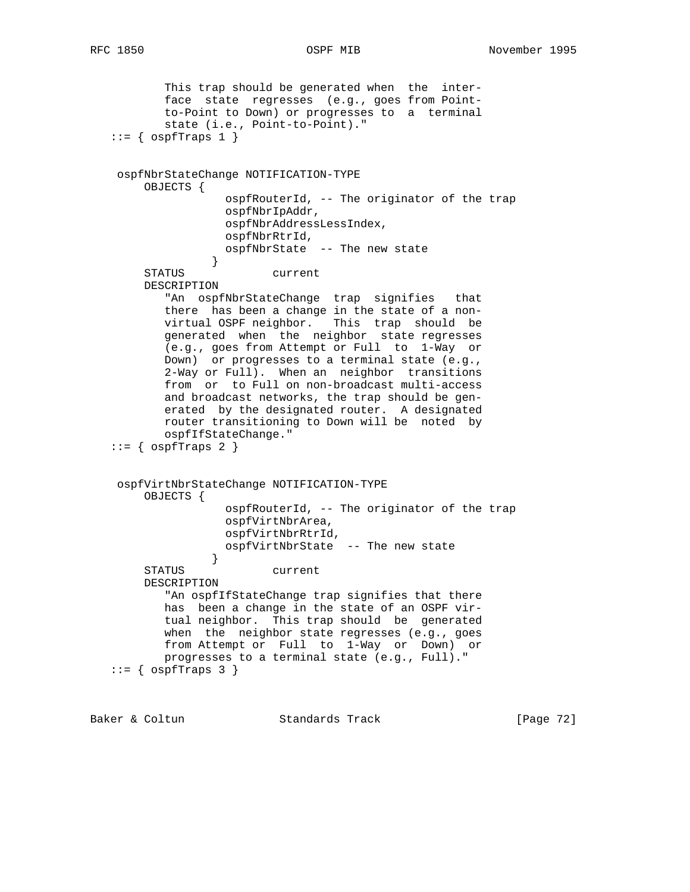```
          This trap should be generated when  the  inter-
          face  state  regresses  (e.g., goes from Point-
          to-Point to Down) or progresses to  a  terminal
          state (i.e., Point-to-Point)."
   ::= { ospfTraps 1 }


    ospfNbrStateChange NOTIFICATION-TYPE
        OBJECTS {
                  ospfRouterId, -- The originator of the trap
                  ospfNbrIpAddr,
                  ospfNbrAddressLessIndex,
                  ospfNbrRtrId,
                  ospfNbrState  -- The new state
                }
        STATUS             current
        DESCRIPTION
           "An  ospfNbrStateChange  trap  signifies   that
           there  has been a change in the state of a non-
           virtual OSPF neighbor.   This  trap  should  be
           generated  when  the  neighbor  state regresses
           (e.g., goes from Attempt or Full  to  1-Way  or
           Down)  or progresses to a terminal state (e.g.,
           2-Way or Full).  When an  neighbor  transitions
           from  or  to Full on non-broadcast multi-access
           and broadcast networks, the trap should be gen-
           erated  by the designated router.  A designated
           router transitioning to Down will be  noted  by
           ospfIfStateChange."
   ::= { ospfTraps 2 }


    ospfVirtNbrStateChange NOTIFICATION-TYPE
        OBJECTS {
                  ospfRouterId, -- The originator of the trap
                  ospfVirtNbrArea,
                  ospfVirtNbrRtrId,
                  ospfVirtNbrState  -- The new state
                }
        STATUS             current
        DESCRIPTION
           "An ospfIfStateChange trap signifies that there
           has  been a change in the state of an OSPF vir-
           tual neighbor.  This trap should  be  generated
           when  the  neighbor state regresses (e.g., goes
           from Attempt or  Full  to  1-Way  or  Down)  or
           progresses to a terminal state (e.g., Full)."
   ::= { ospfTraps 3 }
```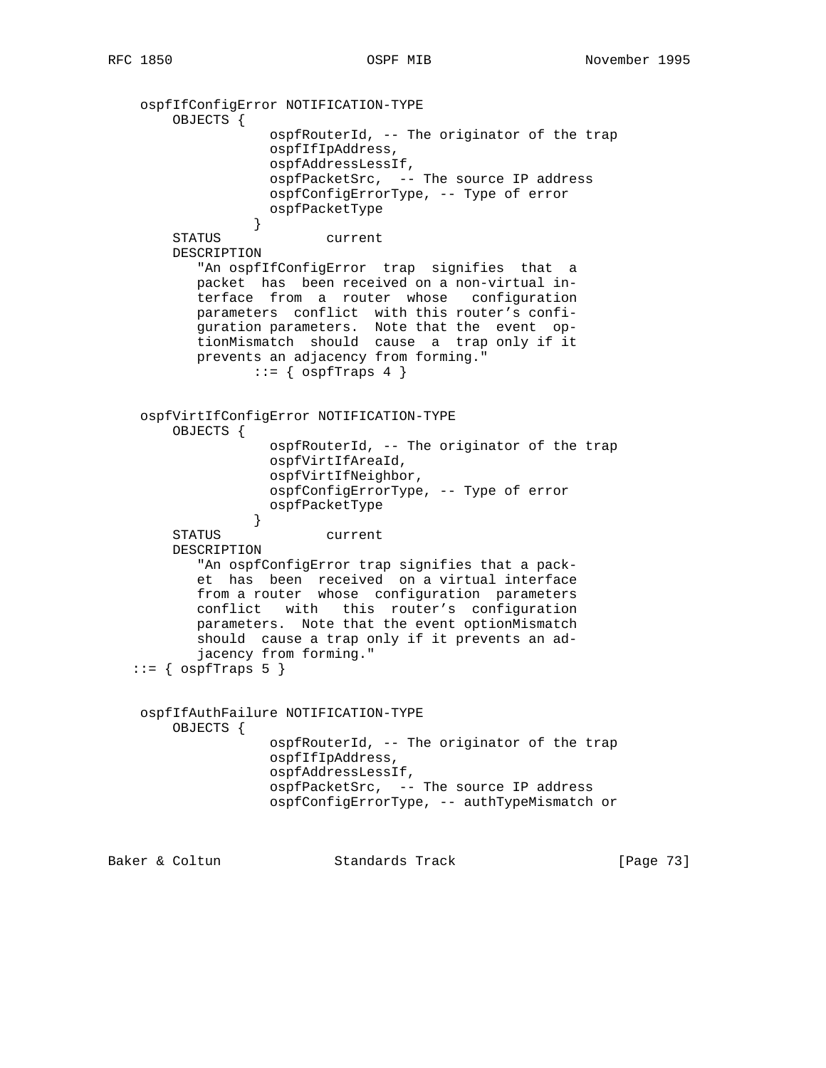```
    ospfIfConfigError NOTIFICATION-TYPE
        OBJECTS {
                    ospfRouterId, -- The originator of the trap
                    ospfIfIpAddress,
                    ospfAddressLessIf,
                    ospfPacketSrc,  -- The source IP address
                    ospfConfigErrorType, -- Type of error
                    ospfPacketType
                 }
        STATUS             current
        DESCRIPTION
           "An ospfIfConfigError  trap  signifies  that  a
           packet  has  been received on a non-virtual in-
           terface  from  a  router  whose   configuration
           parameters  conflict  with this router's confi-
           guration parameters.  Note that the  event  op-
           tionMismatch  should  cause  a  trap only if it
           prevents an adjacency from forming."
                 ::= { ospfTraps 4 }


    ospfVirtIfConfigError NOTIFICATION-TYPE
        OBJECTS {
                    ospfRouterId, -- The originator of the trap
                    ospfVirtIfAreaId,
                    ospfVirtIfNeighbor,
                    ospfConfigErrorType, -- Type of error
                    ospfPacketType
                 }
        STATUS             current
        DESCRIPTION
           "An ospfConfigError trap signifies that a pack-
           et  has  been  received  on a virtual interface
           from a router  whose  configuration  parameters
           conflict   with   this  router's  configuration
           parameters.  Note that the event optionMismatch
           should  cause a trap only if it prevents an ad-
           jacency from forming."
   ::= { ospfTraps 5 }


    ospfIfAuthFailure NOTIFICATION-TYPE
        OBJECTS {
                    ospfRouterId, -- The originator of the trap
                    ospfIfIpAddress,
                    ospfAddressLessIf,
                    ospfPacketSrc,  -- The source IP address
                    ospfConfigErrorType, -- authTypeMismatch or
```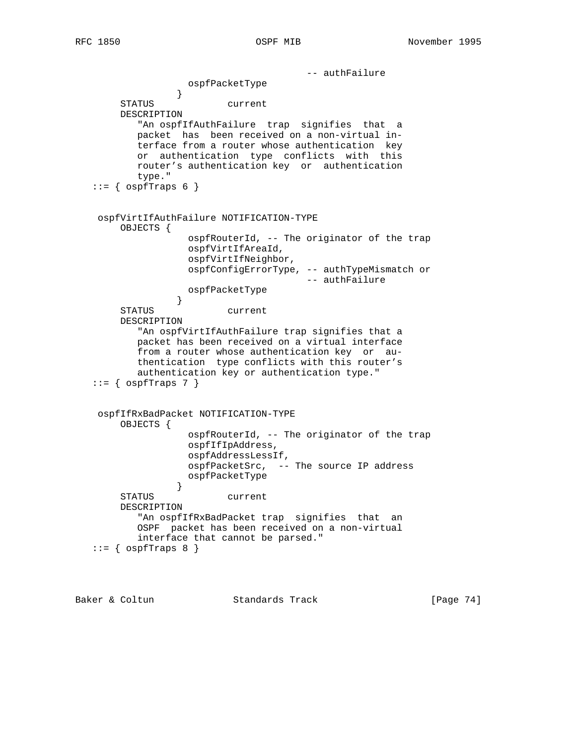```
                                         -- authFailure
                 ospfPacketType
               }
       STATUS             current
       DESCRIPTION
          "An ospfIfAuthFailure  trap  signifies  that  a
          packet  has  been received on a non-virtual in-
          terface from a router whose authentication  key
          or  authentication  type  conflicts  with  this
          router's authentication key  or  authentication
          type."
   ::= { ospfTraps 6 }


    ospfVirtIfAuthFailure NOTIFICATION-TYPE
       OBJECTS {
                 ospfRouterId, -- The originator of the trap
                 ospfVirtIfAreaId,
                 ospfVirtIfNeighbor,
                 ospfConfigErrorType, -- authTypeMismatch or
                                      -- authFailure
                 ospfPacketType
               }
       STATUS             current
       DESCRIPTION
          "An ospfVirtIfAuthFailure trap signifies that a
          packet has been received on a virtual interface
          from a router whose authentication key  or  au-
          thentication  type conflicts with this router's
          authentication key or authentication type."
   ::= { ospfTraps 7 }


    ospfIfRxBadPacket NOTIFICATION-TYPE
       OBJECTS {
                 ospfRouterId, -- The originator of the trap
                 ospfIfIpAddress,
                 ospfAddressLessIf,
                 ospfPacketSrc,  -- The source IP address
                 ospfPacketType
               }
       STATUS             current
       DESCRIPTION
          "An ospfIfRxBadPacket trap  signifies  that  an
          OSPF  packet has been received on a non-virtual
          interface that cannot be parsed."
   ::= { ospfTraps 8 }
```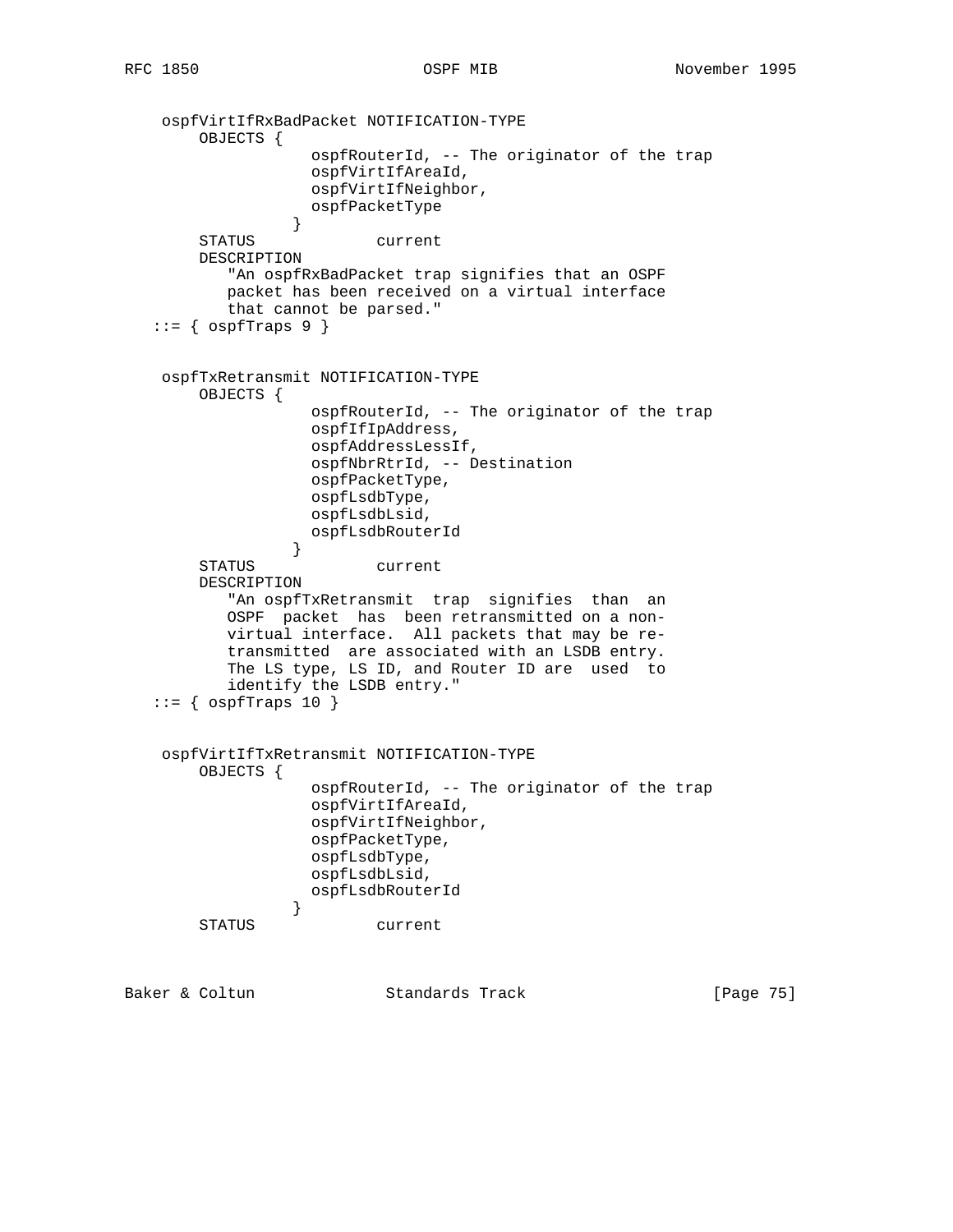```
    ospfVirtIfRxBadPacket NOTIFICATION-TYPE
        OBJECTS {
                   ospfRouterId, -- The originator of the trap
                   ospfVirtIfAreaId,
                   ospfVirtIfNeighbor,
                   ospfPacketType
                 }
        STATUS             current
        DESCRIPTION
           "An ospfRxBadPacket trap signifies that an OSPF
           packet has been received on a virtual interface
           that cannot be parsed."
   ::= { ospfTraps 9 }


    ospfTxRetransmit NOTIFICATION-TYPE
        OBJECTS {
                   ospfRouterId, -- The originator of the trap
                   ospfIfIpAddress,
                   ospfAddressLessIf,
                   ospfNbrRtrId, -- Destination
                   ospfPacketType,
                   ospfLsdbType,
                   ospfLsdbLsid,
                   ospfLsdbRouterId
                 }
        STATUS             current
        DESCRIPTION
           "An ospfTxRetransmit  trap  signifies  than  an
           OSPF  packet  has  been retransmitted on a non-
           virtual interface.  All packets that may be re-
           transmitted  are associated with an LSDB entry.
           The LS type, LS ID, and Router ID are  used  to
           identify the LSDB entry."
   ::= { ospfTraps 10 }


    ospfVirtIfTxRetransmit NOTIFICATION-TYPE
        OBJECTS {
                   ospfRouterId, -- The originator of the trap
                   ospfVirtIfAreaId,
                   ospfVirtIfNeighbor,
                   ospfPacketType,
                   ospfLsdbType,
                   ospfLsdbLsid,
                   ospfLsdbRouterId
                 }
        STATUS             current
```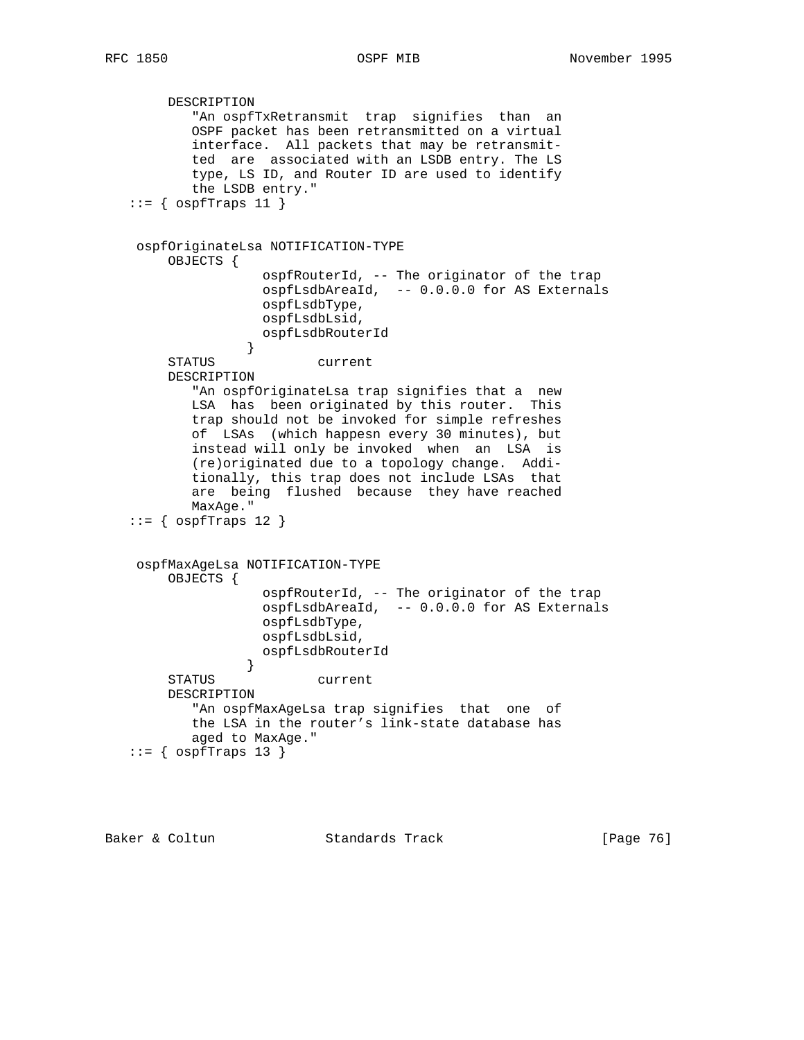```
        DESCRIPTION
           "An ospfTxRetransmit  trap  signifies  than  an
           OSPF packet has been retransmitted on a virtual
           interface.  All packets that may be retransmit-
           ted  are  associated with an LSDB entry. The LS
           type, LS ID, and Router ID are used to identify
           the LSDB entry."
   ::= { ospfTraps 11 }


    ospfOriginateLsa NOTIFICATION-TYPE
        OBJECTS {
                   ospfRouterId, -- The originator of the trap
                   ospfLsdbAreaId,  -- 0.0.0.0 for AS Externals
                   ospfLsdbType,
                   ospfLsdbLsid,
                   ospfLsdbRouterId
                 }
        STATUS             current
        DESCRIPTION
           "An ospfOriginateLsa trap signifies that a  new
           LSA  has  been originated by this router.  This
           trap should not be invoked for simple refreshes
           of  LSAs  (which happesn every 30 minutes), but
           instead will only be invoked  when  an  LSA  is
           (re)originated due to a topology change.  Addi-
           tionally, this trap does not include LSAs  that
           are  being  flushed  because  they have reached
           MaxAge."
   ::= { ospfTraps 12 }


    ospfMaxAgeLsa NOTIFICATION-TYPE
        OBJECTS {
                   ospfRouterId, -- The originator of the trap
                   ospfLsdbAreaId,  -- 0.0.0.0 for AS Externals
                   ospfLsdbType,
                   ospfLsdbLsid,
                   ospfLsdbRouterId
                 }
        STATUS             current
        DESCRIPTION
           "An ospfMaxAgeLsa trap signifies  that  one  of
           the LSA in the router's link-state database has
           aged to MaxAge."
   ::= { ospfTraps 13 }
```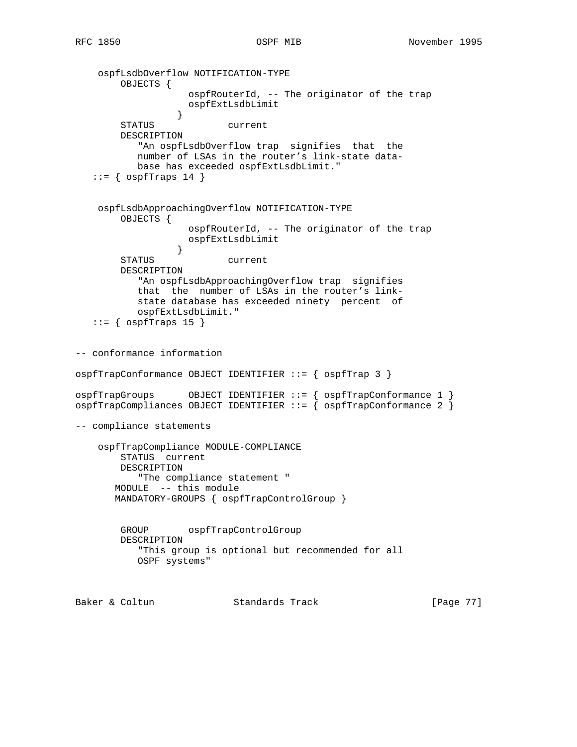```
    ospfLsdbOverflow NOTIFICATION-TYPE
        OBJECTS {
                    ospfRouterId, -- The originator of the trap
                    ospfExtLsdbLimit
                  }
        STATUS             current
        DESCRIPTION
           "An ospfLsdbOverflow trap  signifies  that  the
           number of LSAs in the router's link-state data-
           base has exceeded ospfExtLsdbLimit."
   ::= { ospfTraps 14 }


    ospfLsdbApproachingOverflow NOTIFICATION-TYPE
        OBJECTS {
                    ospfRouterId, -- The originator of the trap
                    ospfExtLsdbLimit
                  }
        STATUS             current
        DESCRIPTION
           "An ospfLsdbApproachingOverflow trap  signifies
           that  the  number of LSAs in the router's link-
           state database has exceeded ninety  percent  of
           ospfExtLsdbLimit."
   ::= { ospfTraps 15 }


-- conformance information

ospfTrapConformance OBJECT IDENTIFIER ::= { ospfTrap 3 }

ospfTrapGroups      OBJECT IDENTIFIER ::= { ospfTrapConformance 1 }
ospfTrapCompliances OBJECT IDENTIFIER ::= { ospfTrapConformance 2 }

-- compliance statements

    ospfTrapCompliance MODULE-COMPLIANCE
        STATUS  current
        DESCRIPTION
           "The compliance statement "
       MODULE  -- this module
       MANDATORY-GROUPS { ospfTrapControlGroup }


        GROUP       ospfTrapControlGroup
        DESCRIPTION
           "This group is optional but recommended for all
           OSPF systems"
```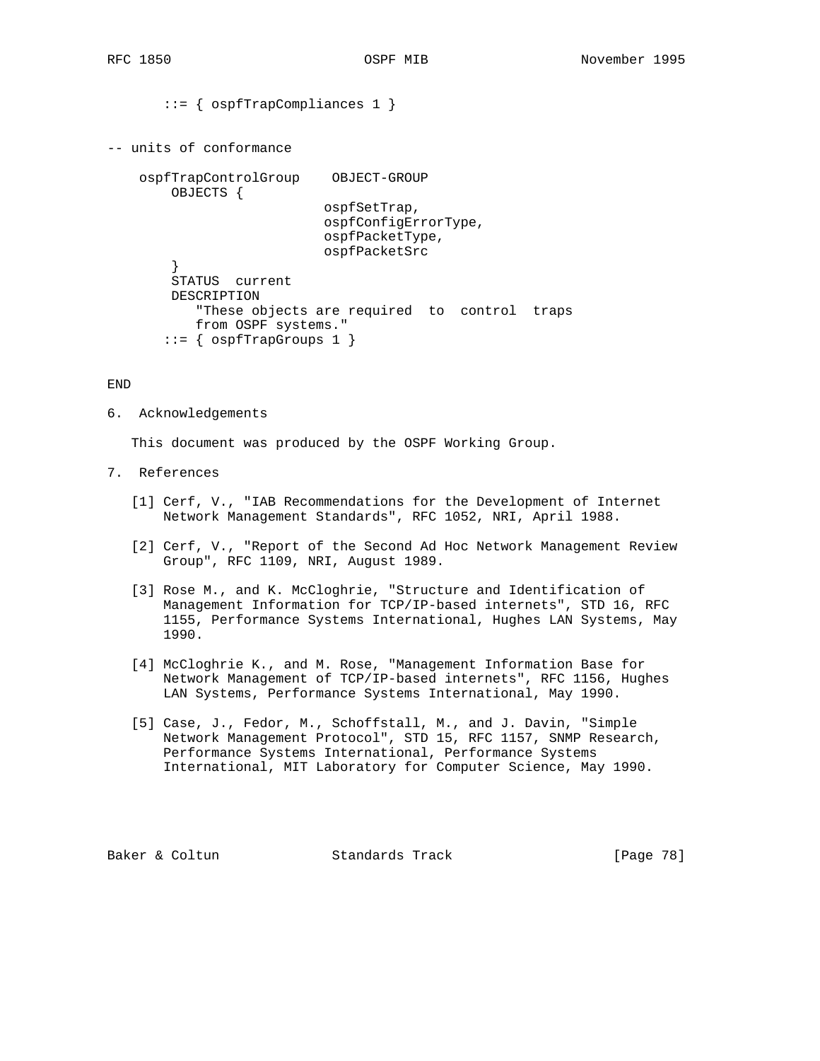```
       ::= { ospfTrapCompliances 1 }


-- units of conformance

    ospfTrapControlGroup    OBJECT-GROUP
        OBJECTS {
                           ospfSetTrap,
                           ospfConfigErrorType,
                           ospfPacketType,
                           ospfPacketSrc
        }
        STATUS  current
        DESCRIPTION
           "These objects are required  to  control  traps
           from OSPF systems."
       ::= { ospfTrapGroups 1 }


END
```

## 6. Acknowledgements

This document was produced by the OSPF Working Group.

## 7. References

[1] Cerf, V., "IAB Recommendations for the Development of Internet Network Management Standards", RFC 1052, NRI, April 1988.

[2] Cerf, V., "Report of the Second Ad Hoc Network Management Review Group", RFC 1109, NRI, August 1989.

[3] Rose M., and K. McCloghrie, "Structure and Identification of Management Information for TCP/IP-based internets", STD 16, RFC 1155, Performance Systems International, Hughes LAN Systems, May 1990.

[4] McCloghrie K., and M. Rose, "Management Information Base for Network Management of TCP/IP-based internets", RFC 1156, Hughes LAN Systems, Performance Systems International, May 1990.

[5] Case, J., Fedor, M., Schoffstall, M., and J. Davin, "Simple Network Management Protocol", STD 15, RFC 1157, SNMP Research, Performance Systems International, Performance Systems International, MIT Laboratory for Computer Science, May 1990.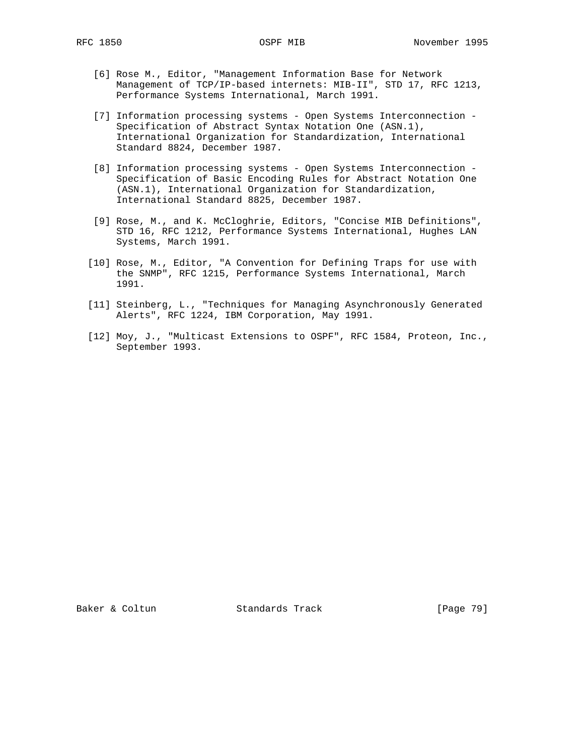[6] Rose M., Editor, "Management Information Base for Network Management of TCP/IP-based internets: MIB-II", STD 17, RFC 1213, Performance Systems International, March 1991.

[7] Information processing systems - Open Systems Interconnection - Specification of Abstract Syntax Notation One (ASN.1), International Organization for Standardization, International Standard 8824, December 1987.

[8] Information processing systems - Open Systems Interconnection - Specification of Basic Encoding Rules for Abstract Notation One (ASN.1), International Organization for Standardization, International Standard 8825, December 1987.

[9] Rose, M., and K. McCloghrie, Editors, "Concise MIB Definitions", STD 16, RFC 1212, Performance Systems International, Hughes LAN Systems, March 1991.

[10] Rose, M., Editor, "A Convention for Defining Traps for use with the SNMP", RFC 1215, Performance Systems International, March 1991.

[11] Steinberg, L., "Techniques for Managing Asynchronously Generated Alerts", RFC 1224, IBM Corporation, May 1991.

[12] Moy, J., "Multicast Extensions to OSPF", RFC 1584, Proteon, Inc., September 1993.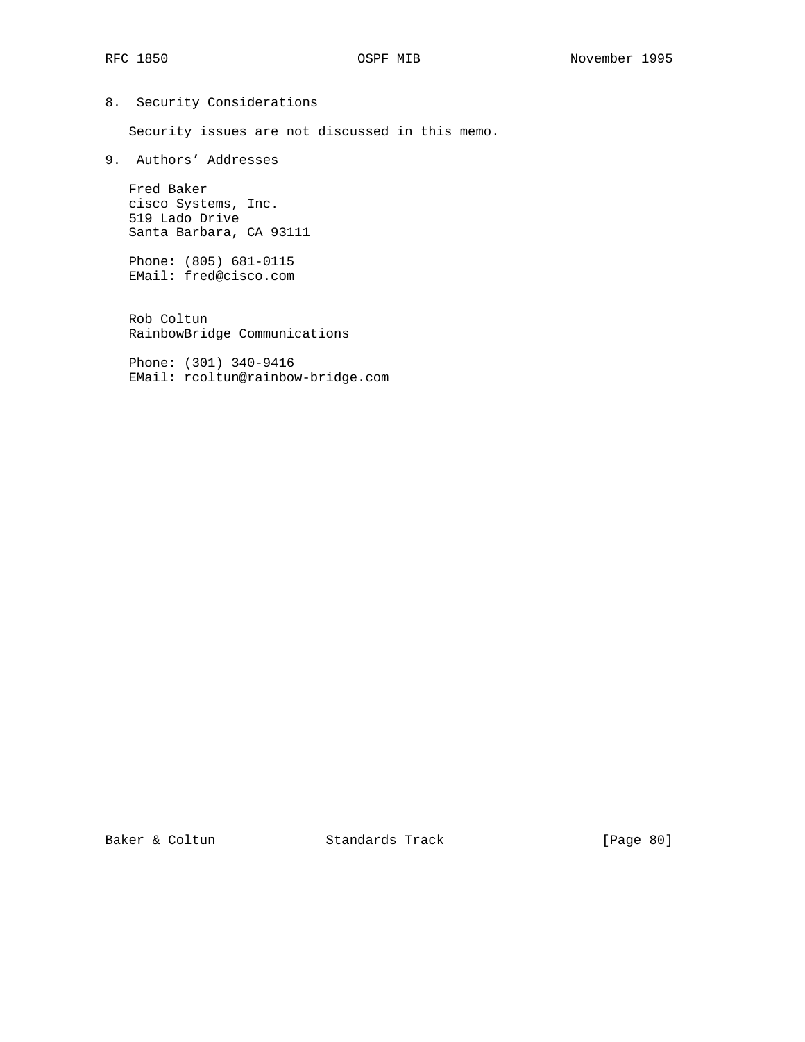## 8. Security Considerations

Security issues are not discussed in this memo.

## 9. Authors' Addresses

Fred Baker
cisco Systems, Inc.
519 Lado Drive
Santa Barbara, CA 93111

Phone: (805) 681-0115
EMail: fred@cisco.com

Rob Coltun
RainbowBridge Communications

Phone: (301) 340-9416
EMail: rcoltun@rainbow-bridge.com